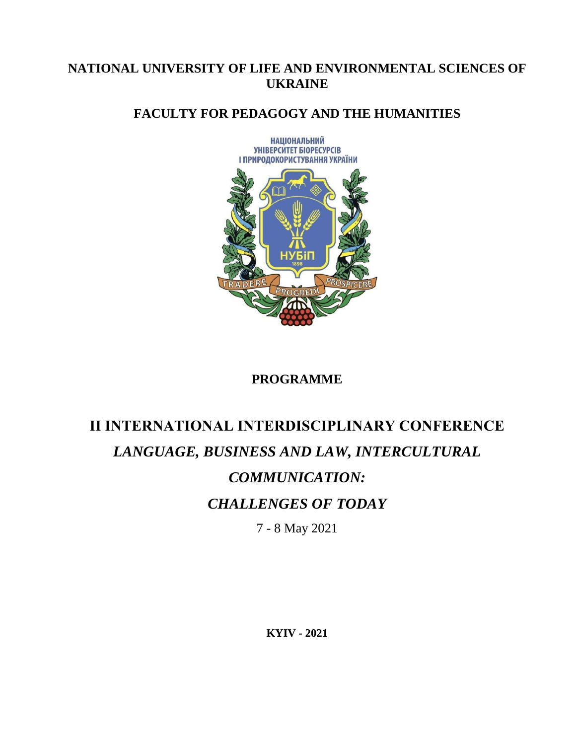**NATIONAL UNIVERSITY OF LIFE AND ENVIRONMENTAL SCIENCES OF UKRAINE**

**FACULTY FOR PEDAGOGY AND THE HUMANITIES**

**PROGRAMME**

# II INTERNATIONAL INTERDISCIPLINARY CONFERENCE

## *LANGUAGE, BUSINESS AND LAW, INTERCULTURAL COMMUNICATION: CHALLENGES OF TODAY*

7 - 8 May 2021

**KYIV - 2021**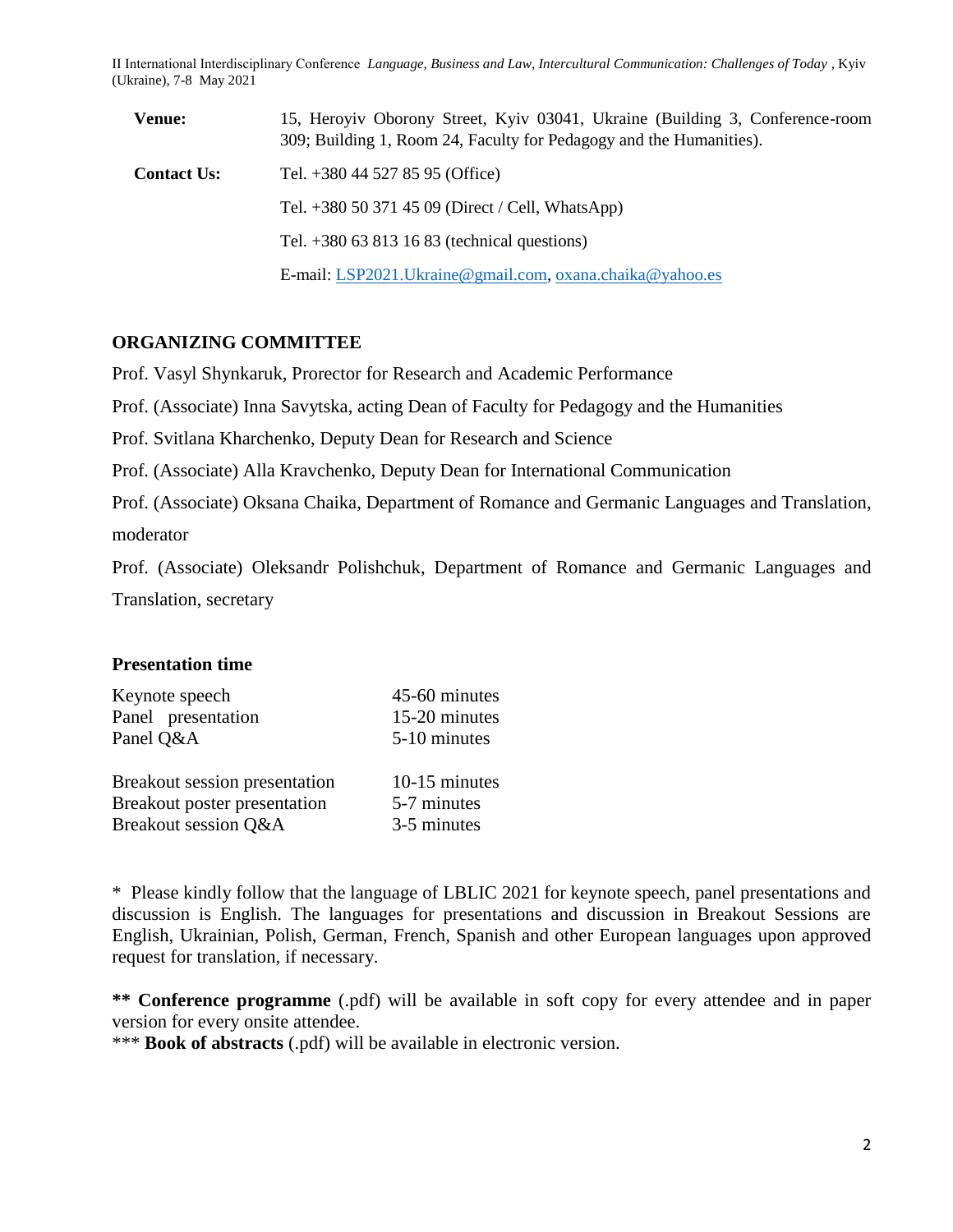| | |
|---|---|
| **Venue:** | 15, Heroyiv Oborony Street, Kyiv 03041, Ukraine (Building 3, Conference-room 309; Building 1, Room 24, Faculty for Pedagogy and the Humanities). |
| **Contact Us:** | Tel. +380 44 527 85 95 (Office) |
| | Tel. +380 50 371 45 09 (Direct / Cell, WhatsApp) |
| | Tel. +380 63 813 16 83 (technical questions) |
| | E-mail: LSP2021.Ukraine@gmail.com, oxana.chaika@yahoo.es |

## ORGANIZING COMMITTEE

Prof. Vasyl Shynkaruk, Prorector for Research and Academic Performance

Prof. (Associate) Inna Savytska, acting Dean of Faculty for Pedagogy and the Humanities

Prof. Svitlana Kharchenko, Deputy Dean for Research and Science

Prof. (Associate) Alla Kravchenko, Deputy Dean for International Communication

Prof. (Associate) Oksana Chaika, Department of Romance and Germanic Languages and Translation, moderator

Prof. (Associate) Oleksandr Polishchuk, Department of Romance and Germanic Languages and Translation, secretary

### Presentation time

| | |
|---|---|
| Keynote speech | 45-60 minutes |
| Panel presentation | 15-20 minutes |
| Panel Q&A | 5-10 minutes |
| | |
| Breakout session presentation | 10-15 minutes |
| Breakout poster presentation | 5-7 minutes |
| Breakout session Q&A | 3-5 minutes |

* Please kindly follow that the language of LBLIC 2021 for keynote speech, panel presentations and discussion is English. The languages for presentations and discussion in Breakout Sessions are English, Ukrainian, Polish, German, French, Spanish and other European languages upon approved request for translation, if necessary.

** **Conference programme** (.pdf) will be available in soft copy for every attendee and in paper version for every onsite attendee.

*** **Book of abstracts** (.pdf) will be available in electronic version.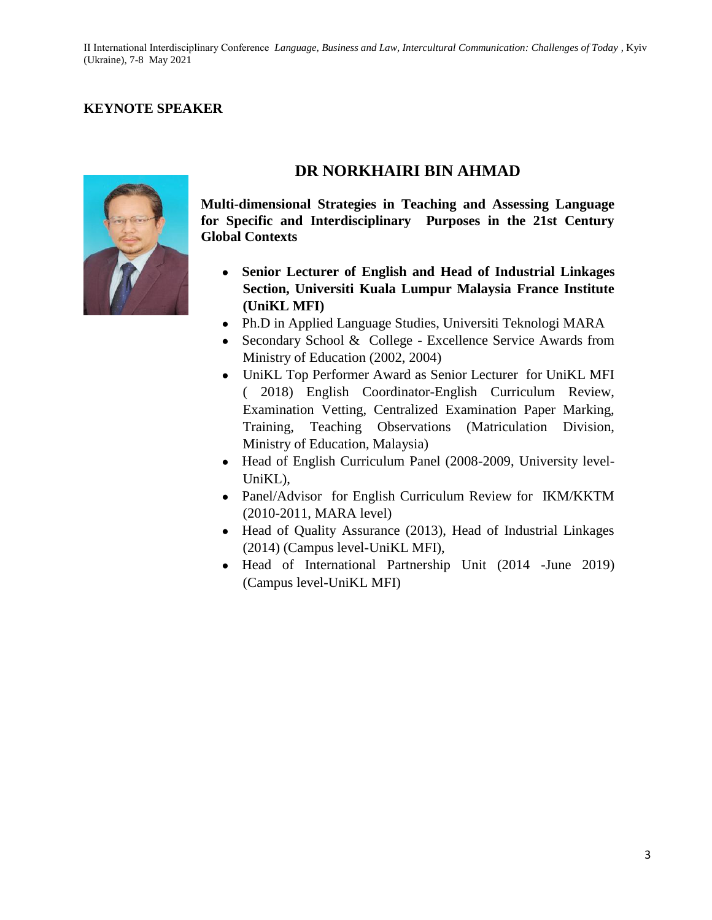## KEYNOTE SPEAKER

# DR NORKHAIRI BIN AHMAD

**Multi-dimensional Strategies in Teaching and Assessing Language for Specific and Interdisciplinary Purposes in the 21st Century Global Contexts**

- **Senior Lecturer of English and Head of Industrial Linkages Section, Universiti Kuala Lumpur Malaysia France Institute (UniKL MFI)**
- Ph.D in Applied Language Studies, Universiti Teknologi MARA
- Secondary School & College - Excellence Service Awards from Ministry of Education (2002, 2004)
- UniKL Top Performer Award as Senior Lecturer for UniKL MFI ( 2018) English Coordinator-English Curriculum Review, Examination Vetting, Centralized Examination Paper Marking, Training, Teaching Observations (Matriculation Division, Ministry of Education, Malaysia)
- Head of English Curriculum Panel (2008-2009, University level-UniKL),
- Panel/Advisor for English Curriculum Review for IKM/KKTM (2010-2011, MARA level)
- Head of Quality Assurance (2013), Head of Industrial Linkages (2014) (Campus level-UniKL MFI),
- Head of International Partnership Unit (2014 -June 2019) (Campus level-UniKL MFI)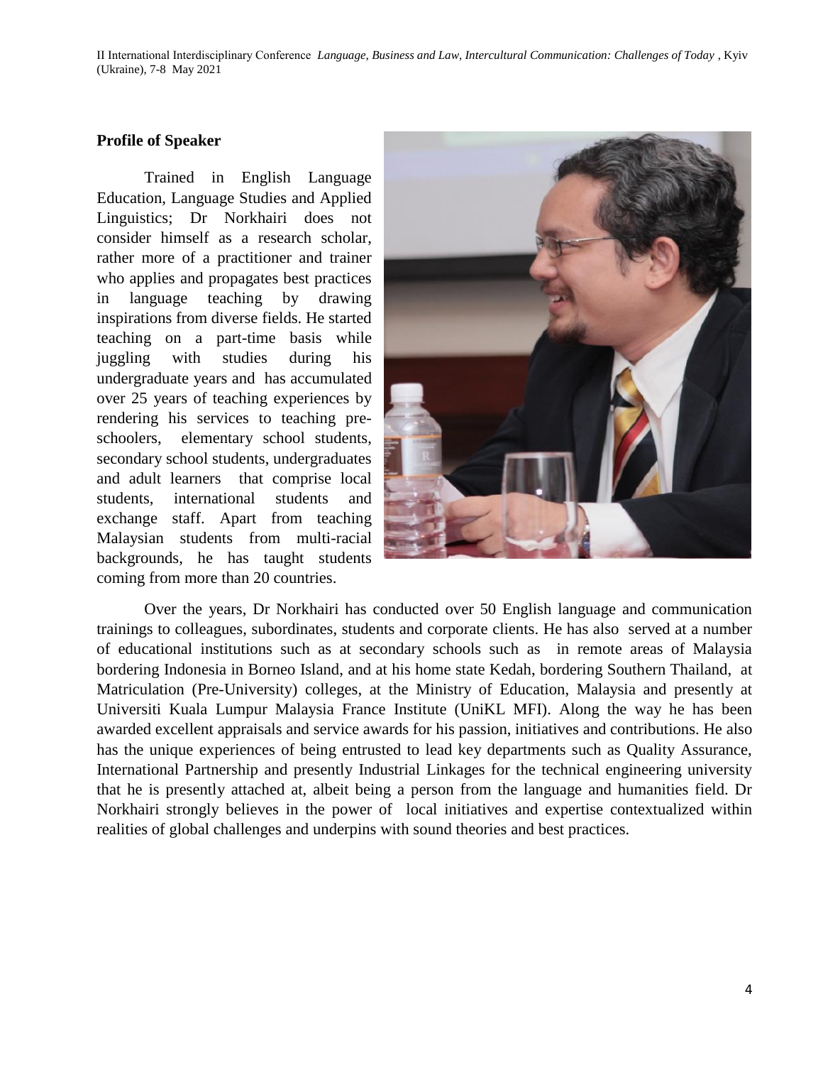## Profile of Speaker

Trained in English Language Education, Language Studies and Applied Linguistics; Dr Norkhairi does not consider himself as a research scholar, rather more of a practitioner and trainer who applies and propagates best practices in language teaching by drawing inspirations from diverse fields. He started teaching on a part-time basis while juggling with studies during his undergraduate years and has accumulated over 25 years of teaching experiences by rendering his services to teaching pre-schoolers, elementary school students, secondary school students, undergraduates and adult learners that comprise local students, international students and exchange staff. Apart from teaching Malaysian students from multi-racial backgrounds, he has taught students coming from more than 20 countries.

Over the years, Dr Norkhairi has conducted over 50 English language and communication trainings to colleagues, subordinates, students and corporate clients. He has also served at a number of educational institutions such as at secondary schools such as in remote areas of Malaysia bordering Indonesia in Borneo Island, and at his home state Kedah, bordering Southern Thailand, at Matriculation (Pre-University) colleges, at the Ministry of Education, Malaysia and presently at Universiti Kuala Lumpur Malaysia France Institute (UniKL MFI). Along the way he has been awarded excellent appraisals and service awards for his passion, initiatives and contributions. He also has the unique experiences of being entrusted to lead key departments such as Quality Assurance, International Partnership and presently Industrial Linkages for the technical engineering university that he is presently attached at, albeit being a person from the language and humanities field. Dr Norkhairi strongly believes in the power of local initiatives and expertise contextualized within realities of global challenges and underpins with sound theories and best practices.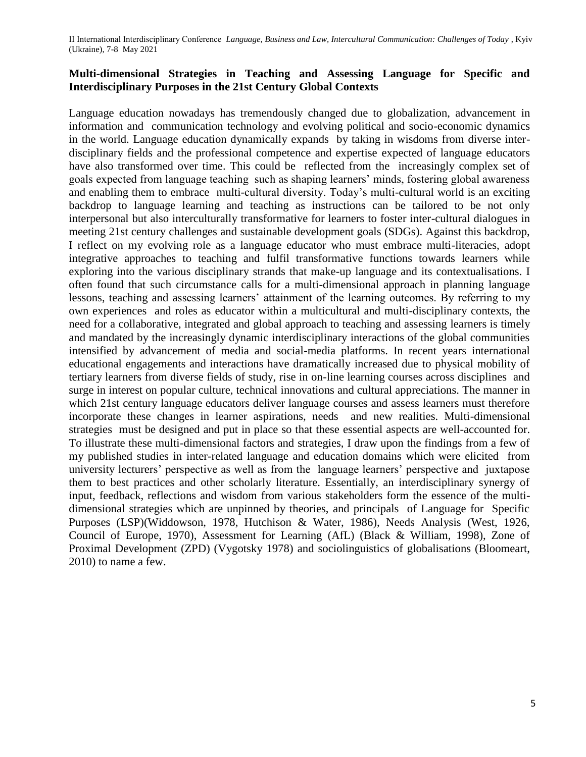## Multi-dimensional Strategies in Teaching and Assessing Language for Specific and Interdisciplinary Purposes in the 21st Century Global Contexts

Language education nowadays has tremendously changed due to globalization, advancement in information and communication technology and evolving political and socio-economic dynamics in the world. Language education dynamically expands by taking in wisdoms from diverse inter-disciplinary fields and the professional competence and expertise expected of language educators have also transformed over time. This could be reflected from the increasingly complex set of goals expected from language teaching such as shaping learners' minds, fostering global awareness and enabling them to embrace multi-cultural diversity. Today's multi-cultural world is an exciting backdrop to language learning and teaching as instructions can be tailored to be not only interpersonal but also interculturally transformative for learners to foster inter-cultural dialogues in meeting 21st century challenges and sustainable development goals (SDGs). Against this backdrop, I reflect on my evolving role as a language educator who must embrace multi-literacies, adopt integrative approaches to teaching and fulfil transformative functions towards learners while exploring into the various disciplinary strands that make-up language and its contextualisations. I often found that such circumstance calls for a multi-dimensional approach in planning language lessons, teaching and assessing learners' attainment of the learning outcomes. By referring to my own experiences and roles as educator within a multicultural and multi-disciplinary contexts, the need for a collaborative, integrated and global approach to teaching and assessing learners is timely and mandated by the increasingly dynamic interdisciplinary interactions of the global communities intensified by advancement of media and social-media platforms. In recent years international educational engagements and interactions have dramatically increased due to physical mobility of tertiary learners from diverse fields of study, rise in on-line learning courses across disciplines and surge in interest on popular culture, technical innovations and cultural appreciations. The manner in which 21st century language educators deliver language courses and assess learners must therefore incorporate these changes in learner aspirations, needs and new realities. Multi-dimensional strategies must be designed and put in place so that these essential aspects are well-accounted for. To illustrate these multi-dimensional factors and strategies, I draw upon the findings from a few of my published studies in inter-related language and education domains which were elicited from university lecturers' perspective as well as from the language learners' perspective and juxtapose them to best practices and other scholarly literature. Essentially, an interdisciplinary synergy of input, feedback, reflections and wisdom from various stakeholders form the essence of the multi-dimensional strategies which are unpinned by theories, and principals of Language for Specific Purposes (LSP)(Widdowson, 1978, Hutchison & Water, 1986), Needs Analysis (West, 1926, Council of Europe, 1970), Assessment for Learning (AfL) (Black & William, 1998), Zone of Proximal Development (ZPD) (Vygotsky 1978) and sociolinguistics of globalisations (Bloomeart, 2010) to name a few.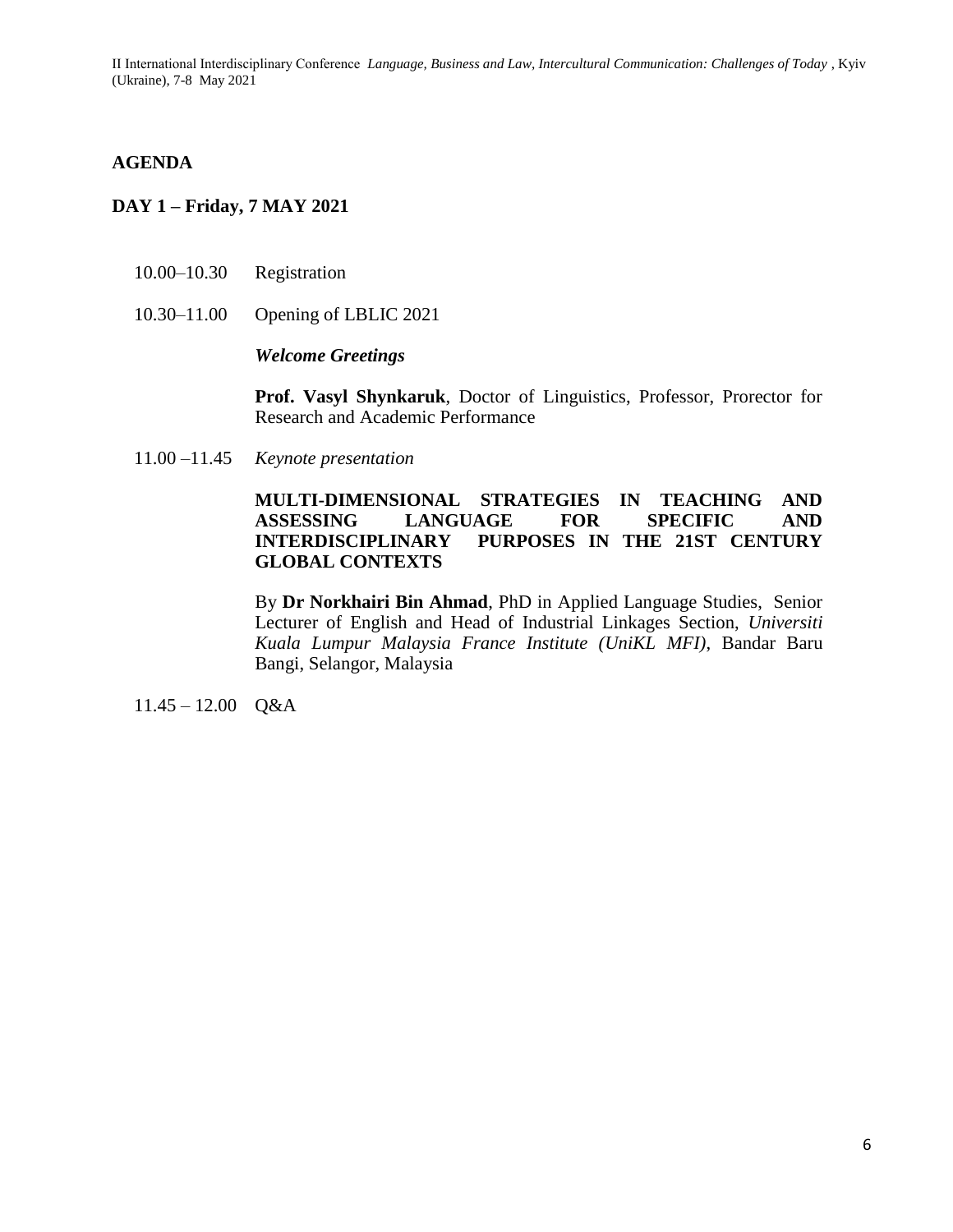## AGENDA

### DAY 1 – Friday, 7 MAY 2021

10.00–10.30 Registration

10.30–11.00 Opening of LBLIC 2021

***Welcome Greetings***

**Prof. Vasyl Shynkaruk**, Doctor of Linguistics, Professor, Prorector for Research and Academic Performance

11.00 –11.45 *Keynote presentation*

**MULTI-DIMENSIONAL STRATEGIES IN TEACHING AND ASSESSING LANGUAGE FOR SPECIFIC AND INTERDISCIPLINARY PURPOSES IN THE 21ST CENTURY GLOBAL CONTEXTS**

By **Dr Norkhairi Bin Ahmad**, PhD in Applied Language Studies, Senior Lecturer of English and Head of Industrial Linkages Section, *Universiti Kuala Lumpur Malaysia France Institute (UniKL MFI)*, Bandar Baru Bangi, Selangor, Malaysia

11.45 – 12.00 Q&A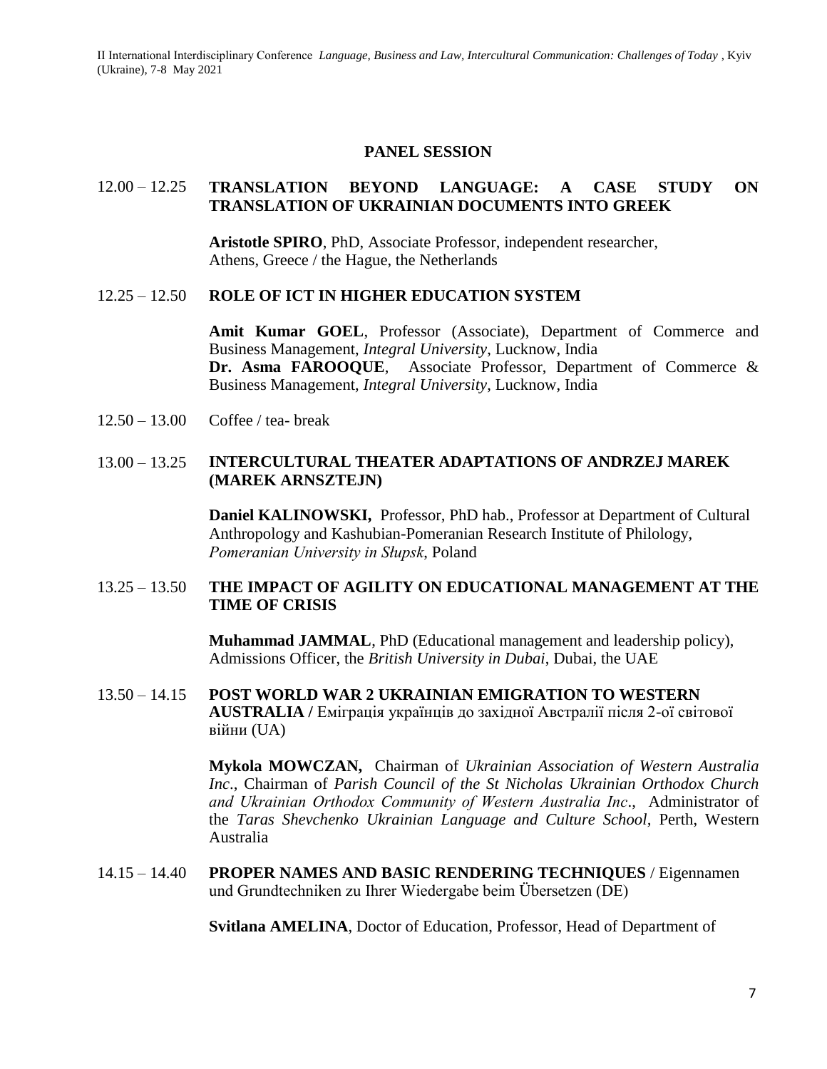## PANEL SESSION

12.00 – 12.25 **TRANSLATION BEYOND LANGUAGE: A CASE STUDY ON TRANSLATION OF UKRAINIAN DOCUMENTS INTO GREEK**

**Aristotle SPIRO**, PhD, Associate Professor, independent researcher, Athens, Greece / the Hague, the Netherlands

12.25 – 12.50 **ROLE OF ICT IN HIGHER EDUCATION SYSTEM**

**Amit Kumar GOEL**, Professor (Associate), Department of Commerce and Business Management, *Integral University*, Lucknow, India
**Dr. Asma FAROOQUE**, Associate Professor, Department of Commerce & Business Management, *Integral University*, Lucknow, India

12.50 – 13.00 Coffee / tea- break

13.00 – 13.25 **INTERCULTURAL THEATER ADAPTATIONS OF ANDRZEJ MAREK (MAREK ARNSZTEJN)**

**Daniel KALINOWSKI,** Professor, PhD hab., Professor at Department of Cultural Anthropology and Kashubian-Pomeranian Research Institute of Philology, *Pomeranian University in Słupsk*, Poland

13.25 – 13.50 **THE IMPACT OF AGILITY ON EDUCATIONAL MANAGEMENT AT THE TIME OF CRISIS**

**Muhammad JAMMAL**, PhD (Educational management and leadership policy), Admissions Officer, the *British University in Dubai*, Dubai, the UAE

13.50 – 14.15 **POST WORLD WAR 2 UKRAINIAN EMIGRATION TO WESTERN AUSTRALIA /** Еміграція українців до західної Австралії після 2-ої світової війни (UA)

**Mykola MOWCZAN,** Chairman of *Ukrainian Association of Western Australia Inc*., Chairman of *Parish Council of the St Nicholas Ukrainian Orthodox Church and Ukrainian Orthodox Community of Western Australia Inc*., Administrator of the *Taras Shevchenko Ukrainian Language and Culture School*, Perth, Western Australia

14.15 – 14.40 **PROPER NAMES AND BASIC RENDERING TECHNIQUES** / Eigennamen und Grundtechniken zu Ihrer Wiedergabe beim Übersetzen (DE)

**Svitlana AMELINA**, Doctor of Education, Professor, Head of Department of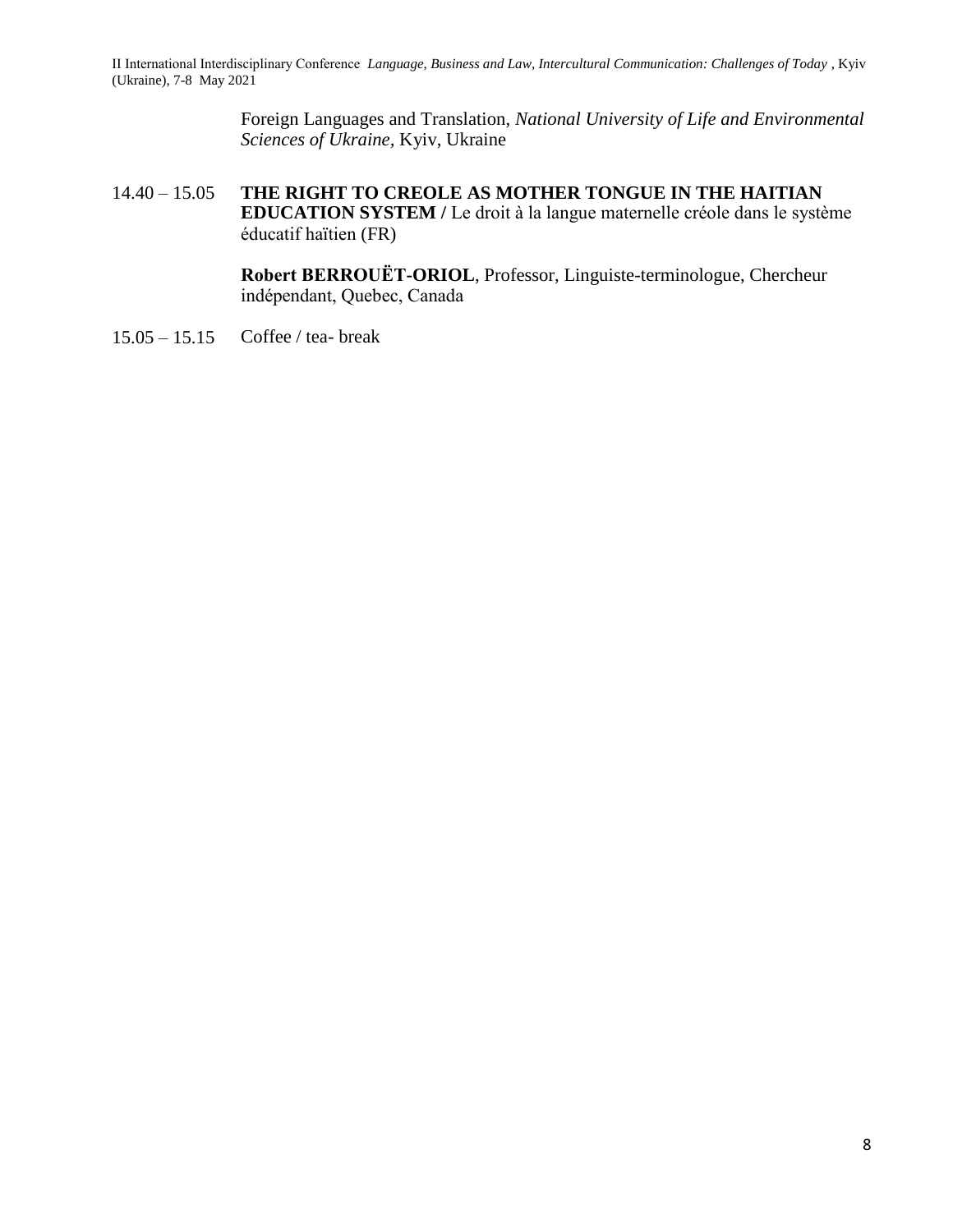Foreign Languages and Translation, *National University of Life and Environmental Sciences of Ukraine*, Kyiv, Ukraine

14.40 – 15.05 **THE RIGHT TO CREOLE AS MOTHER TONGUE IN THE HAITIAN EDUCATION SYSTEM /** Le droit à la langue maternelle créole dans le système éducatif haïtien (FR)

**Robert BERROUËT-ORIOL**, Professor, Linguiste-terminologue, Chercheur indépendant, Quebec, Canada

15.05 – 15.15 Coffee / tea- break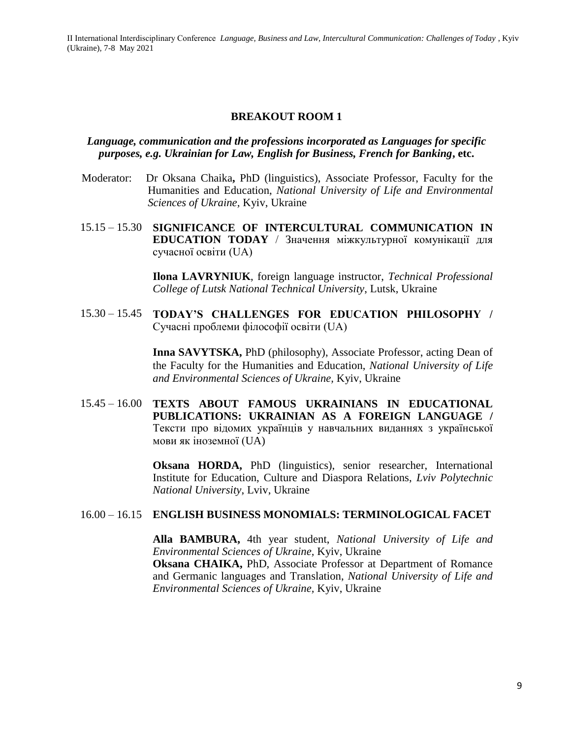## BREAKOUT ROOM 1

***Language, communication and the professions incorporated as Languages for specific purposes, e.g. Ukrainian for Law, English for Business, French for Banking*, etc.**

Moderator: Dr Oksana Chaika**,** PhD (linguistics), Associate Professor, Faculty for the Humanities and Education, *National University of Life and Environmental Sciences of Ukraine,* Kyiv, Ukraine

15.15 – 15.30 **SIGNIFICANCE OF INTERCULTURAL COMMUNICATION IN EDUCATION TODAY** / Значення міжкультурної комунікації для сучасної освіти (UA)

**Ilona LAVRYNIUK**, foreign language instructor, *Technical Professional College of Lutsk National Technical University*, Lutsk, Ukraine

15.30 – 15.45 **TODAY'S CHALLENGES FOR EDUCATION PHILOSOPHY /** Сучасні проблеми філософії освіти (UA)

**Inna SAVYTSKA,** PhD (philosophy), Associate Professor, acting Dean of the Faculty for the Humanities and Education, *National University of Life and Environmental Sciences of Ukraine,* Kyiv, Ukraine

15.45 – 16.00 **TEXTS ABOUT FAMOUS UKRAINIANS IN EDUCATIONAL PUBLICATIONS: UKRAINIAN AS A FOREIGN LANGUAGE /** Тексти про відомих українців у навчальних виданнях з української мови як іноземної (UA)

**Oksana HORDA,** PhD (linguistics), senior researcher, International Institute for Education, Culture and Diaspora Relations, *Lviv Polytechnic National University*, Lviv, Ukraine

16.00 – 16.15 **ENGLISH BUSINESS MONOMIALS: TERMINOLOGICAL FACET**

**Alla BAMBURA,** 4th year student, *National University of Life and Environmental Sciences of Ukraine,* Kyiv, Ukraine
**Oksana CHAIKA,** PhD, Associate Professor at Department of Romance and Germanic languages and Translation, *National University of Life and Environmental Sciences of Ukraine*, Kyiv, Ukraine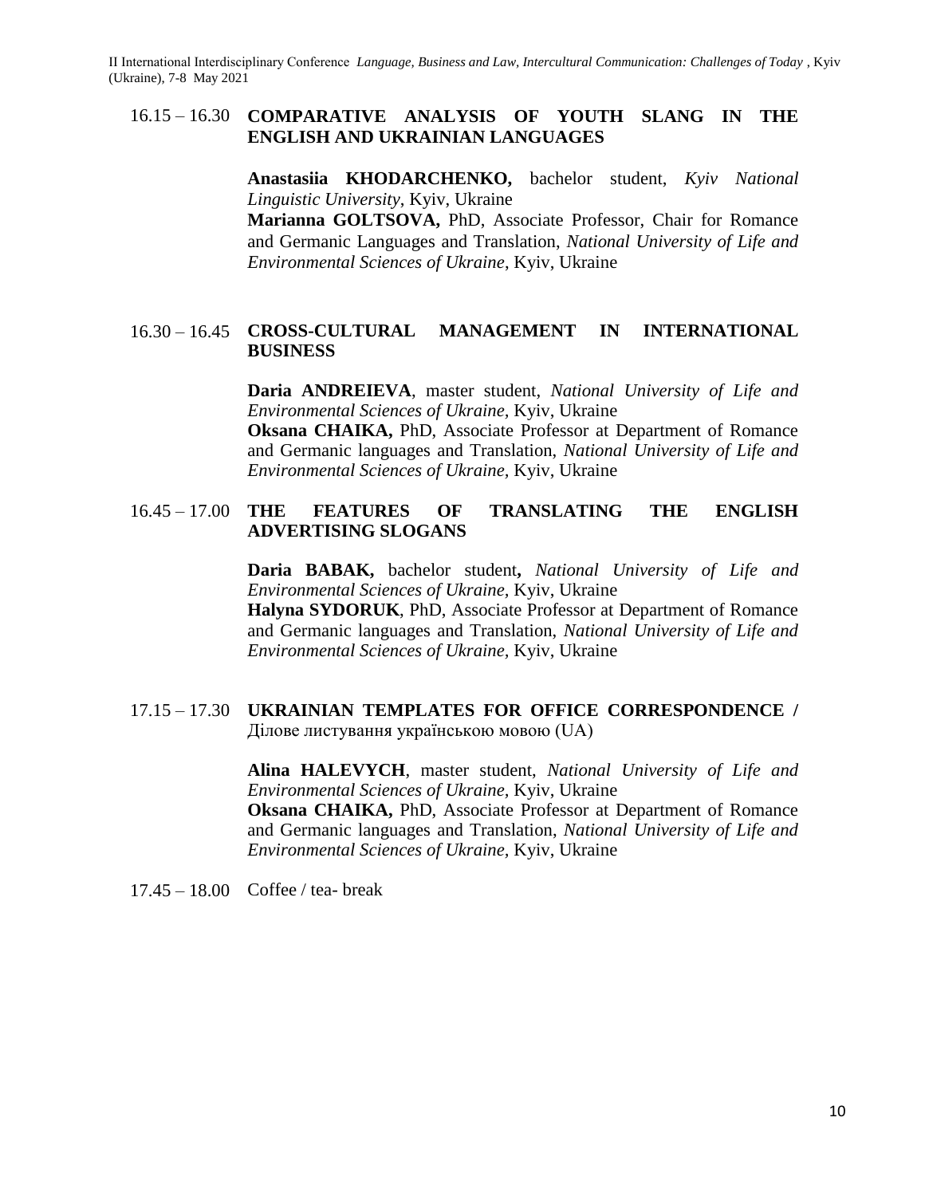16.15 – 16.30 **COMPARATIVE ANALYSIS OF YOUTH SLANG IN THE ENGLISH AND UKRAINIAN LANGUAGES**

**Anastasiia KHODARCHENKO,** bachelor student, *Kyiv National Linguistic University*, Kyiv, Ukraine
**Marianna GOLTSOVA,** PhD, Associate Professor, Chair for Romance and Germanic Languages and Translation, *National University of Life and Environmental Sciences of Ukraine*, Kyiv, Ukraine

16.30 – 16.45 **CROSS-CULTURAL MANAGEMENT IN INTERNATIONAL BUSINESS**

**Daria ANDREIEVA**, master student, *National University of Life and Environmental Sciences of Ukraine*, Kyiv, Ukraine
**Oksana CHAIKA,** PhD, Associate Professor at Department of Romance and Germanic languages and Translation, *National University of Life and Environmental Sciences of Ukraine*, Kyiv, Ukraine

16.45 – 17.00 **THE FEATURES OF TRANSLATING THE ENGLISH ADVERTISING SLOGANS**

**Daria BABAK,** bachelor student**,** *National University of Life and Environmental Sciences of Ukraine*, Kyiv, Ukraine
**Halyna SYDORUK**, PhD, Associate Professor at Department of Romance and Germanic languages and Translation, *National University of Life and Environmental Sciences of Ukraine*, Kyiv, Ukraine

17.15 – 17.30 **UKRAINIAN TEMPLATES FOR OFFICE CORRESPONDENCE /** Ділове листування українською мовою (UA)

**Alina HALEVYCH**, master student, *National University of Life and Environmental Sciences of Ukraine*, Kyiv, Ukraine
**Oksana CHAIKA,** PhD, Associate Professor at Department of Romance and Germanic languages and Translation, *National University of Life and Environmental Sciences of Ukraine*, Kyiv, Ukraine

17.45 – 18.00 Coffee / tea- break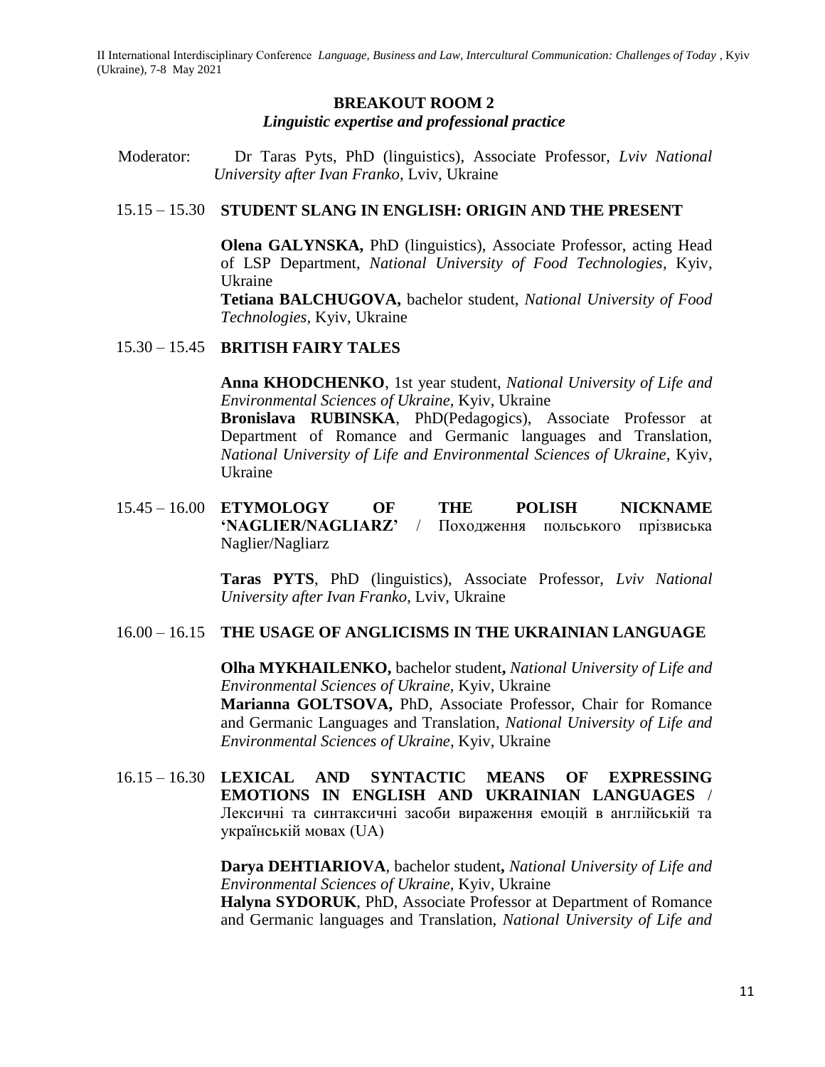## BREAKOUT ROOM 2

### *Linguistic expertise and professional practice*

Moderator: Dr Taras Pyts, PhD (linguistics), Associate Professor, *Lviv National University after Ivan Franko*, Lviv, Ukraine

15.15 – 15.30 **STUDENT SLANG IN ENGLISH: ORIGIN AND THE PRESENT**

**Olena GALYNSKA,** PhD (linguistics), Associate Professor, acting Head of LSP Department, *National University of Food Technologies*, Kyiv, Ukraine
**Tetiana BALCHUGOVA,** bachelor student, *National University of Food Technologies*, Kyiv, Ukraine

15.30 – 15.45 **BRITISH FAIRY TALES**

**Anna KHODCHENKO**, 1st year student, *National University of Life and Environmental Sciences of Ukraine*, Kyiv, Ukraine
**Bronislava RUBINSKA**, PhD(Pedagogics), Associate Professor at Department of Romance and Germanic languages and Translation, *National University of Life and Environmental Sciences of Ukraine*, Kyiv, Ukraine

15.45 – 16.00 **ETYMOLOGY OF THE POLISH NICKNAME 'NAGLIER/NAGLIARZ'** / Походження польського прізвиська Naglier/Nagliarz

**Taras PYTS**, PhD (linguistics), Associate Professor, *Lviv National University after Ivan Franko*, Lviv, Ukraine

16.00 – 16.15 **THE USAGE OF ANGLICISMS IN THE UKRAINIAN LANGUAGE**

**Olha MYKHAILENKO,** bachelor student**,** *National University of Life and Environmental Sciences of Ukraine*, Kyiv, Ukraine
**Marianna GOLTSOVA,** PhD, Associate Professor, Chair for Romance and Germanic Languages and Translation, *National University of Life and Environmental Sciences of Ukraine*, Kyiv, Ukraine

16.15 – 16.30 **LEXICAL AND SYNTACTIC MEANS OF EXPRESSING EMOTIONS IN ENGLISH AND UKRAINIAN LANGUAGES** / Лексичні та синтаксичні засоби вираження емоцій в англійській та українській мовах (UA)

**Darya DEHTIARIOVA**, bachelor student**,** *National University of Life and Environmental Sciences of Ukraine*, Kyiv, Ukraine
**Halyna SYDORUK**, PhD, Associate Professor at Department of Romance and Germanic languages and Translation, *National University of Life and*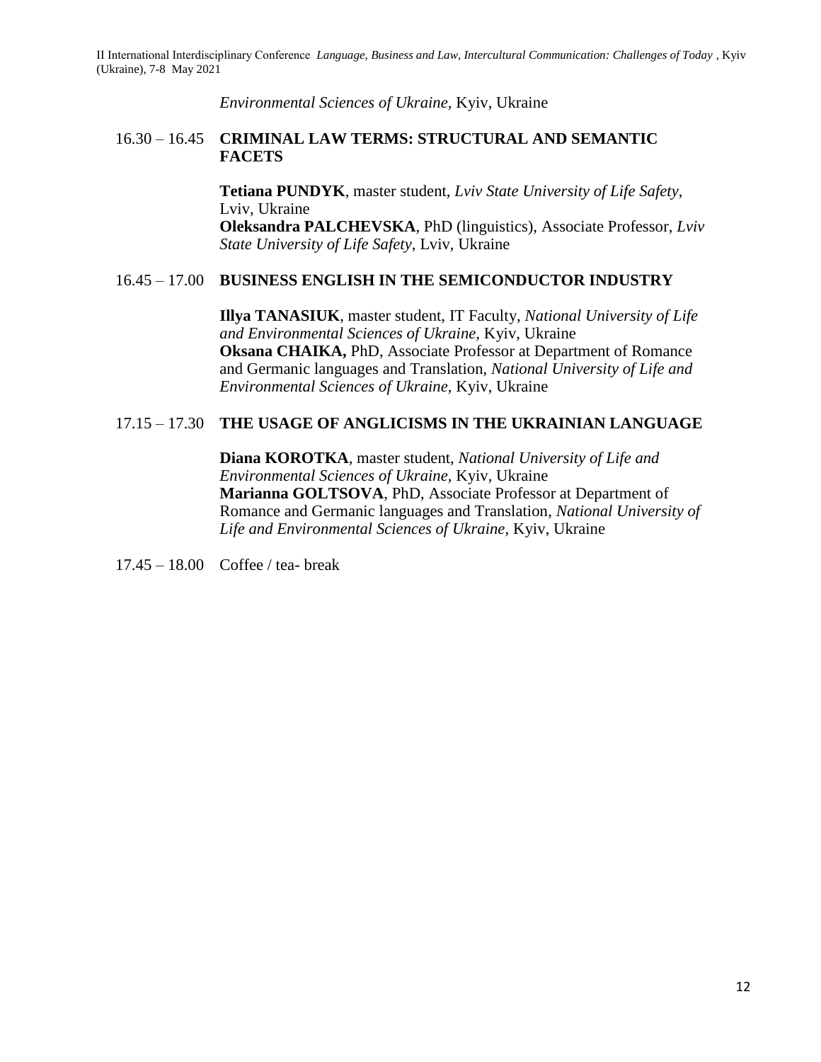*Environmental Sciences of Ukraine*, Kyiv, Ukraine

16.30 – 16.45 **CRIMINAL LAW TERMS: STRUCTURAL AND SEMANTIC FACETS**

**Tetiana PUNDYK**, master student, *Lviv State University of Life Safety*, Lviv, Ukraine
**Oleksandra PALCHEVSKA**, PhD (linguistics), Associate Professor, *Lviv State University of Life Safety*, Lviv, Ukraine

16.45 – 17.00 **BUSINESS ENGLISH IN THE SEMICONDUCTOR INDUSTRY**

**Illya TANASIUK**, master student, IT Faculty, *National University of Life and Environmental Sciences of Ukraine*, Kyiv, Ukraine
**Oksana CHAIKA,** PhD, Associate Professor at Department of Romance and Germanic languages and Translation, *National University of Life and Environmental Sciences of Ukraine*, Kyiv, Ukraine

17.15 – 17.30 **THE USAGE OF ANGLICISMS IN THE UKRAINIAN LANGUAGE**

**Diana KOROTKA**, master student, *National University of Life and Environmental Sciences of Ukraine*, Kyiv, Ukraine
**Marianna GOLTSOVA**, PhD, Associate Professor at Department of Romance and Germanic languages and Translation, *National University of Life and Environmental Sciences of Ukraine*, Kyiv, Ukraine

17.45 – 18.00 Coffee / tea- break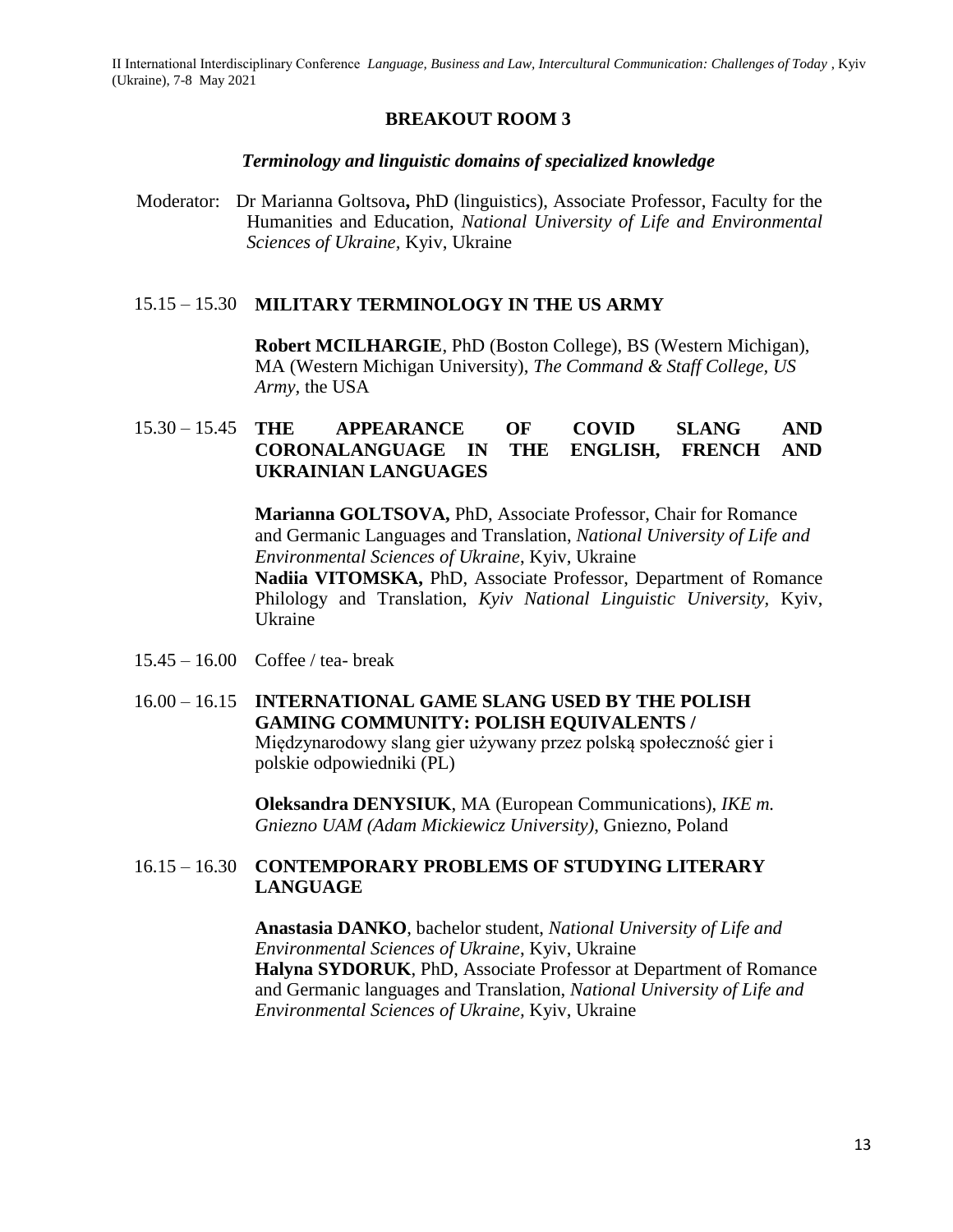## BREAKOUT ROOM 3

### *Terminology and linguistic domains of specialized knowledge*

Moderator: Dr Marianna Goltsova**,** PhD (linguistics), Associate Professor, Faculty for the Humanities and Education, *National University of Life and Environmental Sciences of Ukraine*, Kyiv, Ukraine

15.15 – 15.30 **MILITARY TERMINOLOGY IN THE US ARMY**

**Robert MCILHARGIE**, PhD (Boston College), BS (Western Michigan), MA (Western Michigan University), *The Command & Staff College, US Army*, the USA

15.30 – 15.45 **THE APPEARANCE OF COVID SLANG AND CORONALANGUAGE IN THE ENGLISH, FRENCH AND UKRAINIAN LANGUAGES**

**Marianna GOLTSOVA,** PhD, Associate Professor, Chair for Romance and Germanic Languages and Translation, *National University of Life and Environmental Sciences of Ukraine*, Kyiv, Ukraine
**Nadiia VITOMSKA,** PhD, Associate Professor, Department of Romance Philology and Translation, *Kyiv National Linguistic University*, Kyiv, Ukraine

15.45 – 16.00 Coffee / tea- break

16.00 – 16.15 **INTERNATIONAL GAME SLANG USED BY THE POLISH GAMING COMMUNITY: POLISH EQUIVALENTS /** Międzynarodowy slang gier używany przez polską społeczność gier i polskie odpowiedniki (PL)

**Oleksandra DENYSIUK**, MA (European Communications), *IKE m. Gniezno UAM (Adam Mickiewicz University)*, Gniezno, Poland

16.15 – 16.30 **CONTEMPORARY PROBLEMS OF STUDYING LITERARY LANGUAGE**

**Anastasia DANKO**, bachelor student, *National University of Life and Environmental Sciences of Ukraine*, Kyiv, Ukraine
**Halyna SYDORUK**, PhD, Associate Professor at Department of Romance and Germanic languages and Translation, *National University of Life and Environmental Sciences of Ukraine*, Kyiv, Ukraine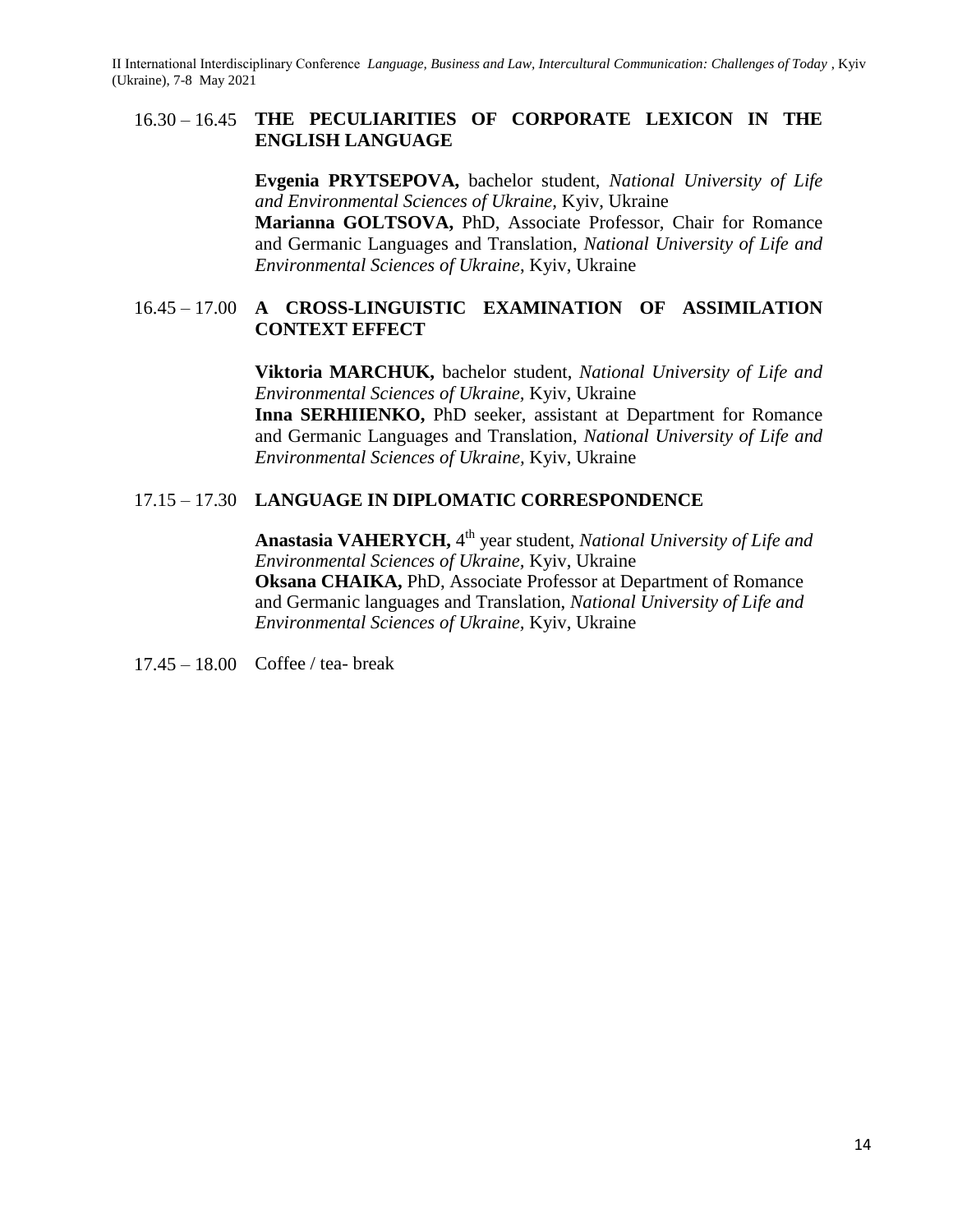16.30 – 16.45 **THE PECULIARITIES OF CORPORATE LEXICON IN THE ENGLISH LANGUAGE**

**Evgenia PRYTSEPOVA,** bachelor student, *National University of Life and Environmental Sciences of Ukraine*, Kyiv, Ukraine
**Marianna GOLTSOVA,** PhD, Associate Professor, Chair for Romance and Germanic Languages and Translation, *National University of Life and Environmental Sciences of Ukraine*, Kyiv, Ukraine

16.45 – 17.00 **A CROSS-LINGUISTIC EXAMINATION OF ASSIMILATION CONTEXT EFFECT**

**Viktoria MARCHUK,** bachelor student, *National University of Life and Environmental Sciences of Ukraine*, Kyiv, Ukraine
**Inna SERHIIENKO,** PhD seeker, assistant at Department for Romance and Germanic Languages and Translation, *National University of Life and Environmental Sciences of Ukraine*, Kyiv, Ukraine

17.15 – 17.30 **LANGUAGE IN DIPLOMATIC CORRESPONDENCE**

**Anastasia VAHERYCH,** 4th year student, *National University of Life and Environmental Sciences of Ukraine*, Kyiv, Ukraine
**Oksana CHAIKA,** PhD, Associate Professor at Department of Romance and Germanic languages and Translation, *National University of Life and Environmental Sciences of Ukraine*, Kyiv, Ukraine

17.45 – 18.00 Coffee / tea- break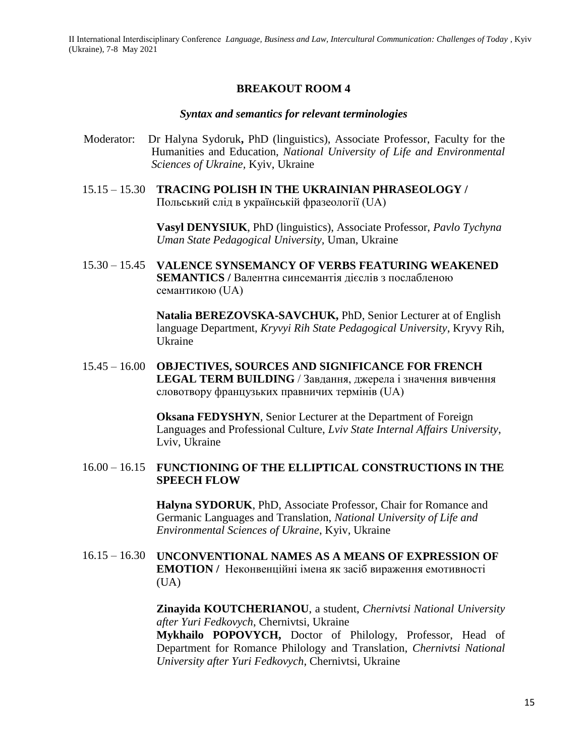## BREAKOUT ROOM 4

### *Syntax and semantics for relevant terminologies*

Moderator: Dr Halyna Sydoruk**,** PhD (linguistics), Associate Professor, Faculty for the Humanities and Education, *National University of Life and Environmental Sciences of Ukraine*, Kyiv, Ukraine

15.15 – 15.30 **TRACING POLISH IN THE UKRAINIAN PHRASEOLOGY /** Польський слід в українській фразеології (UA)

**Vasyl DENYSIUK**, PhD (linguistics), Associate Professor, *Pavlo Tychyna Uman State Pedagogical University*, Uman, Ukraine

15.30 – 15.45 **VALENCE SYNSEMANCY OF VERBS FEATURING WEAKENED SEMANTICS /** Валентна синсемантія дієслів з послабленою семантикою (UA)

**Natalia BEREZOVSKA-SAVCHUK,** PhD, Senior Lecturer at of English language Department, *Kryvyi Rih State Pedagogical University*, Kryvy Rih, Ukraine

15.45 – 16.00 **OBJECTIVES, SOURCES AND SIGNIFICANCE FOR FRENCH LEGAL TERM BUILDING** / Завдання, джерела і значення вивчення словотвору французьких правничих термінів (UA)

**Oksana FEDYSHYN**, Senior Lecturer at the Department of Foreign Languages and Professional Culture, *Lviv State Internal Affairs University*, Lviv, Ukraine

16.00 – 16.15 **FUNCTIONING OF THE ELLIPTICAL CONSTRUCTIONS IN THE SPEECH FLOW**

**Halyna SYDORUK**, PhD, Associate Professor, Chair for Romance and Germanic Languages and Translation, *National University of Life and Environmental Sciences of Ukraine*, Kyiv, Ukraine

16.15 – 16.30 **UNCONVENTIONAL NAMES AS A MEANS OF EXPRESSION OF EMOTION /** Неконвенційні імена як засіб вираження емотивності (UA)

**Zinayida KOUTCHERIANOU**, a student, *Chernivtsi National University after Yuri Fedkovych*, Chernivtsi, Ukraine
**Mykhailo POPOVYCH,** Doctor of Philology, Professor, Head of Department for Romance Philology and Translation, *Chernivtsi National University after Yuri Fedkovych*, Chernivtsi, Ukraine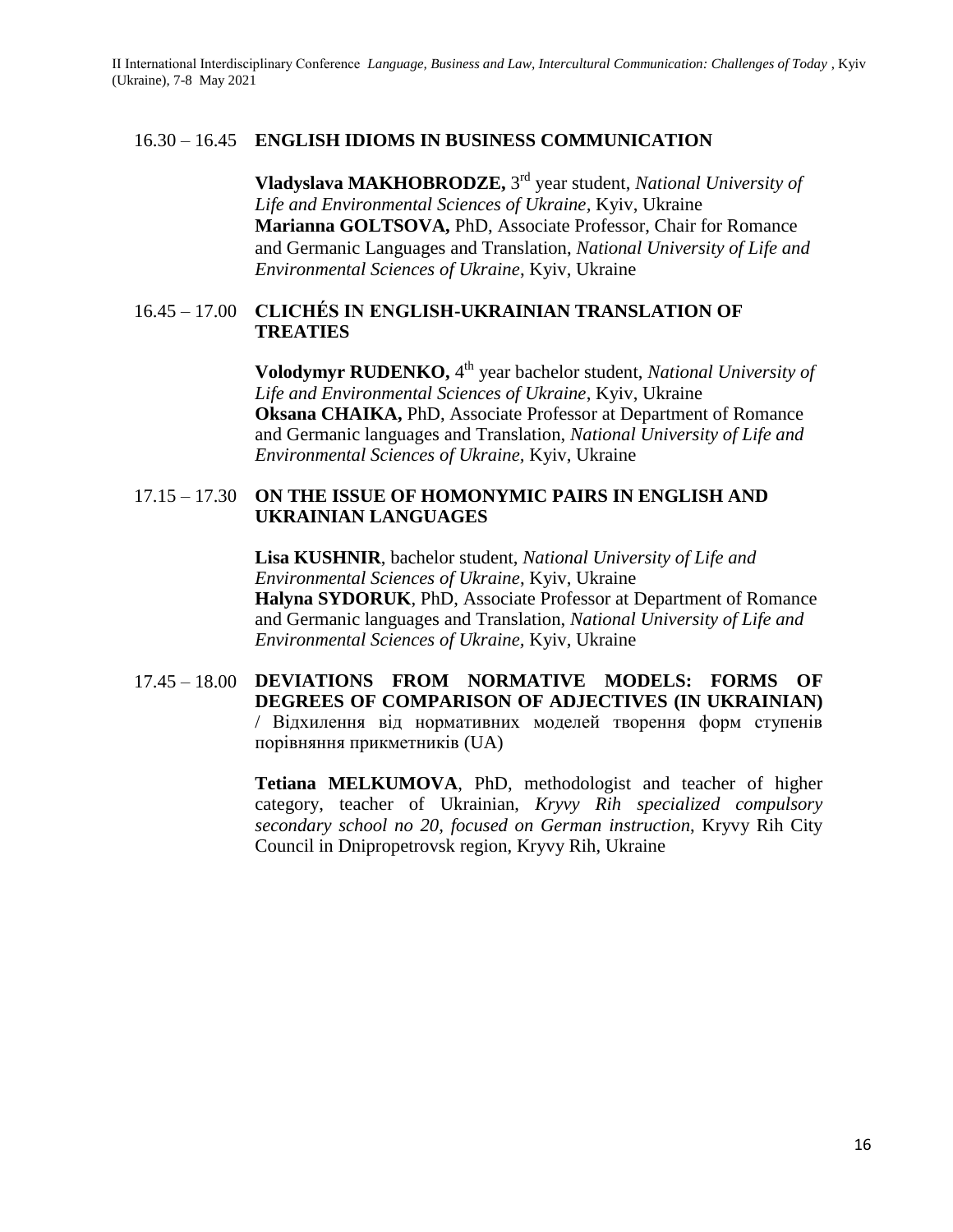16.30 – 16.45 **ENGLISH IDIOMS IN BUSINESS COMMUNICATION**

**Vladyslava MAKHOBRODZE,** 3rd year student, *National University of Life and Environmental Sciences of Ukraine*, Kyiv, Ukraine
**Marianna GOLTSOVA,** PhD, Associate Professor, Chair for Romance and Germanic Languages and Translation, *National University of Life and Environmental Sciences of Ukraine*, Kyiv, Ukraine

16.45 – 17.00 **CLICHÉS IN ENGLISH-UKRAINIAN TRANSLATION OF TREATIES**

**Volodymyr RUDENKO,** 4th year bachelor student, *National University of Life and Environmental Sciences of Ukraine*, Kyiv, Ukraine
**Oksana CHAIKA,** PhD, Associate Professor at Department of Romance and Germanic languages and Translation, *National University of Life and Environmental Sciences of Ukraine,* Kyiv, Ukraine

17.15 – 17.30 **ON THE ISSUE OF HOMONYMIC PAIRS IN ENGLISH AND UKRAINIAN LANGUAGES**

**Lisa KUSHNIR**, bachelor student, *National University of Life and Environmental Sciences of Ukraine*, Kyiv, Ukraine
**Halyna SYDORUK**, PhD, Associate Professor at Department of Romance and Germanic languages and Translation, *National University of Life and Environmental Sciences of Ukraine,* Kyiv, Ukraine

17.45 – 18.00 **DEVIATIONS FROM NORMATIVE MODELS: FORMS OF DEGREES OF COMPARISON OF ADJECTIVES (IN UKRAINIAN)** / Відхилення від нормативних моделей творення форм ступенів порівняння прикметників (UA)

**Tetiana MELKUMOVA**, PhD, methodologist and teacher of higher category, teacher of Ukrainian, *Kryvy Rih specialized compulsory secondary school no 20, focused on German instruction*, Kryvy Rih City Council in Dnipropetrovsk region, Kryvy Rih, Ukraine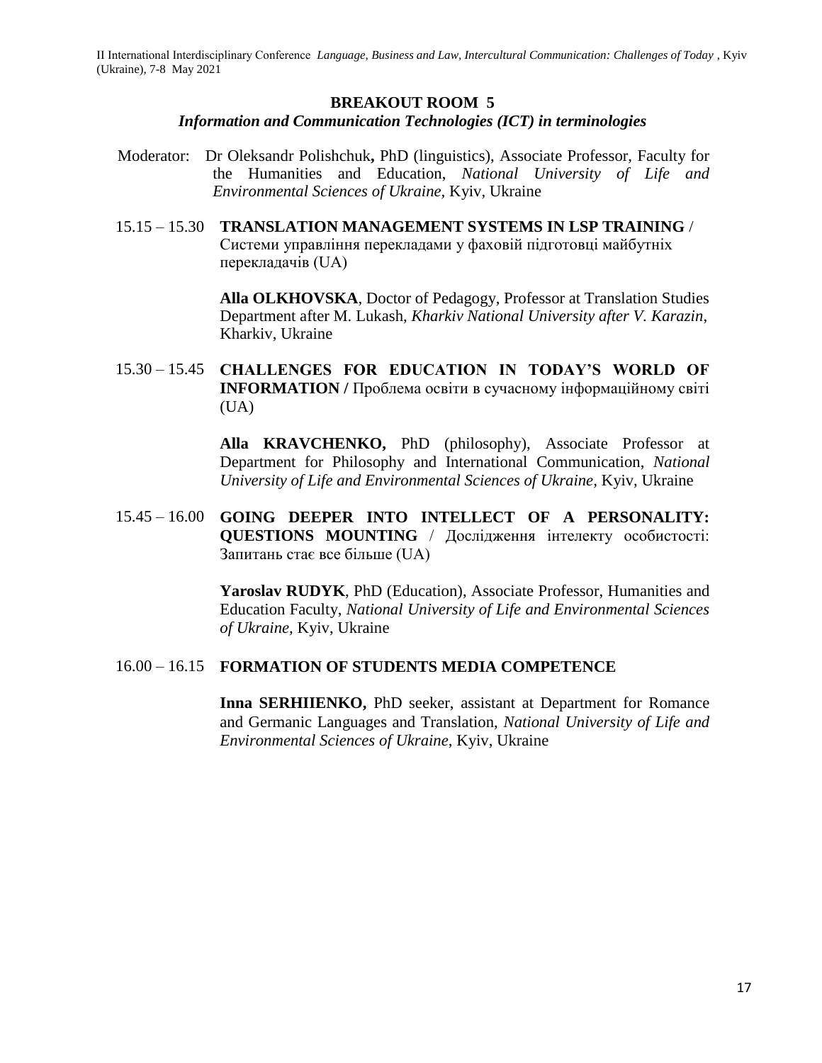## BREAKOUT ROOM 5

### *Information and Communication Technologies (ICT) in terminologies*

Moderator: Dr Oleksandr Polishchuk**,** PhD (linguistics), Associate Professor, Faculty for the Humanities and Education, *National University of Life and Environmental Sciences of Ukraine,* Kyiv, Ukraine

15.15 – 15.30 **TRANSLATION MANAGEMENT SYSTEMS IN LSP TRAINING** / Системи управління перекладами у фаховій підготовці майбутніх перекладачів (UA)

**Alla OLKHOVSKA**, Doctor of Pedagogy, Professor at Translation Studies Department after M. Lukash, *Kharkiv National University after V. Karazin*, Kharkiv, Ukraine

15.30 – 15.45 **CHALLENGES FOR EDUCATION IN TODAY'S WORLD OF INFORMATION /** Проблема освіти в сучасному інформаційному світі (UA)

**Alla KRAVCHENKO,** PhD (philosophy), Associate Professor at Department for Philosophy and International Communication, *National University of Life and Environmental Sciences of Ukraine,* Kyiv, Ukraine

15.45 – 16.00 **GOING DEEPER INTO INTELLECT OF A PERSONALITY: QUESTIONS MOUNTING** / Дослідження інтелекту особистості: Запитань стає все більше (UA)

**Yaroslav RUDYK**, PhD (Education), Associate Professor, Humanities and Education Faculty, *National University of Life and Environmental Sciences of Ukraine,* Kyiv, Ukraine

16.00 – 16.15 **FORMATION OF STUDENTS MEDIA COMPETENCE**

**Inna SERHIIENKO,** PhD seeker, assistant at Department for Romance and Germanic Languages and Translation, *National University of Life and Environmental Sciences of Ukraine,* Kyiv, Ukraine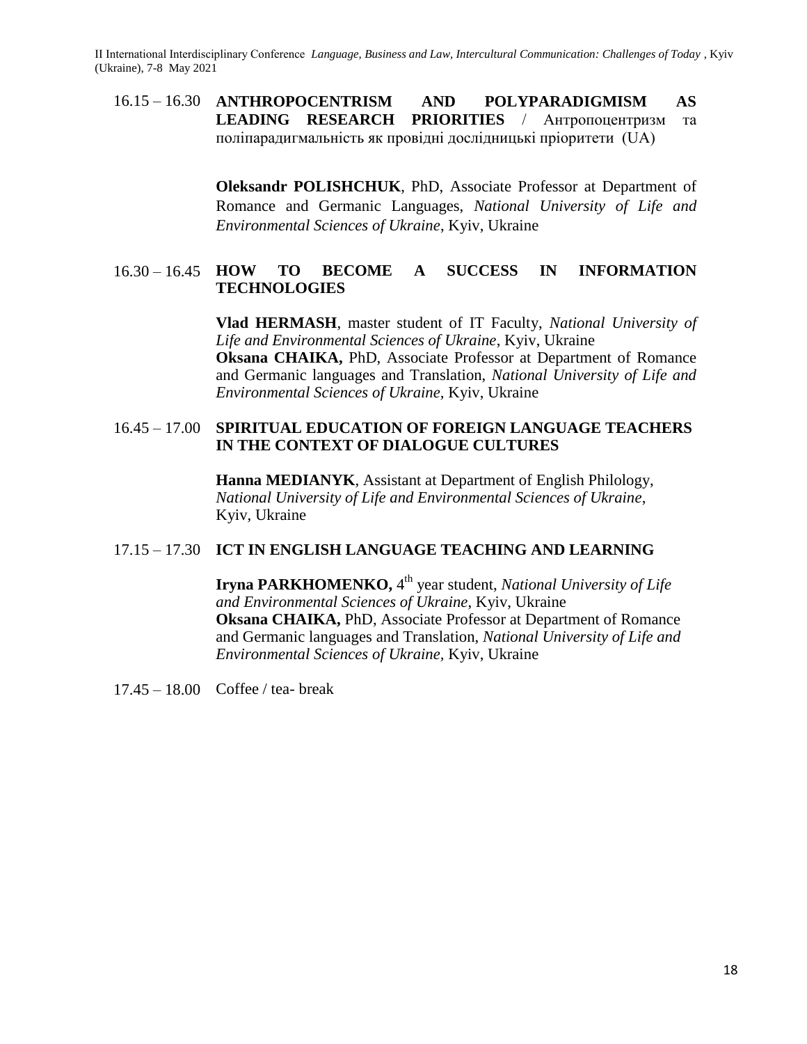16.15 – 16.30 **ANTHROPOCENTRISM AND POLYPARADIGMISM AS LEADING RESEARCH PRIORITIES** / Антропоцентризм та поліпарадигмальність як провідні дослідницькі пріоритети (UA)

**Oleksandr POLISHCHUK**, PhD, Associate Professor at Department of Romance and Germanic Languages, *National University of Life and Environmental Sciences of Ukraine*, Kyiv, Ukraine

16.30 – 16.45 **HOW TO BECOME A SUCCESS IN INFORMATION TECHNOLOGIES**

**Vlad HERMASH**, master student of IT Faculty, *National University of Life and Environmental Sciences of Ukraine*, Kyiv, Ukraine
**Oksana CHAIKA,** PhD, Associate Professor at Department of Romance and Germanic languages and Translation, *National University of Life and Environmental Sciences of Ukraine,* Kyiv, Ukraine

16.45 – 17.00 **SPIRITUAL EDUCATION OF FOREIGN LANGUAGE TEACHERS IN THE CONTEXT OF DIALOGUE CULTURES**

**Hanna MEDIANYK**, Assistant at Department of English Philology, *National University of Life and Environmental Sciences of Ukraine*, Kyiv, Ukraine

17.15 – 17.30 **ICT IN ENGLISH LANGUAGE TEACHING AND LEARNING**

**Iryna PARKHOMENKO,** 4th year student, *National University of Life and Environmental Sciences of Ukraine*, Kyiv, Ukraine
**Oksana CHAIKA,** PhD, Associate Professor at Department of Romance and Germanic languages and Translation, *National University of Life and Environmental Sciences of Ukraine,* Kyiv, Ukraine

17.45 – 18.00 Coffee / tea- break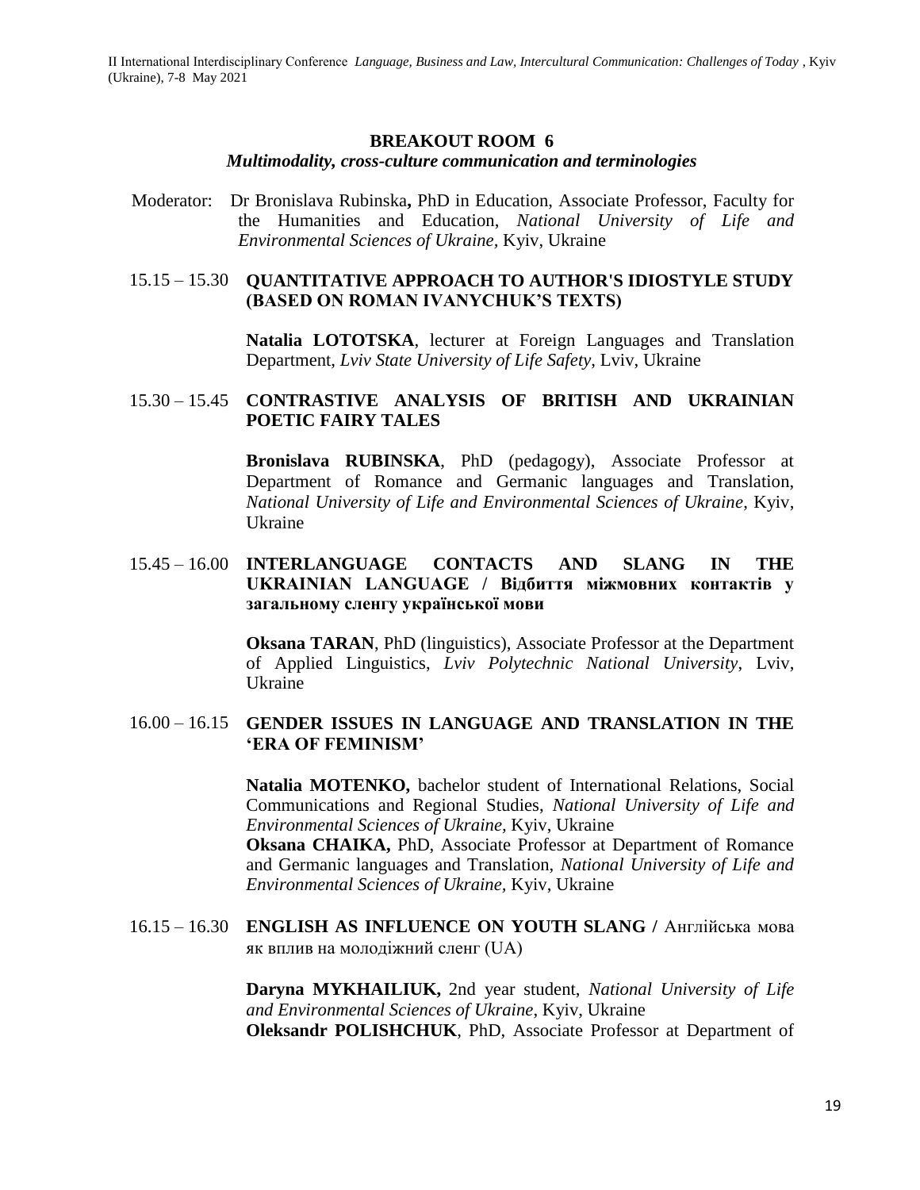## BREAKOUT ROOM 6

### *Multimodality, cross-culture communication and terminologies*

Moderator: Dr Bronislava Rubinska**,** PhD in Education, Associate Professor, Faculty for the Humanities and Education, *National University of Life and Environmental Sciences of Ukraine,* Kyiv, Ukraine

15.15 – 15.30 **QUANTITATIVE APPROACH TO AUTHOR'S IDIOSTYLE STUDY (BASED ON ROMAN IVANYCHUK'S TEXTS)**

**Natalia LOTOTSKA**, lecturer at Foreign Languages and Translation Department, *Lviv State University of Life Safety*, Lviv, Ukraine

15.30 – 15.45 **CONTRASTIVE ANALYSIS OF BRITISH AND UKRAINIAN POETIC FAIRY TALES**

**Bronislava RUBINSKA**, PhD (pedagogy), Associate Professor at Department of Romance and Germanic languages and Translation, *National University of Life and Environmental Sciences of Ukraine*, Kyiv, Ukraine

15.45 – 16.00 **INTERLANGUAGE CONTACTS AND SLANG IN THE UKRAINIAN LANGUAGE / Відбиття міжмовних контактів у загальному сленгу української мови**

**Oksana TARAN**, PhD (linguistics), Associate Professor at the Department of Applied Linguistics, *Lviv Polytechnic National University*, Lviv, Ukraine

16.00 – 16.15 **GENDER ISSUES IN LANGUAGE AND TRANSLATION IN THE 'ERA OF FEMINISM'**

**Natalia MOTENKO,** bachelor student of International Relations, Social Communications and Regional Studies, *National University of Life and Environmental Sciences of Ukraine,* Kyiv, Ukraine
**Oksana CHAIKA,** PhD, Associate Professor at Department of Romance and Germanic languages and Translation, *National University of Life and Environmental Sciences of Ukraine,* Kyiv, Ukraine

16.15 – 16.30 **ENGLISH AS INFLUENCE ON YOUTH SLANG /** Англійська мова як вплив на молодіжний сленг (UA)

**Daryna MYKHAILIUK,** 2nd year student, *National University of Life and Environmental Sciences of Ukraine*, Kyiv, Ukraine
**Oleksandr POLISHCHUK**, PhD, Associate Professor at Department of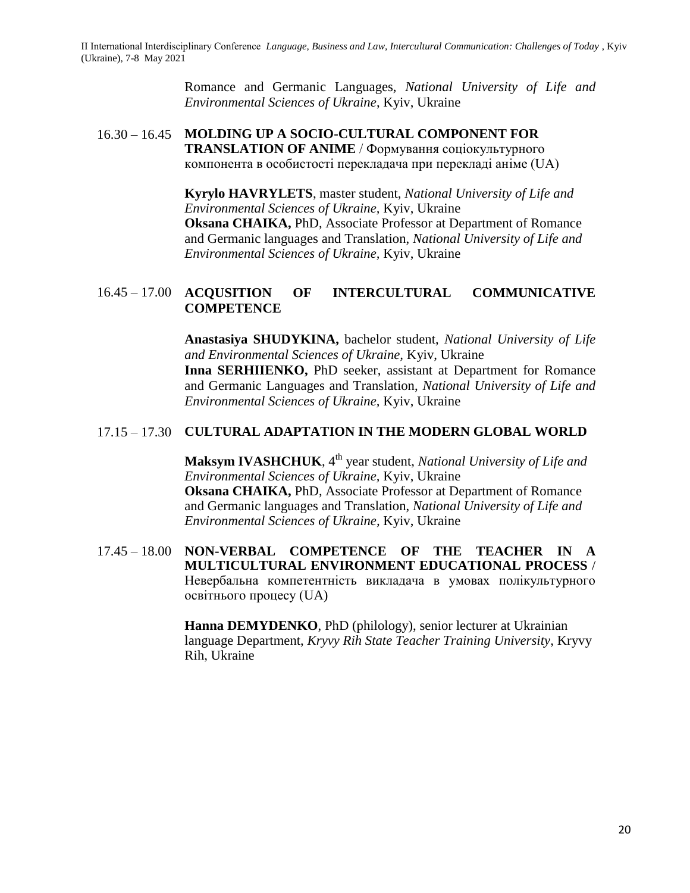Romance and Germanic Languages, *National University of Life and Environmental Sciences of Ukraine*, Kyiv, Ukraine

16.30 – 16.45 **MOLDING UP A SOCIO-CULTURAL COMPONENT FOR TRANSLATION OF ANIME** / Формування соціокультурного компонента в особистості перекладача при перекладі аніме (UA)

**Kyrylo HAVRYLETS**, master student, *National University of Life and Environmental Sciences of Ukraine*, Kyiv, Ukraine
**Oksana CHAIKA,** PhD, Associate Professor at Department of Romance and Germanic languages and Translation, *National University of Life and Environmental Sciences of Ukraine*, Kyiv, Ukraine

16.45 – 17.00 **ACQUSITION OF INTERCULTURAL COMMUNICATIVE COMPETENCE**

**Anastasiya SHUDYKINA,** bachelor student, *National University of Life and Environmental Sciences of Ukraine*, Kyiv, Ukraine
**Inna SERHIIENKO,** PhD seeker, assistant at Department for Romance and Germanic Languages and Translation, *National University of Life and Environmental Sciences of Ukraine*, Kyiv, Ukraine

17.15 – 17.30 **CULTURAL ADAPTATION IN THE MODERN GLOBAL WORLD**

**Maksym IVASHCHUK**, 4th year student, *National University of Life and Environmental Sciences of Ukraine*, Kyiv, Ukraine
**Oksana CHAIKA,** PhD, Associate Professor at Department of Romance and Germanic languages and Translation, *National University of Life and Environmental Sciences of Ukraine*, Kyiv, Ukraine

17.45 – 18.00 **NON-VERBAL COMPETENCE OF THE TEACHER IN A MULTICULTURAL ENVIRONMENT EDUCATIONAL PROCESS** / Невербальна компетентність викладача в умовах полікультурного освітнього процесу (UA)

**Hanna DEMYDENKO**, PhD (philology), senior lecturer at Ukrainian language Department, *Kryvy Rih State Teacher Training University*, Kryvy Rih, Ukraine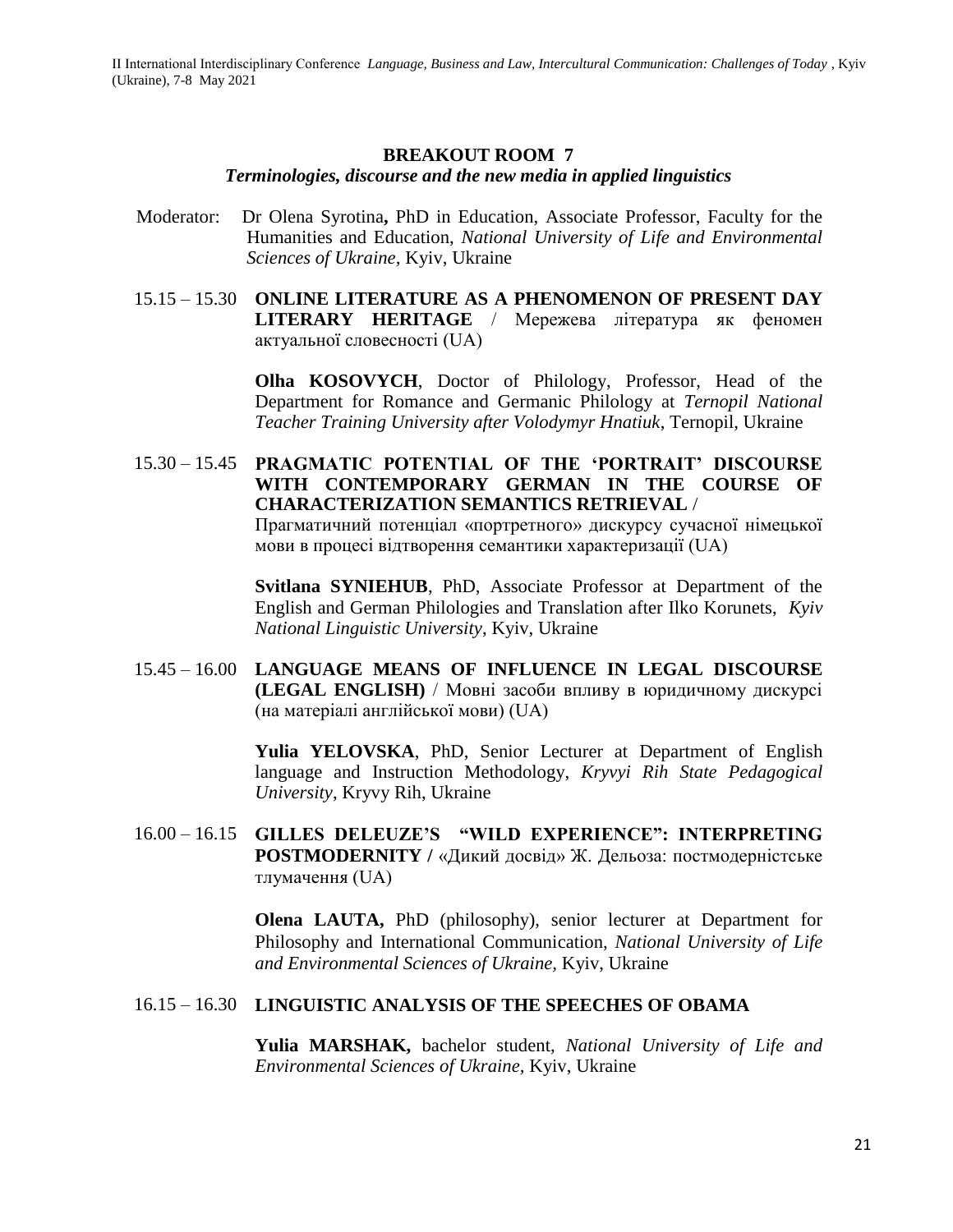## BREAKOUT ROOM 7
### *Terminologies, discourse and the new media in applied linguistics*

Moderator: Dr Olena Syrotina**,** PhD in Education, Associate Professor, Faculty for the Humanities and Education, *National University of Life and Environmental Sciences of Ukraine,* Kyiv, Ukraine

15.15 – 15.30 **ONLINE LITERATURE AS A PHENOMENON OF PRESENT DAY LITERARY HERITAGE** / Мережева література як феномен актуальної словесності (UA)

**Olha KOSOVYCH**, Doctor of Philology, Professor, Head of the Department for Romance and Germanic Philology at *Ternopil National Teacher Training University after Volodymyr Hnatiuk*, Ternopil, Ukraine

15.30 – 15.45 **PRAGMATIC POTENTIAL OF THE 'PORTRAIT' DISCOURSE WITH CONTEMPORARY GERMAN IN THE COURSE OF CHARACTERIZATION SEMANTICS RETRIEVAL /** Прагматичний потенціал «портретного» дискурсу сучасної німецької мови в процесі відтворення семантики характеризації (UA)

**Svitlana SYNIEHUB**, PhD, Associate Professor at Department of the English and German Philologies and Translation after Ilko Korunets, *Kyiv National Linguistic University*, Kyiv, Ukraine

15.45 – 16.00 **LANGUAGE MEANS OF INFLUENCE IN LEGAL DISCOURSE (LEGAL ENGLISH)** / Мовні засоби впливу в юридичному дискурсі (на матеріалі англійської мови) (UA)

**Yulia YELOVSKA**, PhD, Senior Lecturer at Department of English language and Instruction Methodology, *Kryvyi Rih State Pedagogical University*, Kryvy Rih, Ukraine

16.00 – 16.15 **GILLES DELEUZE'S "WILD EXPERIENCE": INTERPRETING POSTMODERNITY /** «Дикий досвід» Ж. Дельоза: постмодерністське тлумачення (UA)

**Olena LAUTA,** PhD (philosophy), senior lecturer at Department for Philosophy and International Communication, *National University of Life and Environmental Sciences of Ukraine,* Kyiv, Ukraine

16.15 – 16.30 **LINGUISTIC ANALYSIS OF THE SPEECHES OF OBAMA**

**Yulia MARSHAK,** bachelor student, *National University of Life and Environmental Sciences of Ukraine,* Kyiv, Ukraine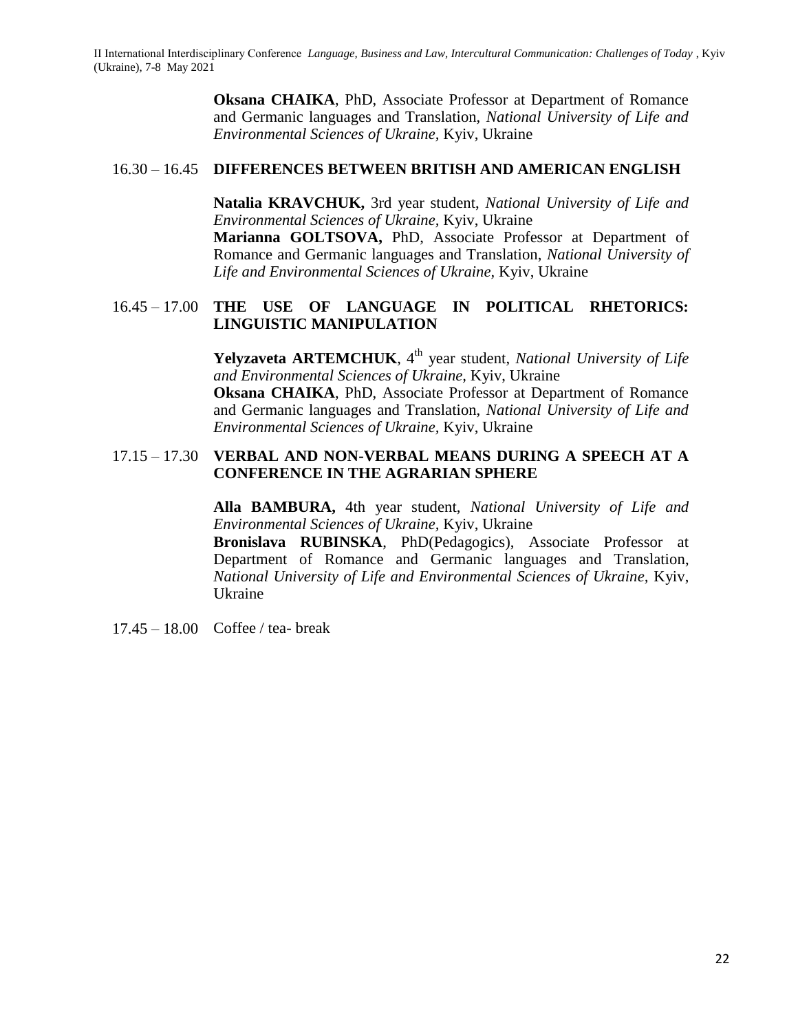**Oksana CHAIKA**, PhD, Associate Professor at Department of Romance and Germanic languages and Translation, *National University of Life and Environmental Sciences of Ukraine*, Kyiv, Ukraine

16.30 – 16.45 **DIFFERENCES BETWEEN BRITISH AND AMERICAN ENGLISH**

**Natalia KRAVCHUK,** 3rd year student, *National University of Life and Environmental Sciences of Ukraine*, Kyiv, Ukraine
**Marianna GOLTSOVA,** PhD, Associate Professor at Department of Romance and Germanic languages and Translation, *National University of Life and Environmental Sciences of Ukraine*, Kyiv, Ukraine

16.45 – 17.00 **THE USE OF LANGUAGE IN POLITICAL RHETORICS: LINGUISTIC MANIPULATION**

**Yelyzaveta ARTEMCHUK**, 4th year student, *National University of Life and Environmental Sciences of Ukraine*, Kyiv, Ukraine
**Oksana CHAIKA**, PhD, Associate Professor at Department of Romance and Germanic languages and Translation, *National University of Life and Environmental Sciences of Ukraine*, Kyiv, Ukraine

17.15 – 17.30 **VERBAL AND NON-VERBAL MEANS DURING A SPEECH AT A CONFERENCE IN THE AGRARIAN SPHERE**

**Alla BAMBURA,** 4th year student, *National University of Life and Environmental Sciences of Ukraine*, Kyiv, Ukraine
**Bronislava RUBINSKA**, PhD(Pedagogics), Associate Professor at Department of Romance and Germanic languages and Translation, *National University of Life and Environmental Sciences of Ukraine*, Kyiv, Ukraine

17.45 – 18.00 Coffee / tea- break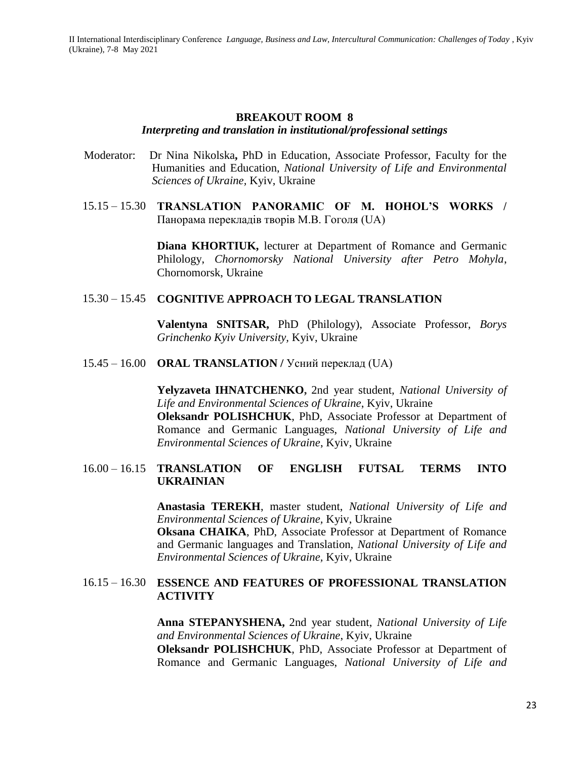## BREAKOUT ROOM 8

### *Interpreting and translation in institutional/professional settings*

Moderator: Dr Nina Nikolska**,** PhD in Education, Associate Professor, Faculty for the Humanities and Education, *National University of Life and Environmental Sciences of Ukraine,* Kyiv, Ukraine

15.15 – 15.30 **TRANSLATION PANORAMIC OF M. HOHOL'S WORKS /** Панорама перекладів творів М.В. Гоголя (UA)

**Diana KHORTIUK,** lecturer at Department of Romance and Germanic Philology, *Chornomorsky National University after Petro Mohyla*, Chornomorsk, Ukraine

15.30 – 15.45 **COGNITIVE APPROACH TO LEGAL TRANSLATION**

**Valentyna SNITSAR,** PhD (Philology), Associate Professor, *Borys Grinchenko Kyiv University,* Kyiv, Ukraine

15.45 – 16.00 **ORAL TRANSLATION /** Усний переклад (UA)

**Yelyzaveta IHNATCHENKO,** 2nd year student, *National University of Life and Environmental Sciences of Ukraine*, Kyiv, Ukraine
**Oleksandr POLISHCHUK**, PhD, Associate Professor at Department of Romance and Germanic Languages, *National University of Life and Environmental Sciences of Ukraine*, Kyiv, Ukraine

16.00 – 16.15 **TRANSLATION OF ENGLISH FUTSAL TERMS INTO UKRAINIAN**

**Anastasia TEREKH**, master student, *National University of Life and Environmental Sciences of Ukraine*, Kyiv, Ukraine
**Oksana CHAIKA**, PhD, Associate Professor at Department of Romance and Germanic languages and Translation, *National University of Life and Environmental Sciences of Ukraine,* Kyiv, Ukraine

16.15 – 16.30 **ESSENCE AND FEATURES OF PROFESSIONAL TRANSLATION ACTIVITY**

**Anna STEPANYSHENA,** 2nd year student, *National University of Life and Environmental Sciences of Ukraine*, Kyiv, Ukraine
**Oleksandr POLISHCHUK**, PhD, Associate Professor at Department of Romance and Germanic Languages, *National University of Life and*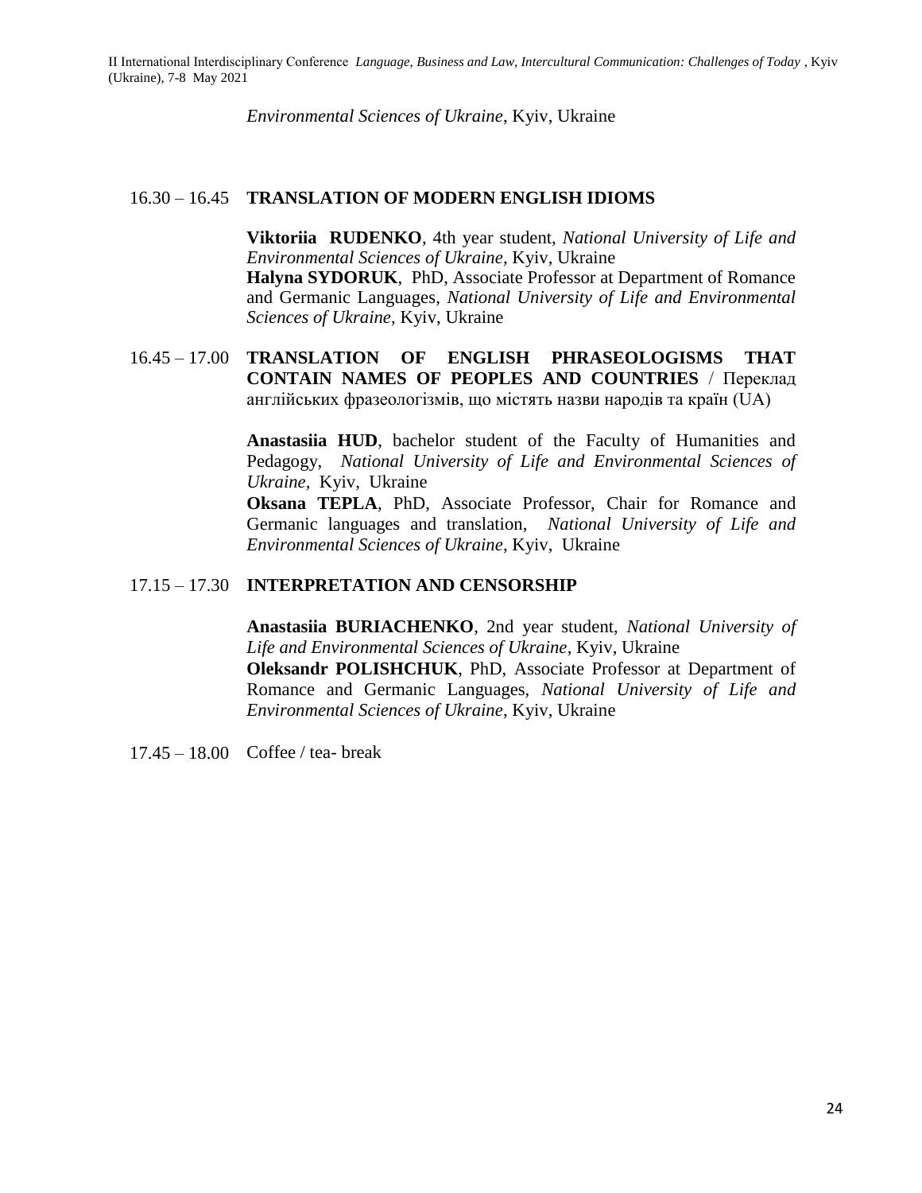*Environmental Sciences of Ukraine*, Kyiv, Ukraine

16.30 – 16.45 **TRANSLATION OF MODERN ENGLISH IDIOMS**

**Viktoriia RUDENKO**, 4th year student, *National University of Life and Environmental Sciences of Ukraine*, Kyiv, Ukraine
**Halyna SYDORUK**, PhD, Associate Professor at Department of Romance and Germanic Languages, *National University of Life and Environmental Sciences of Ukraine*, Kyiv, Ukraine

16.45 – 17.00 **TRANSLATION OF ENGLISH PHRASEOLOGISMS THAT CONTAIN NAMES OF PEOPLES AND COUNTRIES** / Переклад англійських фразеологізмів, що містять назви народів та країн (UA)

**Anastasiia HUD**, bachelor student of the Faculty of Humanities and Pedagogy, *National University of Life and Environmental Sciences of Ukraine*, Kyiv, Ukraine
**Oksana TEPLA**, PhD, Associate Professor, Chair for Romance and Germanic languages and translation, *National University of Life and Environmental Sciences of Ukraine*, Kyiv, Ukraine

17.15 – 17.30 **INTERPRETATION AND CENSORSHIP**

**Anastasiia BURIACHENKO**, 2nd year student, *National University of Life and Environmental Sciences of Ukraine*, Kyiv, Ukraine
**Oleksandr POLISHCHUK**, PhD, Associate Professor at Department of Romance and Germanic Languages, *National University of Life and Environmental Sciences of Ukraine*, Kyiv, Ukraine

17.45 – 18.00 Coffee / tea- break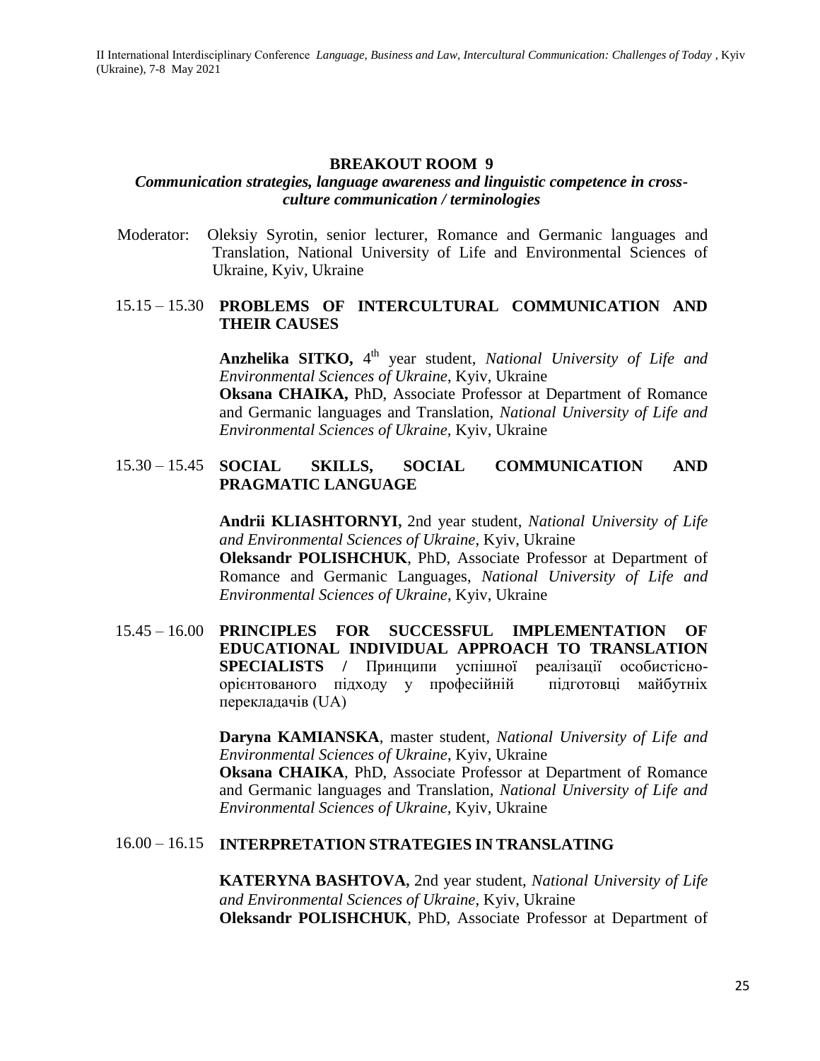## BREAKOUT ROOM 9

### *Communication strategies, language awareness and linguistic competence in cross-culture communication / terminologies*

Moderator: Oleksiy Syrotin, senior lecturer, Romance and Germanic languages and Translation, National University of Life and Environmental Sciences of Ukraine, Kyiv, Ukraine

15.15 – 15.30 **PROBLEMS OF INTERCULTURAL COMMUNICATION AND THEIR CAUSES**

**Anzhelika SITKO,** 4th year student, *National University of Life and Environmental Sciences of Ukraine*, Kyiv, Ukraine
**Oksana CHAIKA,** PhD, Associate Professor at Department of Romance and Germanic languages and Translation, *National University of Life and Environmental Sciences of Ukraine*, Kyiv, Ukraine

15.30 – 15.45 **SOCIAL SKILLS, SOCIAL COMMUNICATION AND PRAGMATIC LANGUAGE**

**Andrii KLIASHTORNYI,** 2nd year student, *National University of Life and Environmental Sciences of Ukraine*, Kyiv, Ukraine
**Oleksandr POLISHCHUK**, PhD, Associate Professor at Department of Romance and Germanic Languages, *National University of Life and Environmental Sciences of Ukraine*, Kyiv, Ukraine

15.45 – 16.00 **PRINCIPLES FOR SUCCESSFUL IMPLEMENTATION OF EDUCATIONAL INDIVIDUAL APPROACH TO TRANSLATION SPECIALISTS /** Принципи успішної реалізації особистісно-орієнтованого підходу у професійній підготовці майбутніх перекладачів (UA)

**Daryna KAMIANSKA**, master student, *National University of Life and Environmental Sciences of Ukraine*, Kyiv, Ukraine
**Oksana CHAIKA**, PhD, Associate Professor at Department of Romance and Germanic languages and Translation, *National University of Life and Environmental Sciences of Ukraine*, Kyiv, Ukraine

16.00 – 16.15 **INTERPRETATION STRATEGIES IN TRANSLATING**

**KATERYNA BASHTOVA,** 2nd year student, *National University of Life and Environmental Sciences of Ukraine*, Kyiv, Ukraine
**Oleksandr POLISHCHUK**, PhD, Associate Professor at Department of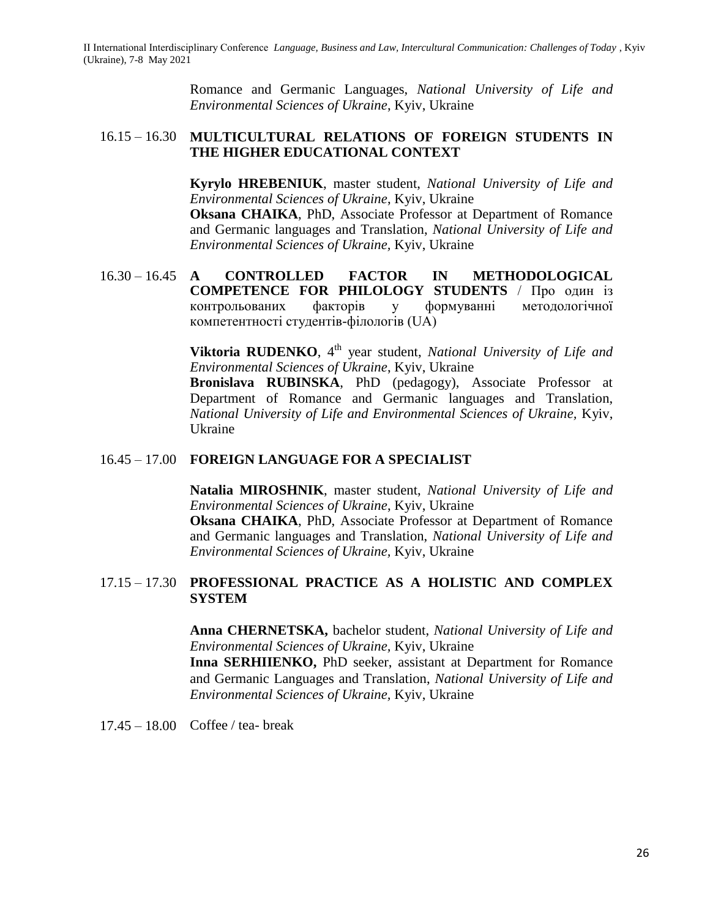Romance and Germanic Languages, *National University of Life and Environmental Sciences of Ukraine*, Kyiv, Ukraine

16.15 – 16.30 **MULTICULTURAL RELATIONS OF FOREIGN STUDENTS IN THE HIGHER EDUCATIONAL CONTEXT**

**Kyrylo HREBENIUK**, master student, *National University of Life and Environmental Sciences of Ukraine*, Kyiv, Ukraine
**Oksana CHAIKA**, PhD, Associate Professor at Department of Romance and Germanic languages and Translation, *National University of Life and Environmental Sciences of Ukraine,* Kyiv, Ukraine

16.30 – 16.45 **A CONTROLLED FACTOR IN METHODOLOGICAL COMPETENCE FOR PHILOLOGY STUDENTS** / Про один із контрольованих факторів у формуванні методологічної компетентності студентів-філологів (UA)

**Viktoria RUDENKO**, 4th year student, *National University of Life and Environmental Sciences of Ukraine*, Kyiv, Ukraine
**Bronislava RUBINSKA**, PhD (pedagogy), Associate Professor at Department of Romance and Germanic languages and Translation, *National University of Life and Environmental Sciences of Ukraine,* Kyiv, Ukraine

16.45 – 17.00 **FOREIGN LANGUAGE FOR A SPECIALIST**

**Natalia MIROSHNIK**, master student, *National University of Life and Environmental Sciences of Ukraine*, Kyiv, Ukraine
**Oksana CHAIKA**, PhD, Associate Professor at Department of Romance and Germanic languages and Translation, *National University of Life and Environmental Sciences of Ukraine,* Kyiv, Ukraine

17.15 – 17.30 **PROFESSIONAL PRACTICE AS A HOLISTIC AND COMPLEX SYSTEM**

**Anna CHERNETSKA,** bachelor student, *National University of Life and Environmental Sciences of Ukraine*, Kyiv, Ukraine
**Inna SERHIIENKO,** PhD seeker, assistant at Department for Romance and Germanic Languages and Translation, *National University of Life and Environmental Sciences of Ukraine,* Kyiv, Ukraine

17.45 – 18.00 Coffee / tea- break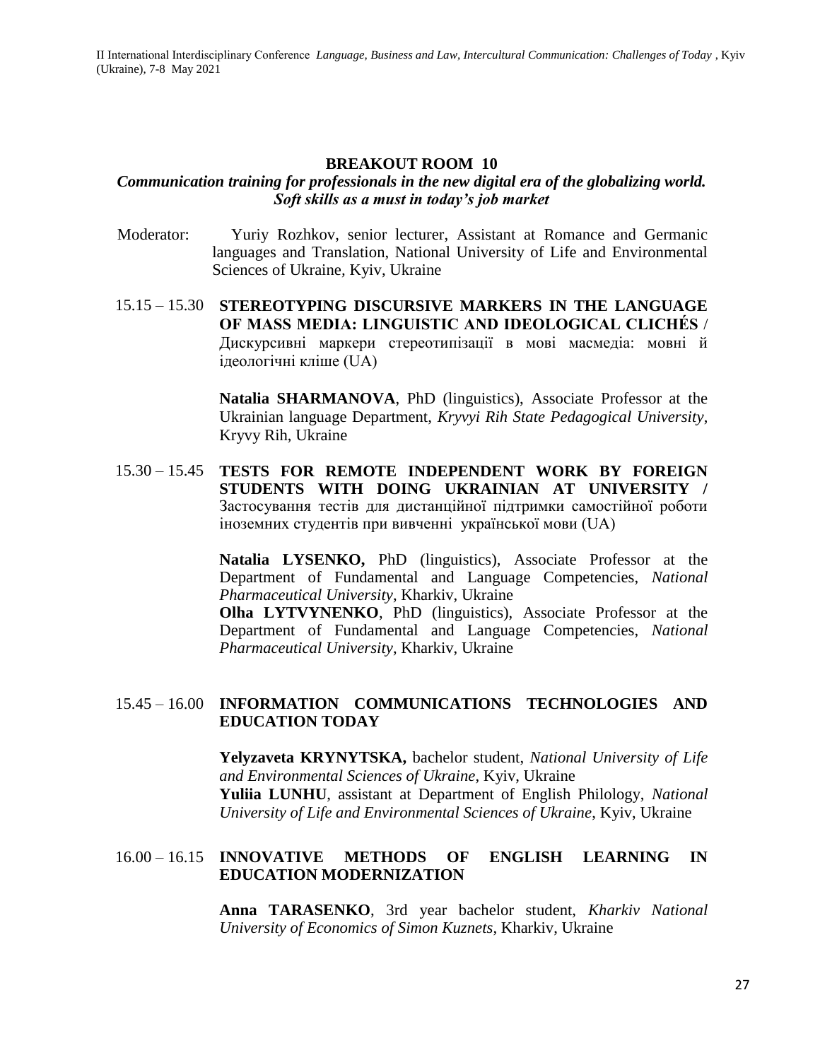## BREAKOUT ROOM 10

### *Communication training for professionals in the new digital era of the globalizing world. Soft skills as a must in today's job market*

Moderator: Yuriy Rozhkov, senior lecturer, Assistant at Romance and Germanic languages and Translation, National University of Life and Environmental Sciences of Ukraine, Kyiv, Ukraine

15.15 – 15.30 **STEREOTYPING DISCURSIVE MARKERS IN THE LANGUAGE OF MASS MEDIA: LINGUISTIC AND IDEOLOGICAL CLICHÉS** / Дискурсивні маркери стереотипізації в мові масмедіа: мовні й ідеологічні кліше (UA)

**Natalia SHARMANOVA**, PhD (linguistics), Associate Professor at the Ukrainian language Department, *Kryvyi Rih State Pedagogical University*, Kryvy Rih, Ukraine

15.30 – 15.45 **TESTS FOR REMOTE INDEPENDENT WORK BY FOREIGN STUDENTS WITH DOING UKRAINIAN AT UNIVERSITY /** Застосування тестів для дистанційної підтримки самостійної роботи іноземних студентів при вивченні української мови (UA)

**Natalia LYSENKO,** PhD (linguistics), Associate Professor at the Department of Fundamental and Language Competencies, *National Pharmaceutical University*, Kharkiv, Ukraine
**Olha LYTVYNENKO**, PhD (linguistics), Associate Professor at the Department of Fundamental and Language Competencies, *National Pharmaceutical University*, Kharkiv, Ukraine

15.45 – 16.00 **INFORMATION COMMUNICATIONS TECHNOLOGIES AND EDUCATION TODAY**

**Yelyzaveta KRYNYTSKA,** bachelor student, *National University of Life and Environmental Sciences of Ukraine*, Kyiv, Ukraine
**Yuliia LUNHU**, assistant at Department of English Philology, *National University of Life and Environmental Sciences of Ukraine*, Kyiv, Ukraine

16.00 – 16.15 **INNOVATIVE METHODS OF ENGLISH LEARNING IN EDUCATION MODERNIZATION**

**Anna TARASENKO**, 3rd year bachelor student, *Kharkiv National University of Economics of Simon Kuznets*, Kharkiv, Ukraine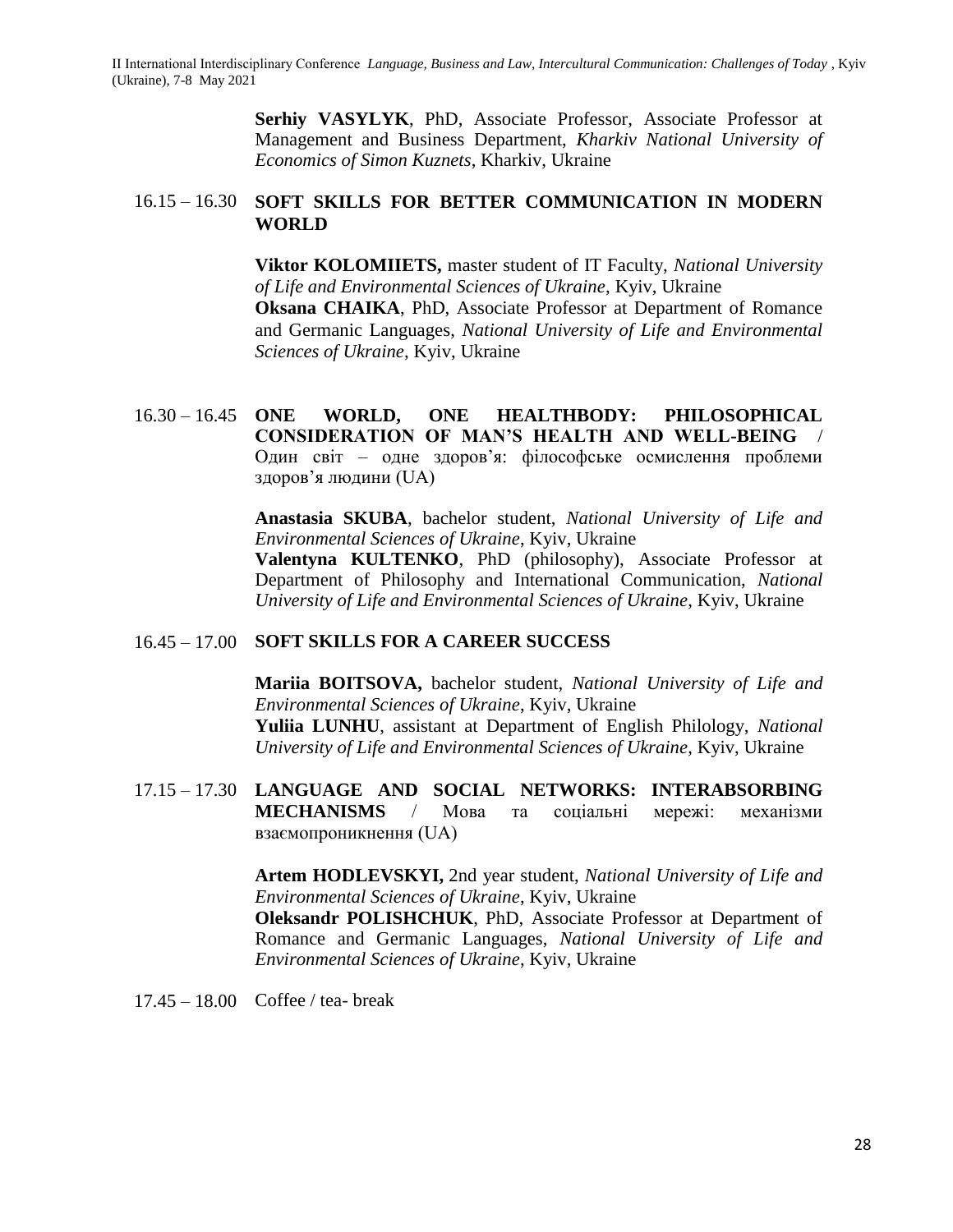**Serhiy VASYLYK**, PhD, Associate Professor, Associate Professor at Management and Business Department, *Kharkiv National University of Economics of Simon Kuznets*, Kharkiv, Ukraine

16.15 – 16.30 **SOFT SKILLS FOR BETTER COMMUNICATION IN MODERN WORLD**

**Viktor KOLOMIIETS,** master student of IT Faculty, *National University of Life and Environmental Sciences of Ukraine*, Kyiv, Ukraine
**Oksana CHAIKA**, PhD, Associate Professor at Department of Romance and Germanic Languages, *National University of Life and Environmental Sciences of Ukraine*, Kyiv, Ukraine

16.30 – 16.45 **ONE WORLD, ONE HEALTHBODY: PHILOSOPHICAL CONSIDERATION OF MAN'S HEALTH AND WELL-BEING /** Один світ – одне здоров'я: філософське осмислення проблеми здоров'я людини (UA)

**Anastasia SKUBA**, bachelor student, *National University of Life and Environmental Sciences of Ukraine*, Kyiv, Ukraine
**Valentyna KULTENKO**, PhD (philosophy), Associate Professor at Department of Philosophy and International Communication, *National University of Life and Environmental Sciences of Ukraine*, Kyiv, Ukraine

16.45 – 17.00 **SOFT SKILLS FOR A CAREER SUCCESS**

**Mariia BOITSOVA,** bachelor student, *National University of Life and Environmental Sciences of Ukraine*, Kyiv, Ukraine
**Yuliia LUNHU**, assistant at Department of English Philology, *National University of Life and Environmental Sciences of Ukraine*, Kyiv, Ukraine

17.15 – 17.30 **LANGUAGE AND SOCIAL NETWORKS: INTERABSORBING MECHANISMS** / Мова та соціальні мережі: механізми взаємопроникнення (UA)

**Artem HODLEVSKYI,** 2nd year student, *National University of Life and Environmental Sciences of Ukraine*, Kyiv, Ukraine
**Oleksandr POLISHCHUK**, PhD, Associate Professor at Department of Romance and Germanic Languages, *National University of Life and Environmental Sciences of Ukraine*, Kyiv, Ukraine

17.45 – 18.00 Coffee / tea- break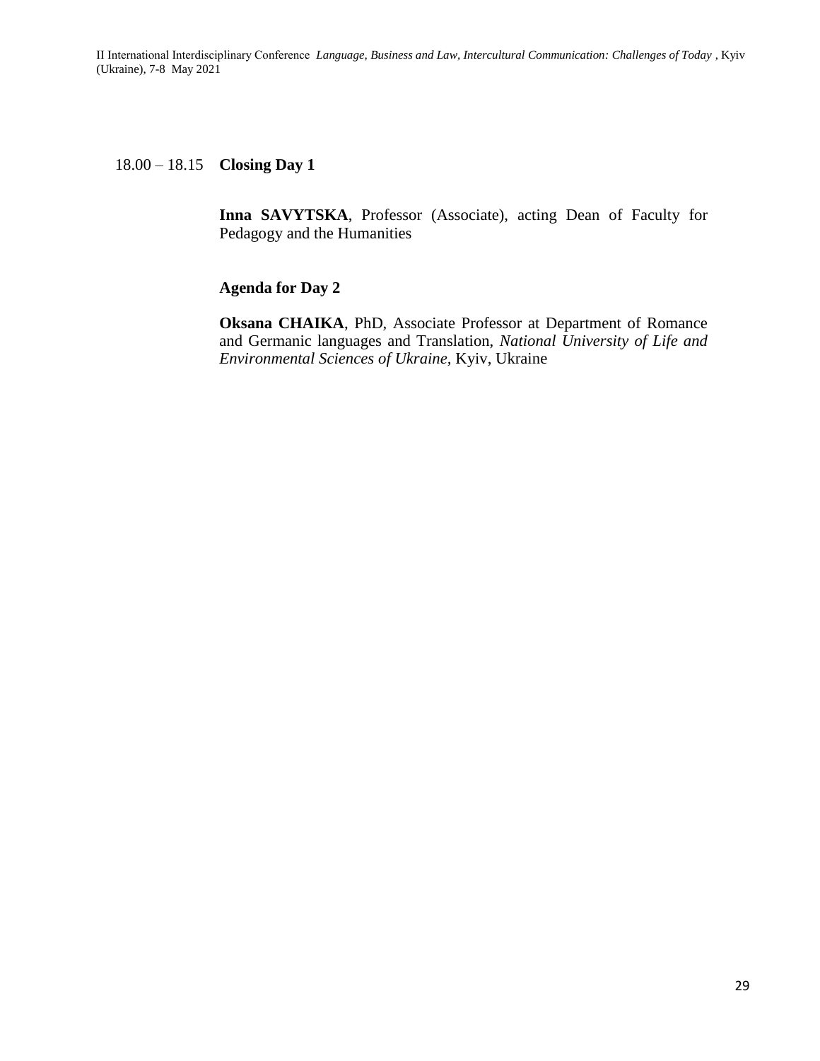18.00 – 18.15 **Closing Day 1**

**Inna SAVYTSKA**, Professor (Associate), acting Dean of Faculty for Pedagogy and the Humanities

**Agenda for Day 2**

**Oksana CHAIKA**, PhD, Associate Professor at Department of Romance and Germanic languages and Translation, *National University of Life and Environmental Sciences of Ukraine*, Kyiv, Ukraine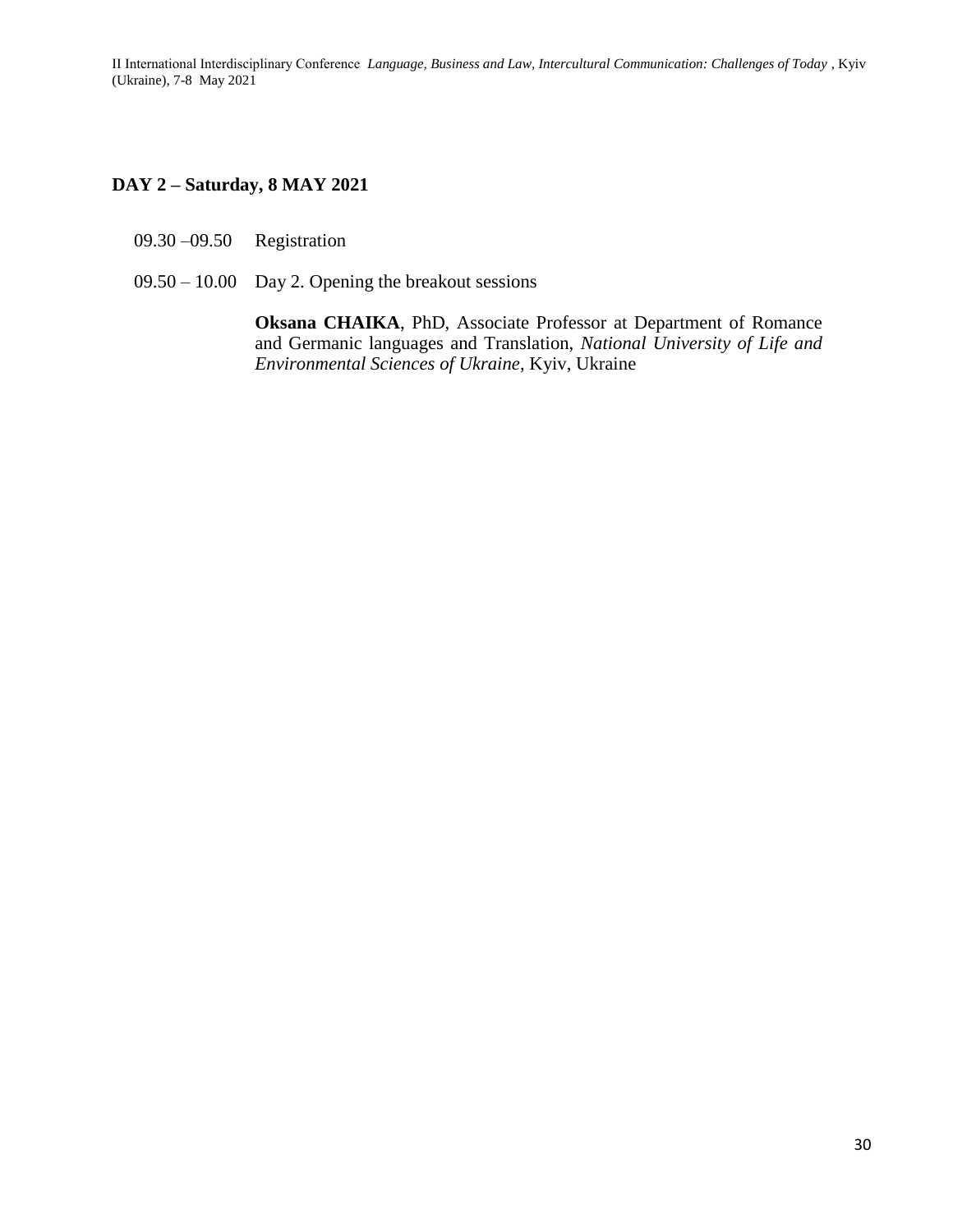## DAY 2 – Saturday, 8 MAY 2021

09.30 –09.50 Registration

09.50 – 10.00 Day 2. Opening the breakout sessions

**Oksana CHAIKA**, PhD, Associate Professor at Department of Romance and Germanic languages and Translation, *National University of Life and Environmental Sciences of Ukraine*, Kyiv, Ukraine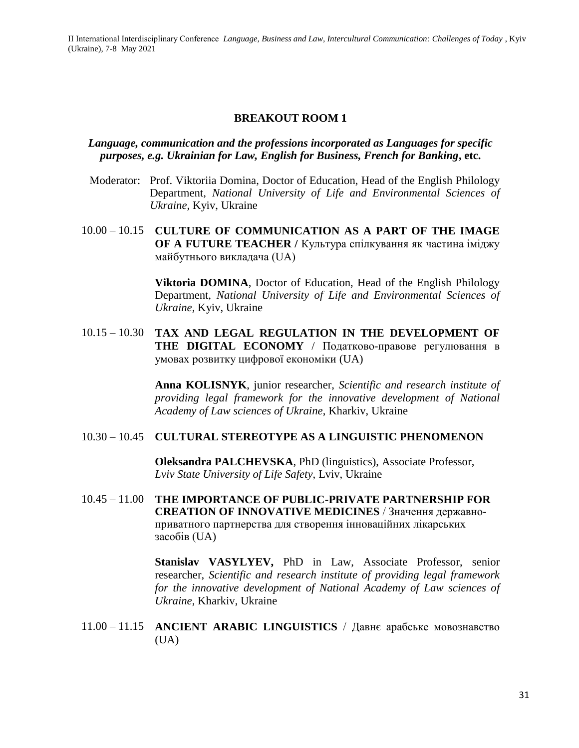## BREAKOUT ROOM 1

***Language, communication and the professions incorporated as Languages for specific purposes, e.g. Ukrainian for Law, English for Business, French for Banking*, etc.**

Moderator: Prof. Viktoriia Domina, Doctor of Education, Head of the English Philology Department, *National University of Life and Environmental Sciences of Ukraine*, Kyiv, Ukraine

10.00 – 10.15 **CULTURE OF COMMUNICATION AS A PART OF THE IMAGE OF A FUTURE TEACHER /** Культура спілкування як частина іміджу майбутнього викладача (UA)

**Viktoria DOMINA**, Doctor of Education, Head of the English Philology Department, *National University of Life and Environmental Sciences of Ukraine*, Kyiv, Ukraine

10.15 – 10.30 **TAX AND LEGAL REGULATION IN THE DEVELOPMENT OF THE DIGITAL ECONOMY** / Податково-правове регулювання в умовах розвитку цифрової економіки (UA)

**Anna KOLISNYK**, junior researcher, *Scientific and research institute of providing legal framework for the innovative development of National Academy of Law sciences of Ukraine*, Kharkiv, Ukraine

10.30 – 10.45 **CULTURAL STEREOTYPE AS A LINGUISTIC PHENOMENON**

**Oleksandra PALCHEVSKA**, PhD (linguistics), Associate Professor, *Lviv State University of Life Safety*, Lviv, Ukraine

10.45 – 11.00 **THE IMPORTANCE OF PUBLIC-PRIVATE PARTNERSHIP FOR CREATION OF INNOVATIVE MEDICINES** / Значення державно-приватного партнерства для створення інноваційних лікарських засобів (UA)

**Stanislav VASYLYEV,** PhD in Law, Associate Professor, senior researcher, *Scientific and research institute of providing legal framework for the innovative development of National Academy of Law sciences of Ukraine*, Kharkiv, Ukraine

11.00 – 11.15 **ANCIENT ARABIC LINGUISTICS** / Давнє арабське мовознавство (UA)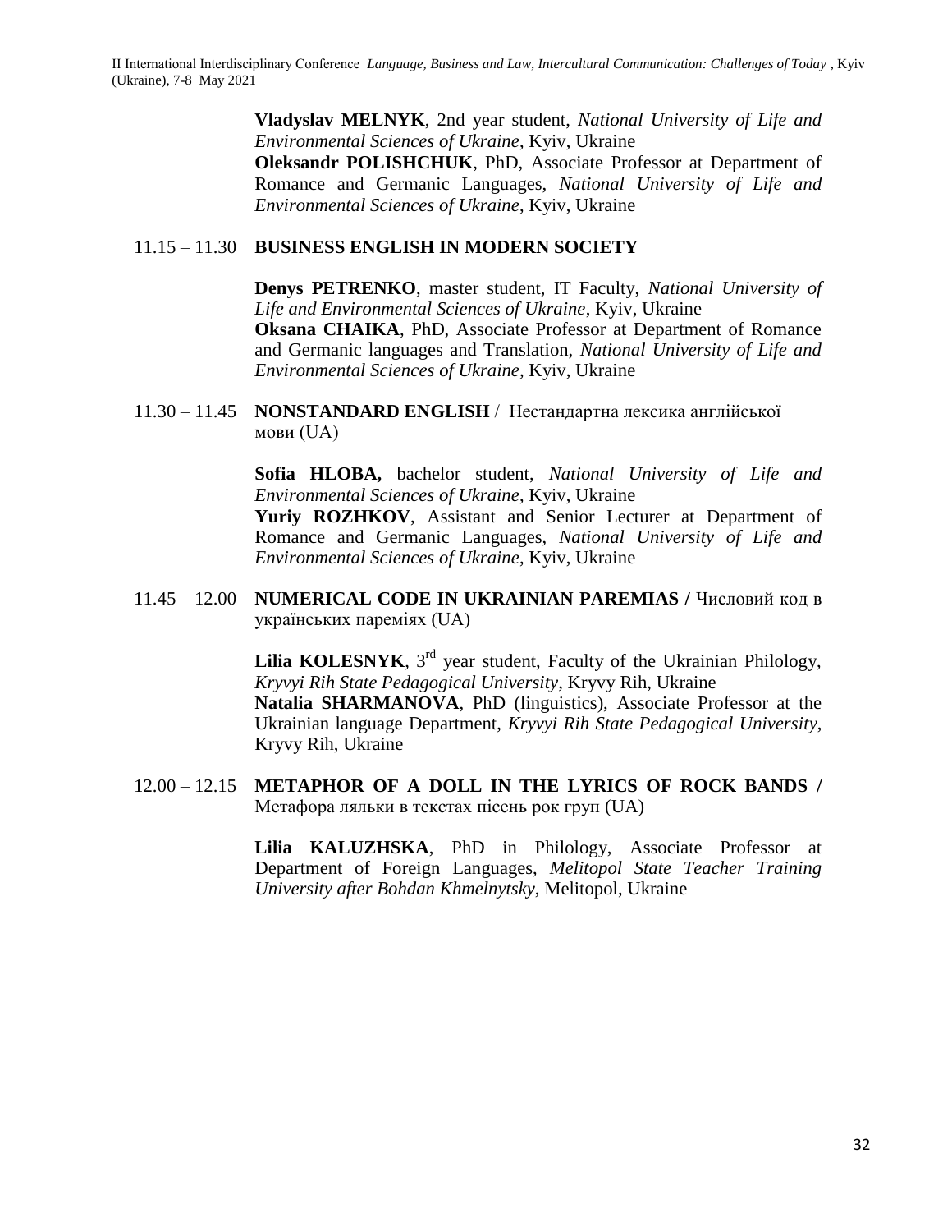**Vladyslav MELNYK**, 2nd year student, *National University of Life and Environmental Sciences of Ukraine*, Kyiv, Ukraine
**Oleksandr POLISHCHUK**, PhD, Associate Professor at Department of Romance and Germanic Languages, *National University of Life and Environmental Sciences of Ukraine*, Kyiv, Ukraine

11.15 – 11.30 **BUSINESS ENGLISH IN MODERN SOCIETY**

**Denys PETRENKO**, master student, IT Faculty, *National University of Life and Environmental Sciences of Ukraine*, Kyiv, Ukraine
**Oksana CHAIKA**, PhD, Associate Professor at Department of Romance and Germanic languages and Translation, *National University of Life and Environmental Sciences of Ukraine,* Kyiv, Ukraine

11.30 – 11.45 **NONSTANDARD ENGLISH** / Нестандартна лексика англійської мови (UA)

**Sofia HLOBA,** bachelor student, *National University of Life and Environmental Sciences of Ukraine*, Kyiv, Ukraine
**Yuriy ROZHKOV**, Assistant and Senior Lecturer at Department of Romance and Germanic Languages, *National University of Life and Environmental Sciences of Ukraine*, Kyiv, Ukraine

11.45 – 12.00 **NUMERICAL CODE IN UKRAINIAN PAREMIAS /** Числовий код в українських пареміях (UA)

**Lilia KOLESNYK**, 3rd year student, Faculty of the Ukrainian Philology, *Kryvyi Rih State Pedagogical University*, Kryvy Rih, Ukraine
**Natalia SHARMANOVA**, PhD (linguistics), Associate Professor at the Ukrainian language Department, *Kryvyi Rih State Pedagogical University*, Kryvy Rih, Ukraine

12.00 – 12.15 **METAPHOR OF A DOLL IN THE LYRICS OF ROCK BANDS /** Метафора ляльки в текстах пісень рок груп (UA)

**Lilia KALUZHSKA**, PhD in Philology, Associate Professor at Department of Foreign Languages, *Melitopol State Teacher Training University after Bohdan Khmelnytsky*, Melitopol, Ukraine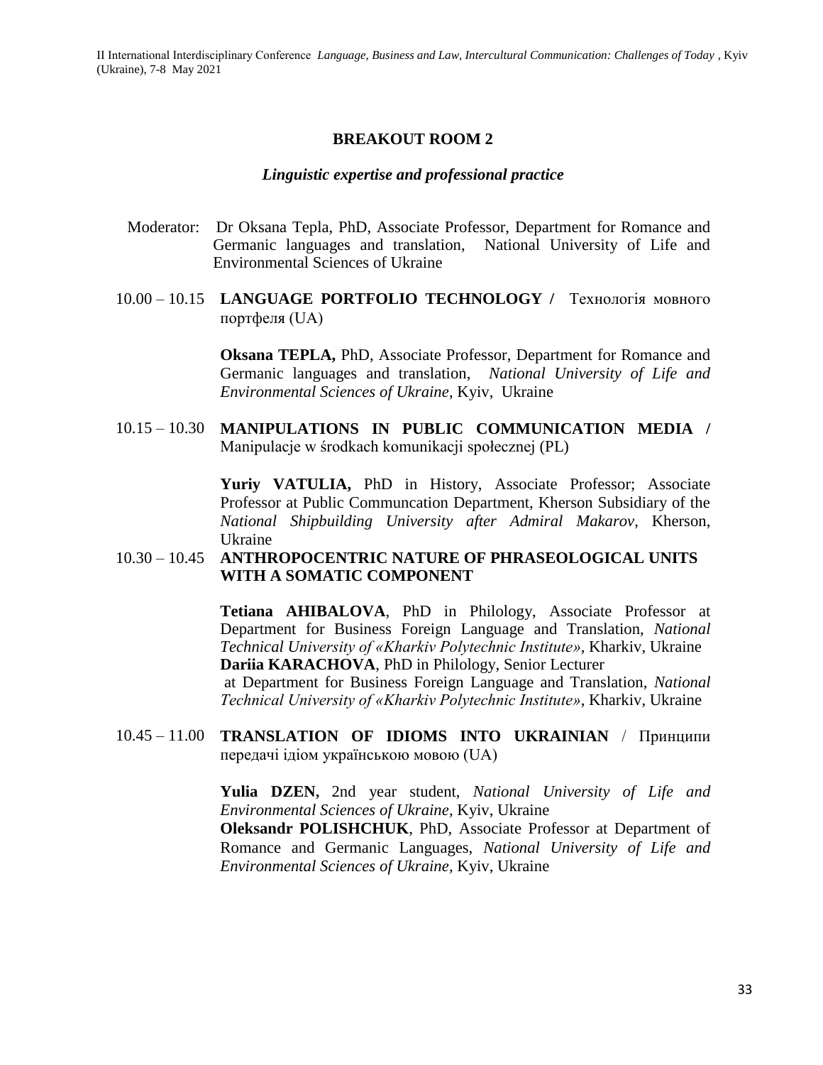## BREAKOUT ROOM 2

### *Linguistic expertise and professional practice*

Moderator: Dr Oksana Tepla, PhD, Associate Professor, Department for Romance and Germanic languages and translation, National University of Life and Environmental Sciences of Ukraine

10.00 – 10.15 **LANGUAGE PORTFOLIO TECHNOLOGY /** Технологія мовного портфеля (UA)

**Oksana TEPLA,** PhD, Associate Professor, Department for Romance and Germanic languages and translation, *National University of Life and Environmental Sciences of Ukraine*, Kyiv, Ukraine

10.15 – 10.30 **MANIPULATIONS IN PUBLIC COMMUNICATION MEDIA /** Manipulacje w środkach komunikacji społecznej (PL)

**Yuriy VATULIA,** PhD in History, Associate Professor; Associate Professor at Public Communcation Department, Kherson Subsidiary of the *National Shipbuilding University after Admiral Makarov*, Kherson, Ukraine

10.30 – 10.45 **ANTHROPOCENTRIC NATURE OF PHRASEOLOGICAL UNITS WITH A SOMATIC COMPONENT**

**Tetiana AHIBALOVA**, PhD in Philology, Associate Professor at Department for Business Foreign Language and Translation, *National Technical University of «Kharkiv Polytechnic Institute»*, Kharkiv, Ukraine
**Dariia KARACHOVA**, PhD in Philology, Senior Lecturer at Department for Business Foreign Language and Translation, *National Technical University of «Kharkiv Polytechnic Institute»*, Kharkiv, Ukraine

10.45 – 11.00 **TRANSLATION OF IDIOMS INTO UKRAINIAN** / Принципи передачі ідіом українською мовою (UA)

**Yulia DZEN,** 2nd year student, *National University of Life and Environmental Sciences of Ukraine*, Kyiv, Ukraine
**Oleksandr POLISHCHUK**, PhD, Associate Professor at Department of Romance and Germanic Languages, *National University of Life and Environmental Sciences of Ukraine*, Kyiv, Ukraine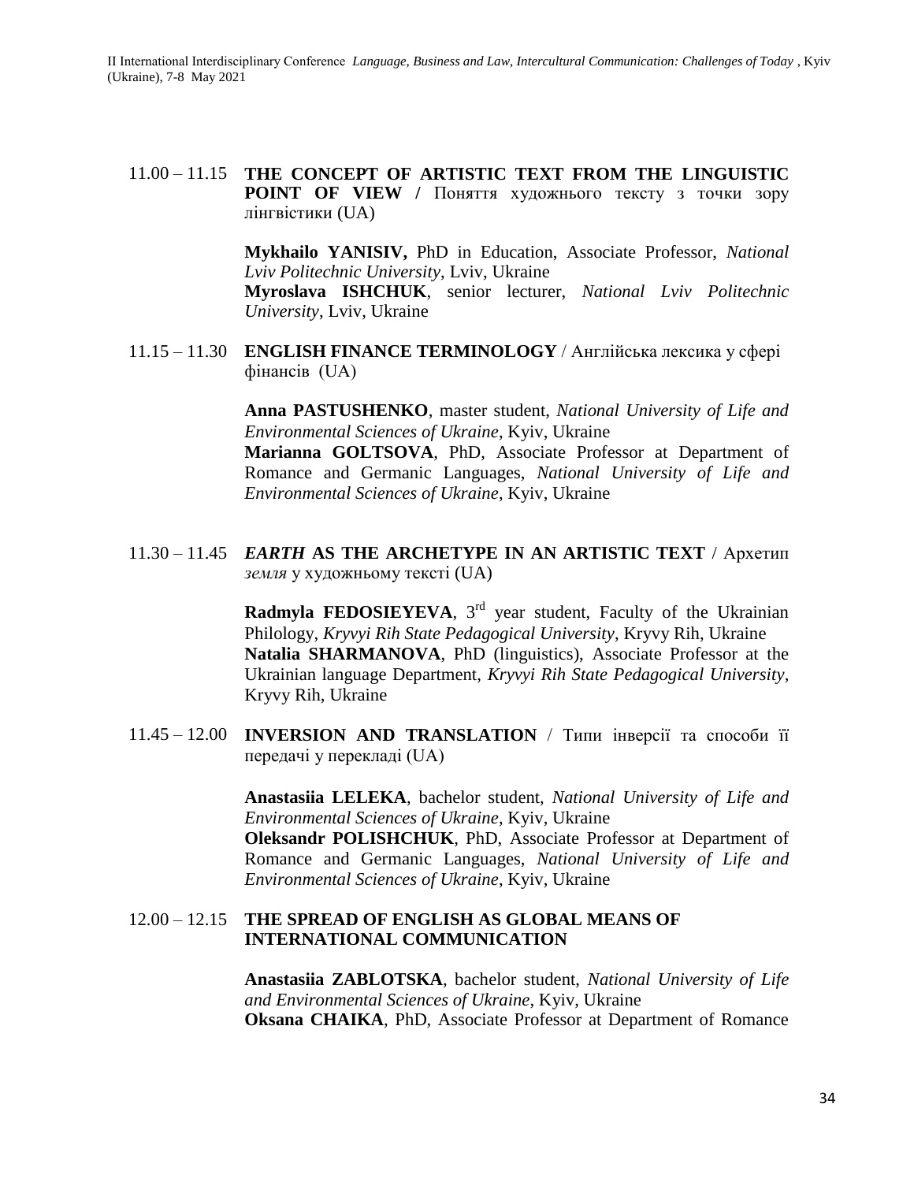11.00 – 11.15 **THE CONCEPT OF ARTISTIC TEXT FROM THE LINGUISTIC POINT OF VIEW /** Поняття художнього тексту з точки зору лінгвістики (UA)

**Mykhailo YANISIV,** PhD in Education, Associate Professor, *National Lviv Politechnic University*, Lviv, Ukraine
**Myroslava ISHCHUK**, senior lecturer, *National Lviv Politechnic University*, Lviv, Ukraine

11.15 – 11.30 **ENGLISH FINANCE TERMINOLOGY** / Англійська лексика у сфері фінансів (UA)

**Anna PASTUSHENKO**, master student, *National University of Life and Environmental Sciences of Ukraine*, Kyiv, Ukraine
**Marianna GOLTSOVA**, PhD, Associate Professor at Department of Romance and Germanic Languages, *National University of Life and Environmental Sciences of Ukraine*, Kyiv, Ukraine

11.30 – 11.45 ***EARTH* AS THE ARCHETYPE IN AN ARTISTIC TEXT /** Архетип *земля* у художньому тексті (UA)

**Radmyla FEDOSIEYEVA**, 3rd year student, Faculty of the Ukrainian Philology, *Kryvyi Rih State Pedagogical University*, Kryvy Rih, Ukraine
**Natalia SHARMANOVA**, PhD (linguistics), Associate Professor at the Ukrainian language Department, *Kryvyi Rih State Pedagogical University*, Kryvy Rih, Ukraine

11.45 – 12.00 **INVERSION AND TRANSLATION** / Типи інверсії та способи її передачі у перекладі (UA)

**Anastasiia LELEKA**, bachelor student, *National University of Life and Environmental Sciences of Ukraine*, Kyiv, Ukraine
**Oleksandr POLISHCHUK**, PhD, Associate Professor at Department of Romance and Germanic Languages, *National University of Life and Environmental Sciences of Ukraine*, Kyiv, Ukraine

12.00 – 12.15 **THE SPREAD OF ENGLISH AS GLOBAL MEANS OF INTERNATIONAL COMMUNICATION**

**Anastasiia ZABLOTSKA**, bachelor student, *National University of Life and Environmental Sciences of Ukraine*, Kyiv, Ukraine
**Oksana CHAIKA**, PhD, Associate Professor at Department of Romance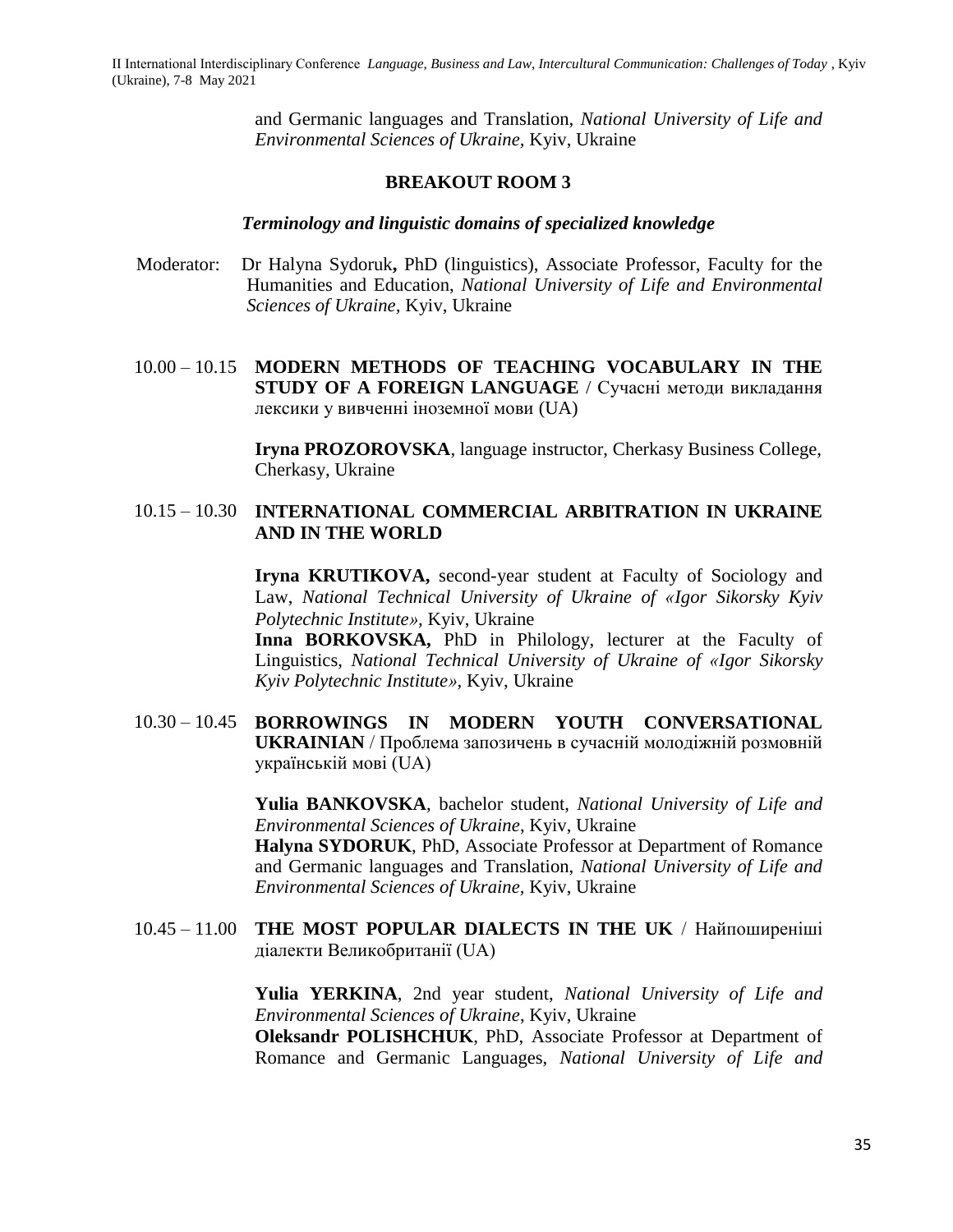and Germanic languages and Translation, *National University of Life and Environmental Sciences of Ukraine,* Kyiv, Ukraine

## BREAKOUT ROOM 3

### *Terminology and linguistic domains of specialized knowledge*

Moderator: Dr Halyna Sydoruk**,** PhD (linguistics), Associate Professor, Faculty for the Humanities and Education, *National University of Life and Environmental Sciences of Ukraine,* Kyiv, Ukraine

10.00 – 10.15 **MODERN METHODS OF TEACHING VOCABULARY IN THE STUDY OF A FOREIGN LANGUAGE /** Сучасні методи викладання лексики у вивченні іноземної мови (UA)

**Iryna PROZOROVSKA**, language instructor, Cherkasy Business College, Cherkasy, Ukraine

10.15 – 10.30 **INTERNATIONAL COMMERCIAL ARBITRATION IN UKRAINE AND IN THE WORLD**

**Iryna KRUTIKOVA,** second-year student at Faculty of Sociology and Law, *National Technical University of Ukraine of «Igor Sikorsky Kyiv Polytechnic Institute»,* Kyiv, Ukraine
**Inna BORKOVSKA,** PhD in Philology, lecturer at the Faculty of Linguistics, *National Technical University of Ukraine of «Igor Sikorsky Kyiv Polytechnic Institute»,* Kyiv, Ukraine

10.30 – 10.45 **BORROWINGS IN MODERN YOUTH CONVERSATIONAL UKRAINIAN** / Проблема запозичень в сучасній молодіжній розмовній українській мові (UA)

**Yulia BANKOVSKA**, bachelor student, *National University of Life and Environmental Sciences of Ukraine*, Kyiv, Ukraine
**Halyna SYDORUK**, PhD, Associate Professor at Department of Romance and Germanic languages and Translation, *National University of Life and Environmental Sciences of Ukraine,* Kyiv, Ukraine

10.45 – 11.00 **THE MOST POPULAR DIALECTS IN THE UK** / Найпоширеніші діалекти Великобританії (UA)

**Yulia YERKINA**, 2nd year student, *National University of Life and Environmental Sciences of Ukraine*, Kyiv, Ukraine
**Oleksandr POLISHCHUK**, PhD, Associate Professor at Department of Romance and Germanic Languages, *National University of Life and*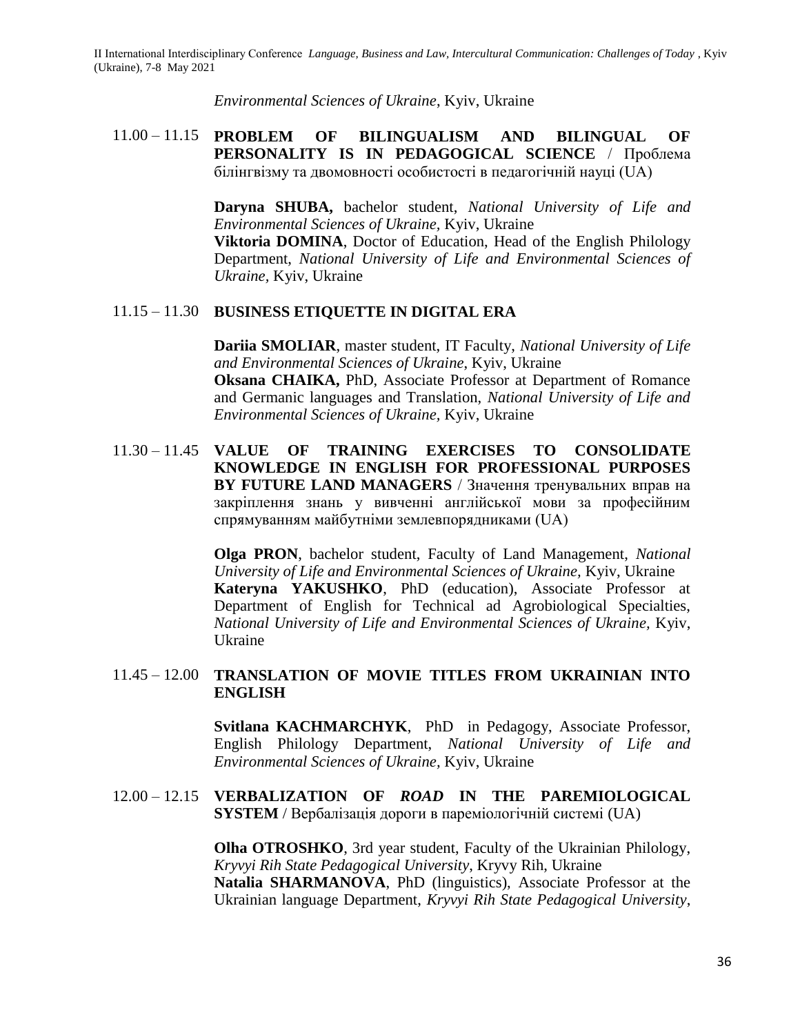*Environmental Sciences of Ukraine*, Kyiv, Ukraine

11.00 – 11.15 **PROBLEM OF BILINGUALISM AND BILINGUAL OF PERSONALITY IS IN PEDAGOGICAL SCIENCE** / Проблема білінгвізму та двомовності особистості в педагогічній науці (UA)

**Daryna SHUBA,** bachelor student, *National University of Life and Environmental Sciences of Ukraine*, Kyiv, Ukraine
**Viktoria DOMINA**, Doctor of Education, Head of the English Philology Department, *National University of Life and Environmental Sciences of Ukraine*, Kyiv, Ukraine

11.15 – 11.30 **BUSINESS ETIQUETTE IN DIGITAL ERA**

**Dariia SMOLIAR**, master student, IT Faculty, *National University of Life and Environmental Sciences of Ukraine*, Kyiv, Ukraine
**Oksana CHAIKA,** PhD, Associate Professor at Department of Romance and Germanic languages and Translation, *National University of Life and Environmental Sciences of Ukraine*, Kyiv, Ukraine

11.30 – 11.45 **VALUE OF TRAINING EXERCISES TO CONSOLIDATE KNOWLEDGE IN ENGLISH FOR PROFESSIONAL PURPOSES BY FUTURE LAND MANAGERS** / Значення тренувальних вправ на закріплення знань у вивченні англійської мови за професійним спрямуванням майбутніми землевпорядниками (UA)

**Olga PRON**, bachelor student, Faculty of Land Management, *National University of Life and Environmental Sciences of Ukraine*, Kyiv, Ukraine
**Kateryna YAKUSHKO**, PhD (education), Associate Professor at Department of English for Technical ad Agrobiological Specialties, *National University of Life and Environmental Sciences of Ukraine*, Kyiv, Ukraine

11.45 – 12.00 **TRANSLATION OF MOVIE TITLES FROM UKRAINIAN INTO ENGLISH**

**Svitlana KACHMARCHYK**, PhD in Pedagogy, Associate Professor, English Philology Department, *National University of Life and Environmental Sciences of Ukraine*, Kyiv, Ukraine

12.00 – 12.15 **VERBALIZATION OF *ROAD* IN THE PAREMIOLOGICAL SYSTEM** / Вербалізація дороги в пареміологічній системі (UA)

**Olha OTROSHKO**, 3rd year student, Faculty of the Ukrainian Philology, *Kryvyi Rih State Pedagogical University*, Kryvy Rih, Ukraine
**Natalia SHARMANOVA**, PhD (linguistics), Associate Professor at the Ukrainian language Department, *Kryvyi Rih State Pedagogical University*,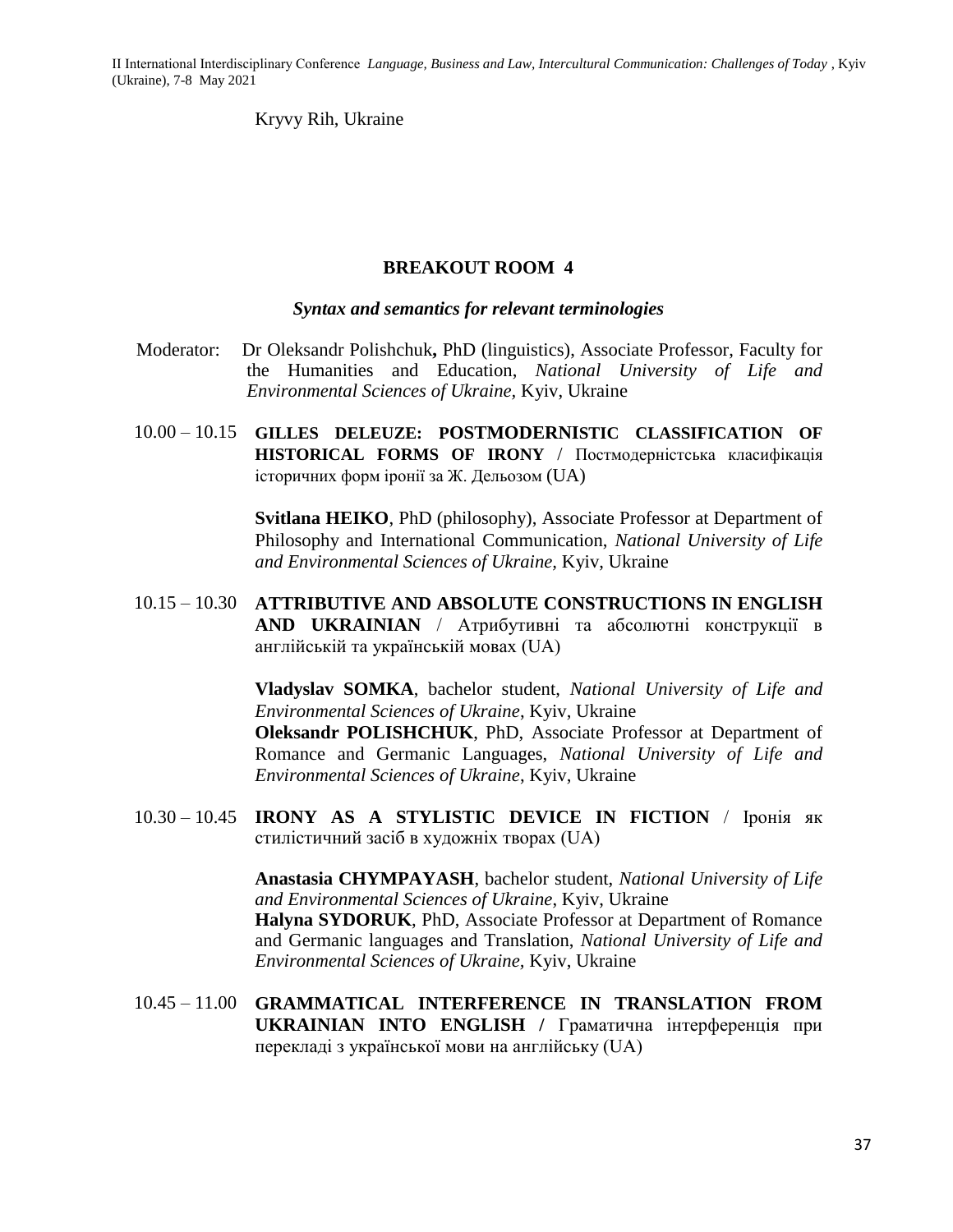Kryvy Rih, Ukraine

## BREAKOUT ROOM 4

### *Syntax and semantics for relevant terminologies*

Moderator: Dr Oleksandr Polishchuk**,** PhD (linguistics), Associate Professor, Faculty for the Humanities and Education, *National University of Life and Environmental Sciences of Ukraine,* Kyiv, Ukraine

10.00 – 10.15 **GILLES DELEUZE: POSTMODERNISTIC CLASSIFICATION OF HISTORICAL FORMS OF IRONY /** Постмодерністська класифікація історичних форм іронії за Ж. Дельозом (UA)

**Svitlana HEIKO**, PhD (philosophy), Associate Professor at Department of Philosophy and International Communication, *National University of Life and Environmental Sciences of Ukraine,* Kyiv, Ukraine

10.15 – 10.30 **ATTRIBUTIVE AND ABSOLUTE CONSTRUCTIONS IN ENGLISH AND UKRAINIAN** / Атрибутивні та абсолютні конструкції в англійській та українській мовах (UA)

**Vladyslav SOMKA**, bachelor student, *National University of Life and Environmental Sciences of Ukraine*, Kyiv, Ukraine
**Oleksandr POLISHCHUK**, PhD, Associate Professor at Department of Romance and Germanic Languages, *National University of Life and Environmental Sciences of Ukraine*, Kyiv, Ukraine

10.30 – 10.45 **IRONY AS A STYLISTIC DEVICE IN FICTION** / Іронія як стилістичний засіб в художніх творах (UA)

**Anastasia CHYMPAYASH**, bachelor student, *National University of Life and Environmental Sciences of Ukraine*, Kyiv, Ukraine
**Halyna SYDORUK**, PhD, Associate Professor at Department of Romance and Germanic languages and Translation, *National University of Life and Environmental Sciences of Ukraine,* Kyiv, Ukraine

10.45 – 11.00 **GRAMMATICAL INTERFERENCE IN TRANSLATION FROM UKRAINIAN INTO ENGLISH /** Граматична інтерференція при перекладі з української мови на англійську (UA)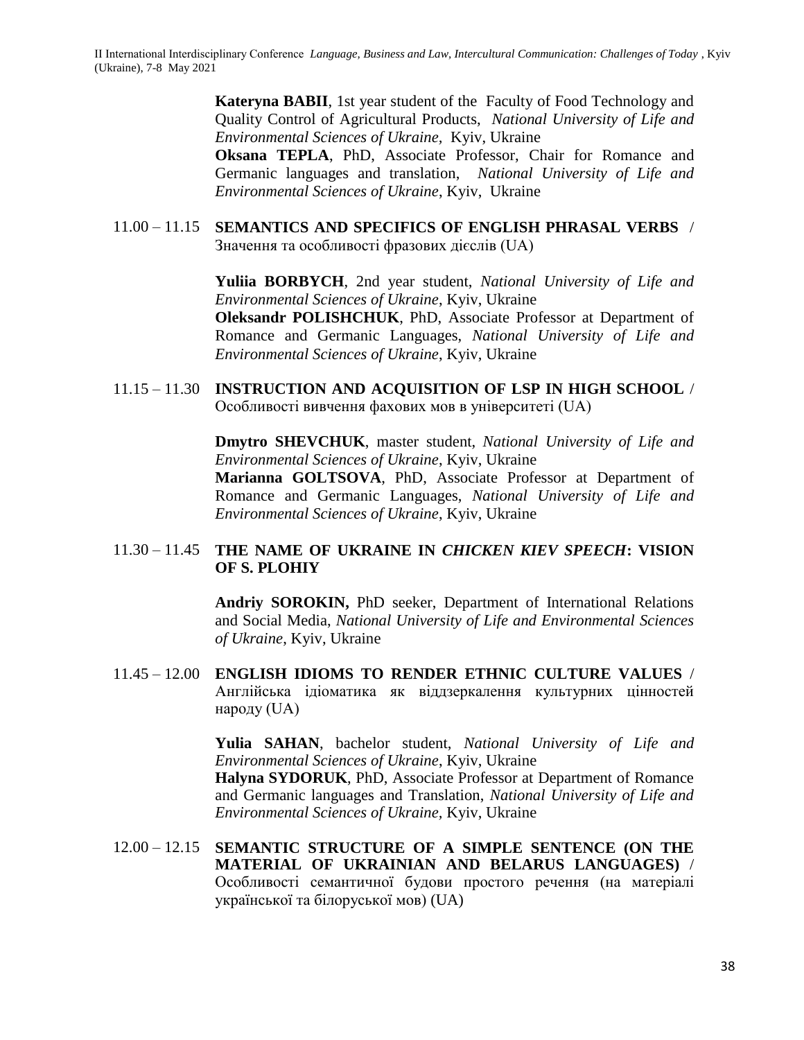**Kateryna BABII**, 1st year student of the Faculty of Food Technology and Quality Control of Agricultural Products, *National University of Life and Environmental Sciences of Ukraine*, Kyiv, Ukraine
**Oksana TEPLA**, PhD, Associate Professor, Chair for Romance and Germanic languages and translation, *National University of Life and Environmental Sciences of Ukraine*, Kyiv, Ukraine

11.00 – 11.15 **SEMANTICS AND SPECIFICS OF ENGLISH PHRASAL VERBS /** Значення та особливості фразових дієслів (UA)

**Yuliia BORBYCH**, 2nd year student, *National University of Life and Environmental Sciences of Ukraine*, Kyiv, Ukraine
**Oleksandr POLISHCHUK**, PhD, Associate Professor at Department of Romance and Germanic Languages, *National University of Life and Environmental Sciences of Ukraine*, Kyiv, Ukraine

11.15 – 11.30 **INSTRUCTION AND ACQUISITION OF LSP IN HIGH SCHOOL /** Особливості вивчення фахових мов в університеті (UA)

**Dmytro SHEVCHUK**, master student, *National University of Life and Environmental Sciences of Ukraine*, Kyiv, Ukraine
**Marianna GOLTSOVA**, PhD, Associate Professor at Department of Romance and Germanic Languages, *National University of Life and Environmental Sciences of Ukraine*, Kyiv, Ukraine

11.30 – 11.45 **THE NAME OF UKRAINE IN *CHICKEN KIEV SPEECH*: VISION OF S. PLOHIY**

**Andriy SOROKIN,** PhD seeker, Department of International Relations and Social Media, *National University of Life and Environmental Sciences of Ukraine*, Kyiv, Ukraine

11.45 – 12.00 **ENGLISH IDIOMS TO RENDER ETHNIC CULTURE VALUES /** Англійська ідіоматика як віддзеркалення культурних цінностей народу (UA)

**Yulia SAHAN**, bachelor student, *National University of Life and Environmental Sciences of Ukraine*, Kyiv, Ukraine
**Halyna SYDORUK**, PhD, Associate Professor at Department of Romance and Germanic languages and Translation, *National University of Life and Environmental Sciences of Ukraine,* Kyiv, Ukraine

12.00 – 12.15 **SEMANTIC STRUCTURE OF A SIMPLE SENTENCE (ON THE MATERIAL OF UKRAINIAN AND BELARUS LANGUAGES) /** Особливості семантичної будови простого речення (на матеріалі української та білоруської мов) (UA)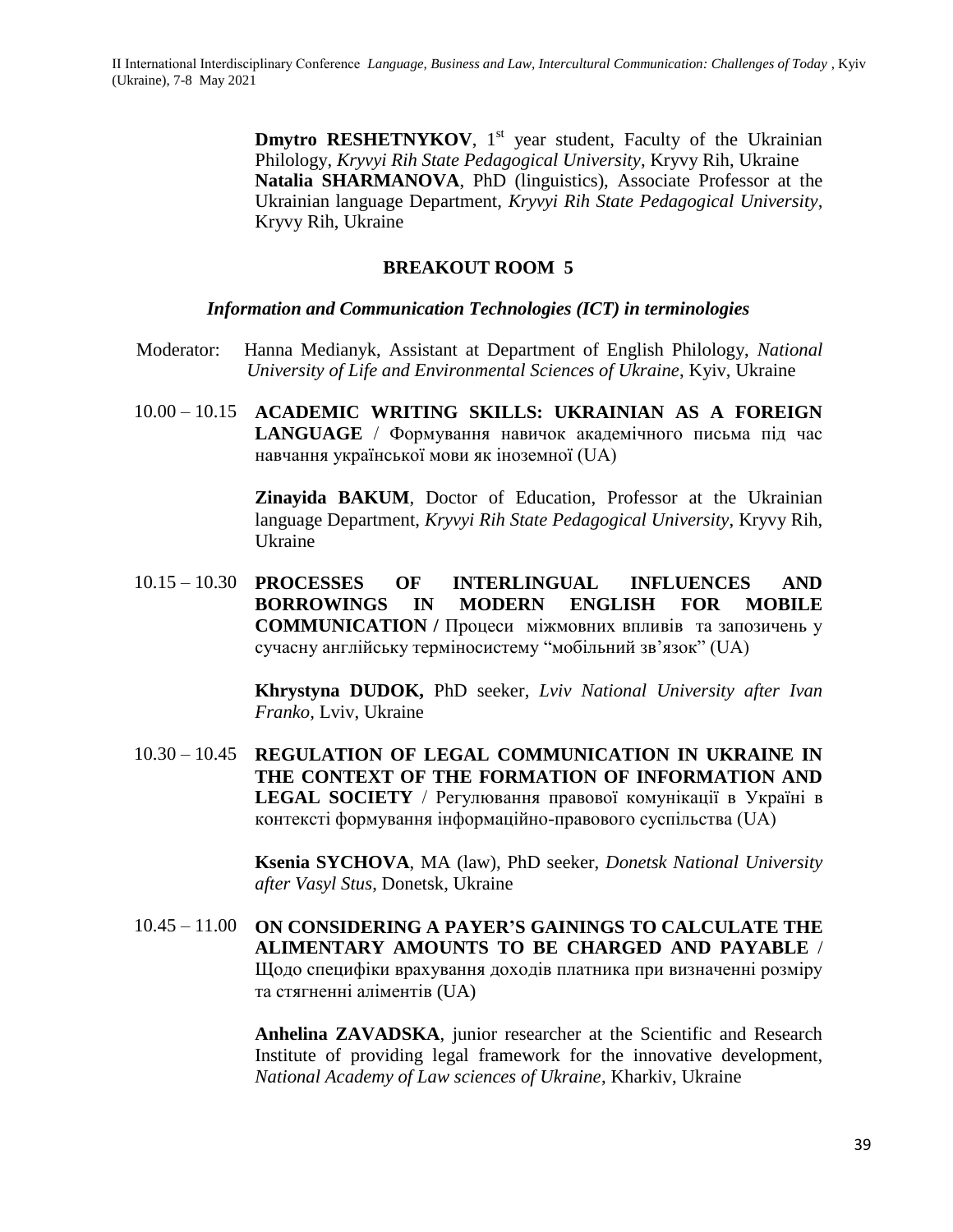**Dmytro RESHETNYKOV**, 1st year student, Faculty of the Ukrainian Philology, *Kryvyi Rih State Pedagogical University*, Kryvy Rih, Ukraine
**Natalia SHARMANOVA**, PhD (linguistics), Associate Professor at the Ukrainian language Department, *Kryvyi Rih State Pedagogical University*, Kryvy Rih, Ukraine

## BREAKOUT ROOM 5

### *Information and Communication Technologies (ICT) in terminologies*

Moderator: Hanna Medianyk, Assistant at Department of English Philology, *National University of Life and Environmental Sciences of Ukraine*, Kyiv, Ukraine

10.00 – 10.15 **ACADEMIC WRITING SKILLS: UKRAINIAN AS A FOREIGN LANGUAGE** / Формування навичок академічного письма під час навчання української мови як іноземної (UA)

**Zinayida BAKUM**, Doctor of Education, Professor at the Ukrainian language Department, *Kryvyi Rih State Pedagogical University*, Kryvy Rih, Ukraine

10.15 – 10.30 **PROCESSES OF INTERLINGUAL INFLUENCES AND BORROWINGS IN MODERN ENGLISH FOR MOBILE COMMUNICATION /** Процеси міжмовних впливів та запозичень у сучасну англійську терміносистему "мобільний зв'язок" (UA)

**Khrystyna DUDOK,** PhD seeker, *Lviv National University after Ivan Franko,* Lviv, Ukraine

10.30 – 10.45 **REGULATION OF LEGAL COMMUNICATION IN UKRAINE IN THE CONTEXT OF THE FORMATION OF INFORMATION AND LEGAL SOCIETY** / Регулювання правової комунікації в Україні в контексті формування інформаційно-правового суспільства (UA)

**Ksenia SYCHOVA**, MA (law), PhD seeker, *Donetsk National University after Vasyl Stus*, Donetsk, Ukraine

10.45 – 11.00 **ON CONSIDERING A PAYER'S GAININGS TO CALCULATE THE ALIMENTARY AMOUNTS TO BE CHARGED AND PAYABLE /** Щодо специфіки врахування доходів платника при визначенні розміру та стягненні аліментів (UA)

**Anhelina ZAVADSKA**, junior researcher at the Scientific and Research Institute of providing legal framework for the innovative development, *National Academy of Law sciences of Ukraine*, Kharkiv, Ukraine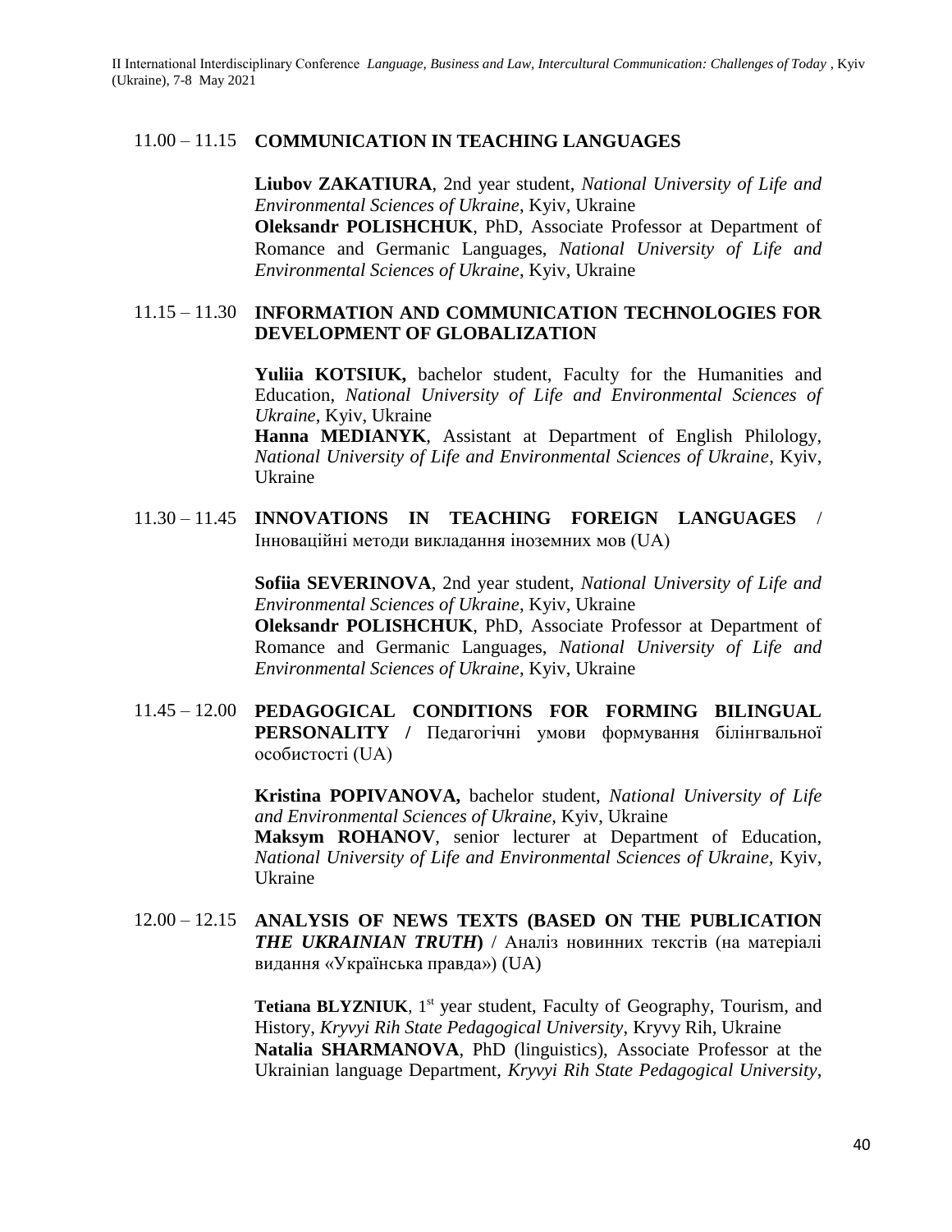11.00 – 11.15 **COMMUNICATION IN TEACHING LANGUAGES**

**Liubov ZAKATIURA**, 2nd year student, *National University of Life and Environmental Sciences of Ukraine*, Kyiv, Ukraine
**Oleksandr POLISHCHUK**, PhD, Associate Professor at Department of Romance and Germanic Languages, *National University of Life and Environmental Sciences of Ukraine*, Kyiv, Ukraine

11.15 – 11.30 **INFORMATION AND COMMUNICATION TECHNOLOGIES FOR DEVELOPMENT OF GLOBALIZATION**

**Yuliia KOTSIUK,** bachelor student, Faculty for the Humanities and Education, *National University of Life and Environmental Sciences of Ukraine*, Kyiv, Ukraine
**Hanna MEDIANYK**, Assistant at Department of English Philology, *National University of Life and Environmental Sciences of Ukraine*, Kyiv, Ukraine

11.30 – 11.45 **INNOVATIONS IN TEACHING FOREIGN LANGUAGES** / Інноваційні методи викладання іноземних мов (UA)

**Sofiia SEVERINOVA**, 2nd year student, *National University of Life and Environmental Sciences of Ukraine*, Kyiv, Ukraine
**Oleksandr POLISHCHUK**, PhD, Associate Professor at Department of Romance and Germanic Languages, *National University of Life and Environmental Sciences of Ukraine*, Kyiv, Ukraine

11.45 – 12.00 **PEDAGOGICAL CONDITIONS FOR FORMING BILINGUAL PERSONALITY /** Педагогічні умови формування білінгвальної особистості (UA)

**Kristina POPIVANOVA,** bachelor student, *National University of Life and Environmental Sciences of Ukraine,* Kyiv, Ukraine
**Maksym ROHANOV**, senior lecturer at Department of Education, *National University of Life and Environmental Sciences of Ukraine*, Kyiv, Ukraine

12.00 – 12.15 **ANALYSIS OF NEWS TEXTS (BASED ON THE PUBLICATION *THE UKRAINIAN TRUTH*)** / Аналіз новинних текстів (на матеріалі видання «Українська правда») (UA)

**Tetiana BLYZNIUK**, 1st year student, Faculty of Geography, Tourism, and History, *Kryvyi Rih State Pedagogical University*, Kryvy Rih, Ukraine
**Natalia SHARMANOVA**, PhD (linguistics), Associate Professor at the Ukrainian language Department, *Kryvyi Rih State Pedagogical University*,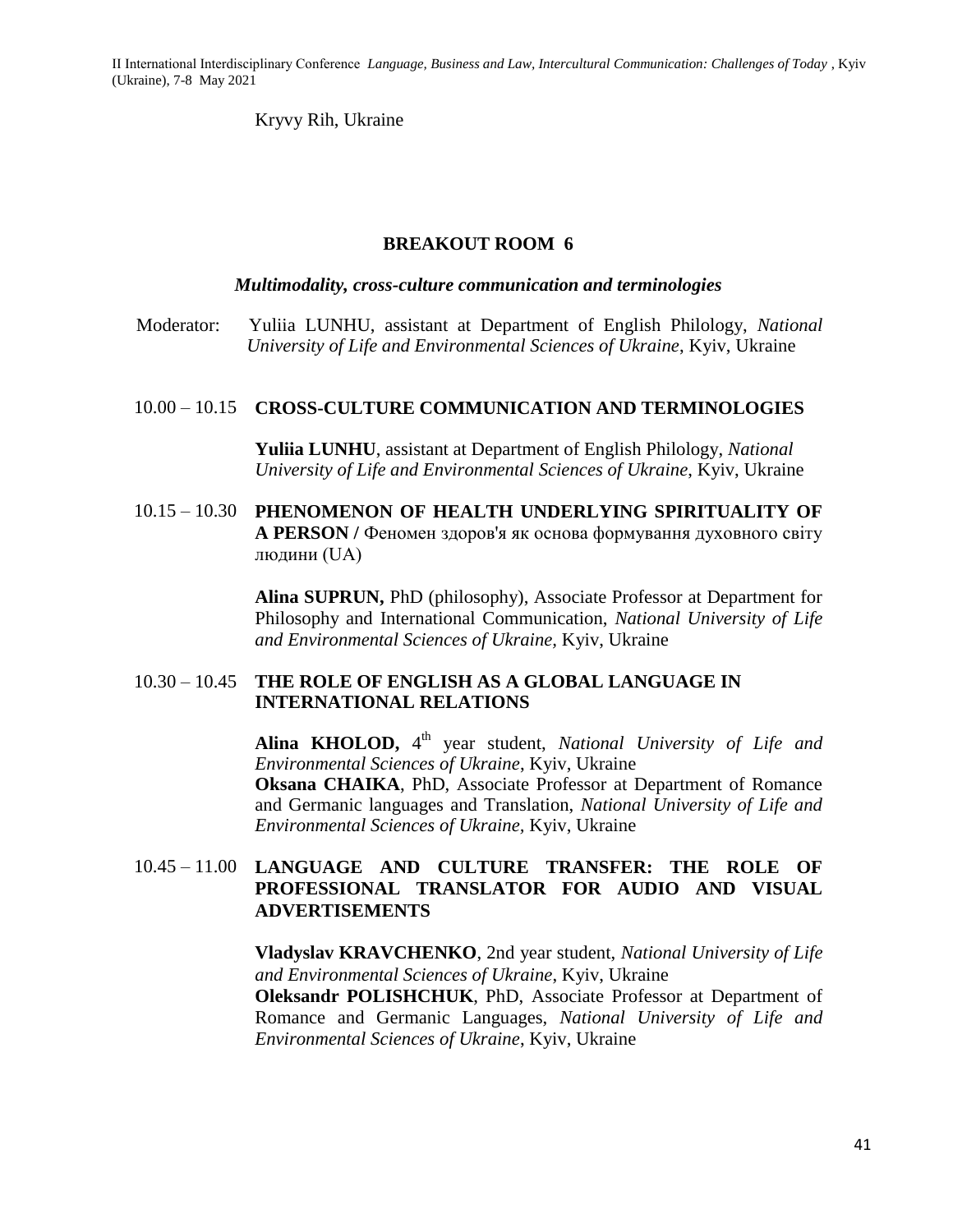Kryvy Rih, Ukraine

## BREAKOUT ROOM 6

### *Multimodality, cross-culture communication and terminologies*

Moderator: Yuliia LUNHU, assistant at Department of English Philology, *National University of Life and Environmental Sciences of Ukraine*, Kyiv, Ukraine

10.00 – 10.15 **CROSS-CULTURE COMMUNICATION AND TERMINOLOGIES**

**Yuliia LUNHU**, assistant at Department of English Philology, *National University of Life and Environmental Sciences of Ukraine*, Kyiv, Ukraine

10.15 – 10.30 **PHENOMENON OF HEALTH UNDERLYING SPIRITUALITY OF A PERSON /** Феномен здоров'я як основа формування духовного світу людини (UA)

**Alina SUPRUN,** PhD (philosophy), Associate Professor at Department for Philosophy and International Communication, *National University of Life and Environmental Sciences of Ukraine*, Kyiv, Ukraine

10.30 – 10.45 **THE ROLE OF ENGLISH AS A GLOBAL LANGUAGE IN INTERNATIONAL RELATIONS**

**Alina KHOLOD,** 4th year student, *National University of Life and Environmental Sciences of Ukraine*, Kyiv, Ukraine
**Oksana CHAIKA**, PhD, Associate Professor at Department of Romance and Germanic languages and Translation, *National University of Life and Environmental Sciences of Ukraine*, Kyiv, Ukraine

10.45 – 11.00 **LANGUAGE AND CULTURE TRANSFER: THE ROLE OF PROFESSIONAL TRANSLATOR FOR AUDIO AND VISUAL ADVERTISEMENTS**

**Vladyslav KRAVCHENKO**, 2nd year student, *National University of Life and Environmental Sciences of Ukraine*, Kyiv, Ukraine
**Oleksandr POLISHCHUK**, PhD, Associate Professor at Department of Romance and Germanic Languages, *National University of Life and Environmental Sciences of Ukraine*, Kyiv, Ukraine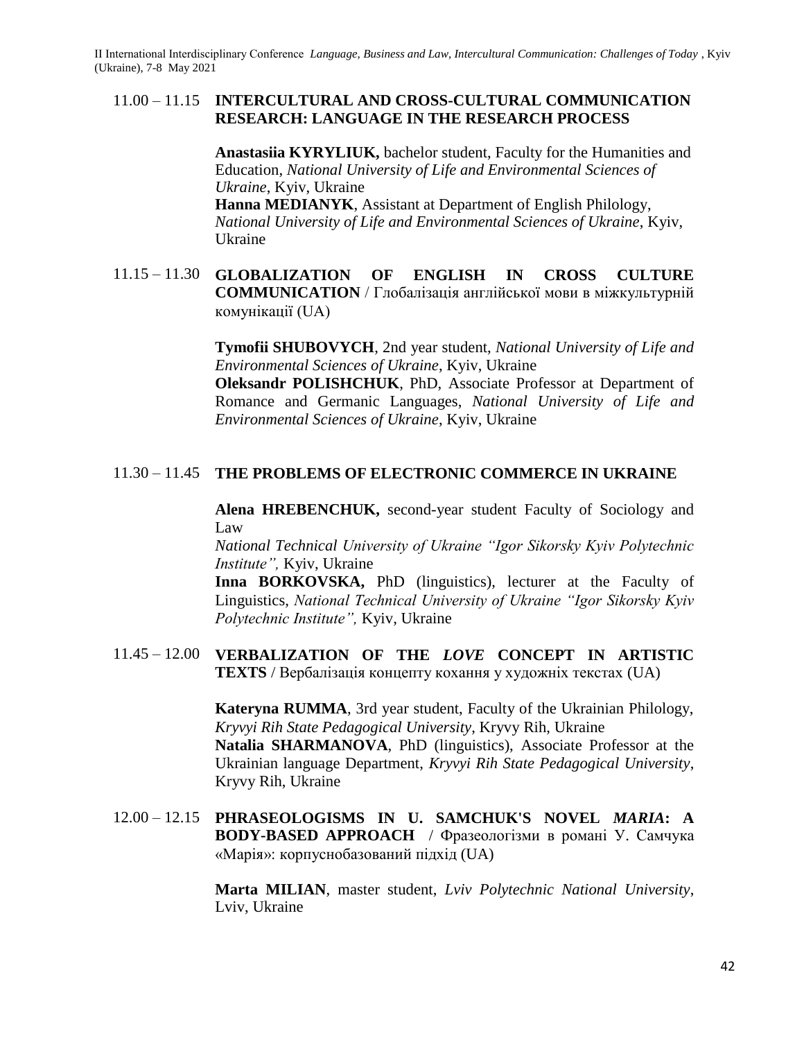11.00 – 11.15 **INTERCULTURAL AND CROSS-CULTURAL COMMUNICATION RESEARCH: LANGUAGE IN THE RESEARCH PROCESS**

**Anastasiia KYRYLIUK,** bachelor student, Faculty for the Humanities and Education, *National University of Life and Environmental Sciences of Ukraine*, Kyiv, Ukraine
**Hanna MEDIANYK**, Assistant at Department of English Philology, *National University of Life and Environmental Sciences of Ukraine*, Kyiv, Ukraine

11.15 – 11.30 **GLOBALIZATION OF ENGLISH IN CROSS CULTURE COMMUNICATION** / Глобалізація англійської мови в міжкультурній комунікації (UA)

**Tymofii SHUBOVYCH**, 2nd year student, *National University of Life and Environmental Sciences of Ukraine*, Kyiv, Ukraine
**Oleksandr POLISHCHUK**, PhD, Associate Professor at Department of Romance and Germanic Languages, *National University of Life and Environmental Sciences of Ukraine*, Kyiv, Ukraine

11.30 – 11.45 **THE PROBLEMS OF ELECTRONIC COMMERCE IN UKRAINE**

**Alena HREBENCHUK,** second-year student Faculty of Sociology and Law
*National Technical University of Ukraine "Igor Sikorsky Kyiv Polytechnic Institute",* Kyiv, Ukraine
**Inna BORKOVSKA,** PhD (linguistics), lecturer at the Faculty of Linguistics, *National Technical University of Ukraine "Igor Sikorsky Kyiv Polytechnic Institute",* Kyiv, Ukraine

11.45 – 12.00 **VERBALIZATION OF THE *LOVE* CONCEPT IN ARTISTIC TEXTS** / Вербалізація концепту кохання у художніх текстах (UA)

**Kateryna RUMMA**, 3rd year student, Faculty of the Ukrainian Philology, *Kryvyi Rih State Pedagogical University*, Kryvy Rih, Ukraine
**Natalia SHARMANOVA**, PhD (linguistics), Associate Professor at the Ukrainian language Department, *Kryvyi Rih State Pedagogical University*, Kryvy Rih, Ukraine

12.00 – 12.15 **PHRASEOLOGISMS IN U. SAMCHUK'S NOVEL *MARIA*: A BODY-BASED APPROACH** / Фразеологізми в романі У. Самчука «Марія»: корпуснобазований підхід (UA)

**Marta MILIAN**, master student, *Lviv Polytechnic National University*, Lviv, Ukraine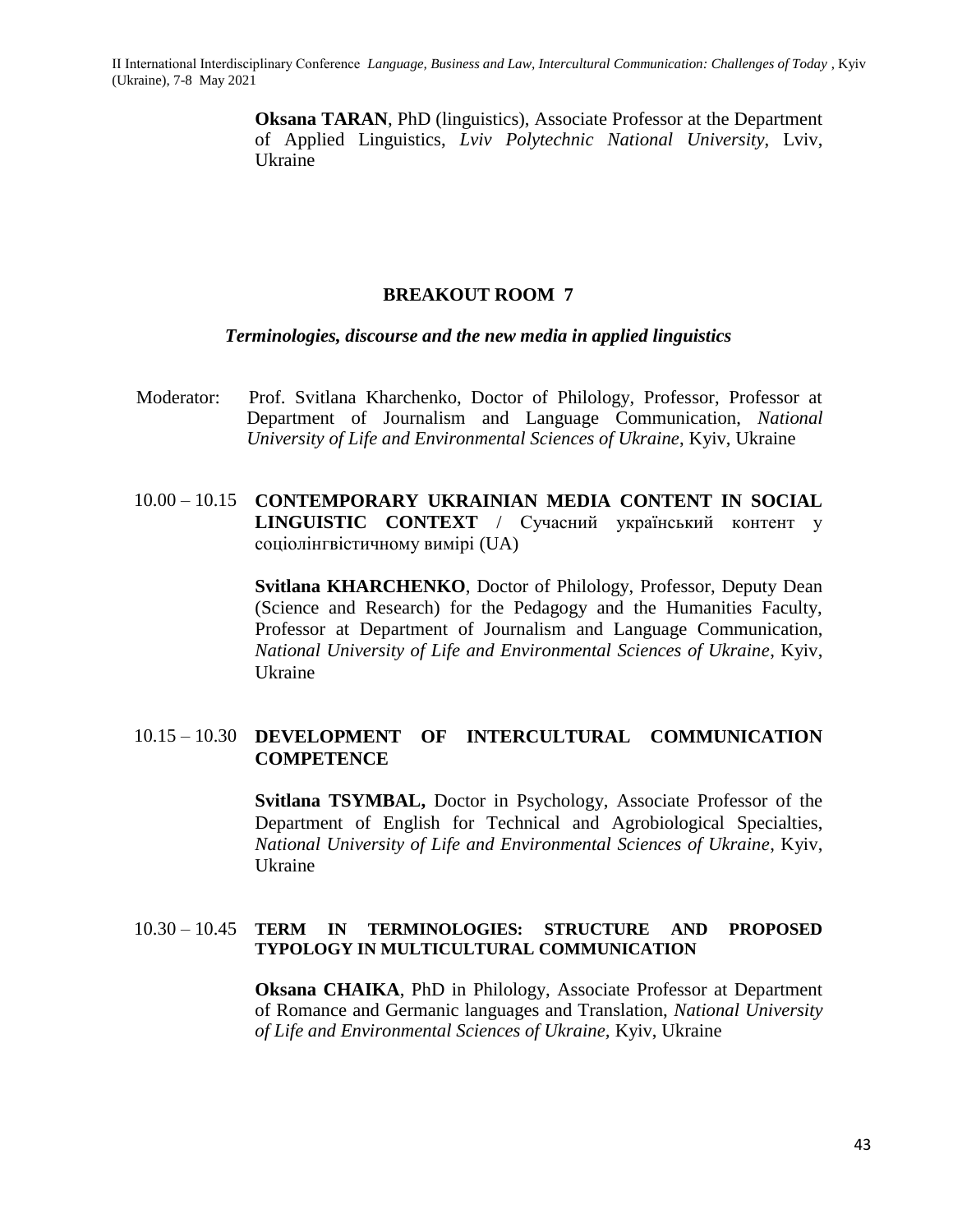**Oksana TARAN**, PhD (linguistics), Associate Professor at the Department of Applied Linguistics, *Lviv Polytechnic National University*, Lviv, Ukraine

## BREAKOUT ROOM 7

### *Terminologies, discourse and the new media in applied linguistics*

Moderator: Prof. Svitlana Kharchenko, Doctor of Philology, Professor, Professor at Department of Journalism and Language Communication, *National University of Life and Environmental Sciences of Ukraine*, Kyiv, Ukraine

10.00 – 10.15 **CONTEMPORARY UKRAINIAN MEDIA CONTENT IN SOCIAL LINGUISTIC CONTEXT** / Сучасний український контент у соціолінгвістичному вимірі (UA)

**Svitlana KHARCHENKO**, Doctor of Philology, Professor, Deputy Dean (Science and Research) for the Pedagogy and the Humanities Faculty, Professor at Department of Journalism and Language Communication, *National University of Life and Environmental Sciences of Ukraine*, Kyiv, Ukraine

10.15 – 10.30 **DEVELOPMENT OF INTERCULTURAL COMMUNICATION COMPETENCE**

**Svitlana TSYMBAL,** Doctor in Psychology, Associate Professor of the Department of English for Technical and Agrobiological Specialties, *National University of Life and Environmental Sciences of Ukraine*, Kyiv, Ukraine

10.30 – 10.45 **TERM IN TERMINOLOGIES: STRUCTURE AND PROPOSED TYPOLOGY IN MULTICULTURAL COMMUNICATION**

**Oksana CHAIKA**, PhD in Philology, Associate Professor at Department of Romance and Germanic languages and Translation, *National University of Life and Environmental Sciences of Ukraine*, Kyiv, Ukraine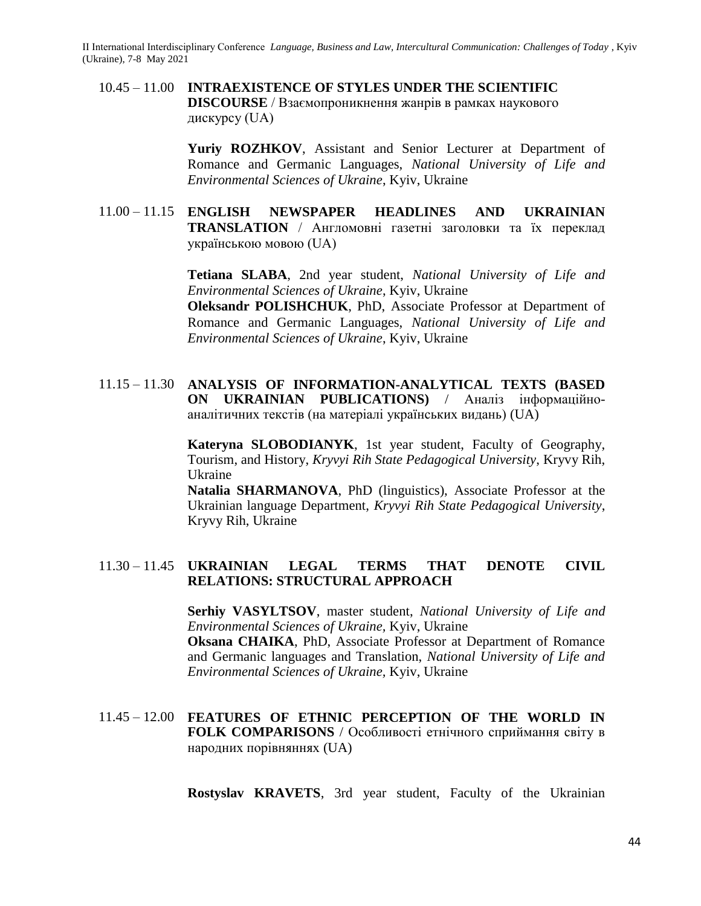10.45 – 11.00 **INTRAEXISTENCE OF STYLES UNDER THE SCIENTIFIC DISCOURSE** / Взаємопроникнення жанрів в рамках наукового дискурсу (UA)

**Yuriy ROZHKOV**, Assistant and Senior Lecturer at Department of Romance and Germanic Languages, *National University of Life and Environmental Sciences of Ukraine*, Kyiv, Ukraine

11.00 – 11.15 **ENGLISH NEWSPAPER HEADLINES AND UKRAINIAN TRANSLATION** / Англомовні газетні заголовки та їх переклад українською мовою (UA)

**Tetiana SLABA**, 2nd year student, *National University of Life and Environmental Sciences of Ukraine*, Kyiv, Ukraine
**Oleksandr POLISHCHUK**, PhD, Associate Professor at Department of Romance and Germanic Languages, *National University of Life and Environmental Sciences of Ukraine*, Kyiv, Ukraine

11.15 – 11.30 **ANALYSIS OF INFORMATION-ANALYTICAL TEXTS (BASED ON UKRAINIAN PUBLICATIONS)** / Аналіз інформаційно-аналітичних текстів (на матеріалі українських видань) (UA)

**Kateryna SLOBODIANYK**, 1st year student, Faculty of Geography, Tourism, and History, *Kryvyi Rih State Pedagogical University*, Kryvy Rih, Ukraine
**Natalia SHARMANOVA**, PhD (linguistics), Associate Professor at the Ukrainian language Department, *Kryvyi Rih State Pedagogical University*, Kryvy Rih, Ukraine

11.30 – 11.45 **UKRAINIAN LEGAL TERMS THAT DENOTE CIVIL RELATIONS: STRUCTURAL APPROACH**

**Serhiy VASYLTSOV**, master student, *National University of Life and Environmental Sciences of Ukraine,* Kyiv, Ukraine
**Oksana CHAIKA**, PhD, Associate Professor at Department of Romance and Germanic languages and Translation, *National University of Life and Environmental Sciences of Ukraine*, Kyiv, Ukraine

11.45 – 12.00 **FEATURES OF ETHNIC PERCEPTION OF THE WORLD IN FOLK COMPARISONS** / Особливості етнічного сприймання світу в народних порівняннях (UA)

**Rostyslav KRAVETS**, 3rd year student, Faculty of the Ukrainian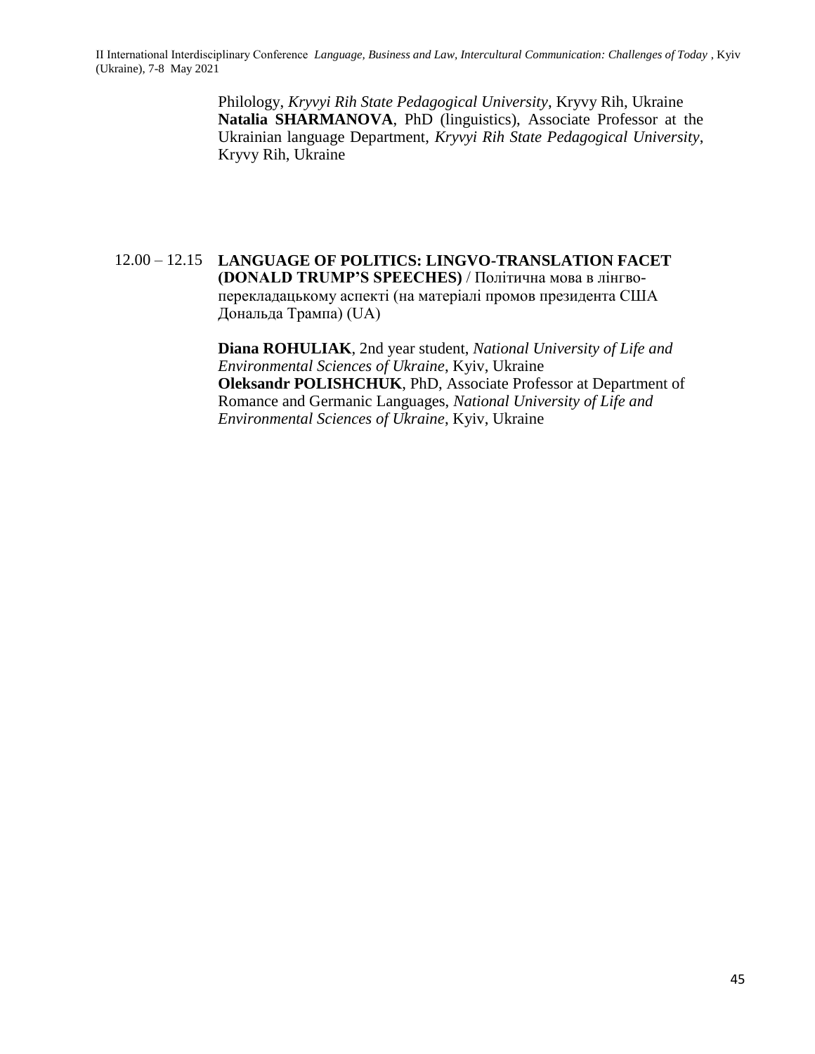Philology, *Kryvyi Rih State Pedagogical University*, Kryvy Rih, Ukraine
**Natalia SHARMANOVA**, PhD (linguistics), Associate Professor at the Ukrainian language Department, *Kryvyi Rih State Pedagogical University*, Kryvy Rih, Ukraine

12.00 – 12.15 **LANGUAGE OF POLITICS: LINGVO-TRANSLATION FACET (DONALD TRUMP'S SPEECHES)** / Політична мова в лінгво-перекладацькому аспекті (на матеріалі промов президента США Дональда Трампа) (UA)

**Diana ROHULIAK**, 2nd year student, *National University of Life and Environmental Sciences of Ukraine*, Kyiv, Ukraine
**Oleksandr POLISHCHUK**, PhD, Associate Professor at Department of Romance and Germanic Languages, *National University of Life and Environmental Sciences of Ukraine*, Kyiv, Ukraine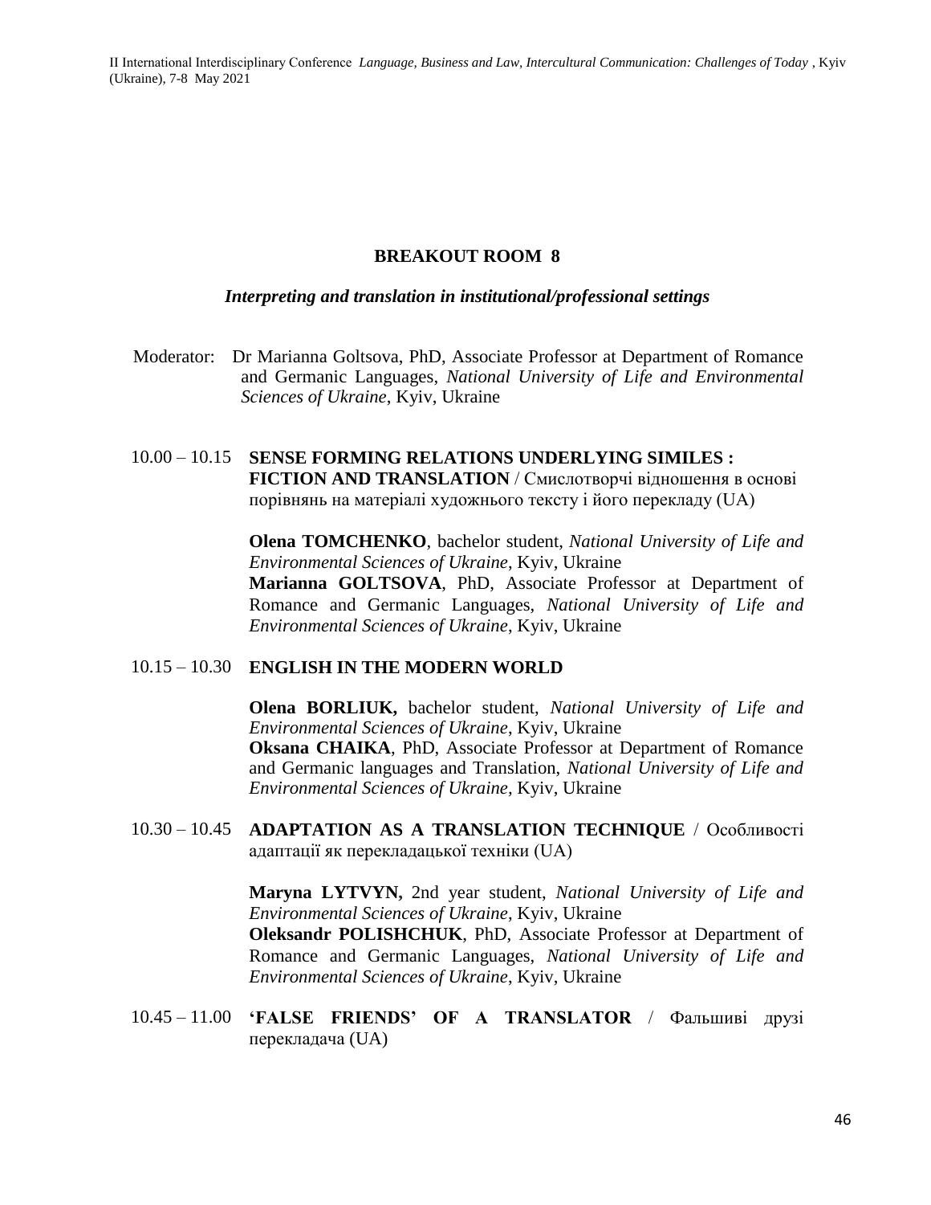## BREAKOUT ROOM 8

### *Interpreting and translation in institutional/professional settings*

Moderator: Dr Marianna Goltsova, PhD, Associate Professor at Department of Romance and Germanic Languages, *National University of Life and Environmental Sciences of Ukraine*, Kyiv, Ukraine

10.00 – 10.15 **SENSE FORMING RELATIONS UNDERLYING SIMILES : FICTION AND TRANSLATION** / Смислотворчі відношення в основі порівнянь на матеріалі художнього тексту і його перекладу (UA)

**Olena TOMCHENKO**, bachelor student, *National University of Life and Environmental Sciences of Ukraine*, Kyiv, Ukraine
**Marianna GOLTSOVA**, PhD, Associate Professor at Department of Romance and Germanic Languages, *National University of Life and Environmental Sciences of Ukraine*, Kyiv, Ukraine

10.15 – 10.30 **ENGLISH IN THE MODERN WORLD**

**Olena BORLIUK,** bachelor student, *National University of Life and Environmental Sciences of Ukraine*, Kyiv, Ukraine
**Oksana CHAIKA**, PhD, Associate Professor at Department of Romance and Germanic languages and Translation, *National University of Life and Environmental Sciences of Ukraine,* Kyiv, Ukraine

10.30 – 10.45 **ADAPTATION AS A TRANSLATION TECHNIQUE** / Особливості адаптації як перекладацької техніки (UA)

**Maryna LYTVYN,** 2nd year student, *National University of Life and Environmental Sciences of Ukraine*, Kyiv, Ukraine
**Oleksandr POLISHCHUK**, PhD, Associate Professor at Department of Romance and Germanic Languages, *National University of Life and Environmental Sciences of Ukraine*, Kyiv, Ukraine

10.45 – 11.00 **'FALSE FRIENDS' OF A TRANSLATOR** / Фальшиві друзі перекладача (UA)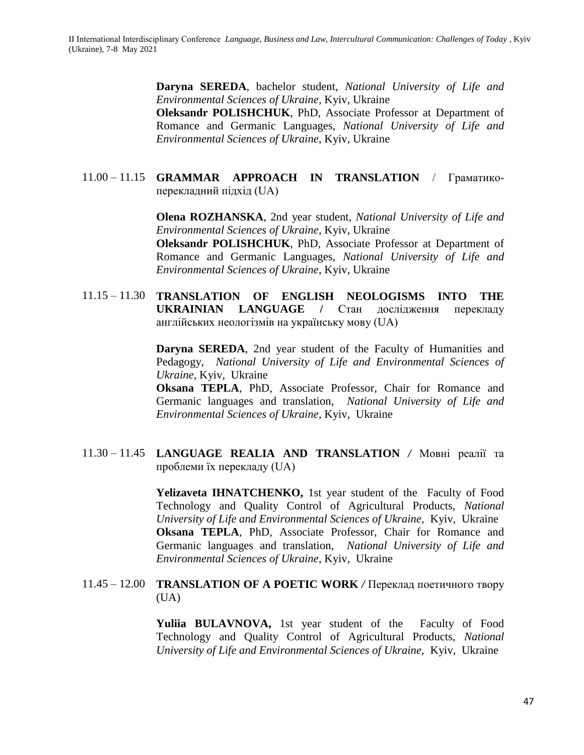**Daryna SEREDA**, bachelor student, *National University of Life and Environmental Sciences of Ukraine*, Kyiv, Ukraine
**Oleksandr POLISHCHUK**, PhD, Associate Professor at Department of Romance and Germanic Languages, *National University of Life and Environmental Sciences of Ukraine*, Kyiv, Ukraine

11.00 – 11.15 **GRAMMAR APPROACH IN TRANSLATION** / Граматико-перекладний підхід (UA)

**Olena ROZHANSKA**, 2nd year student, *National University of Life and Environmental Sciences of Ukraine*, Kyiv, Ukraine
**Oleksandr POLISHCHUK**, PhD, Associate Professor at Department of Romance and Germanic Languages, *National University of Life and Environmental Sciences of Ukraine*, Kyiv, Ukraine

11.15 – 11.30 **TRANSLATION OF ENGLISH NEOLOGISMS INTO THE UKRAINIAN LANGUAGE /** Стан дослідження перекладу англійських неологізмів на українську мову (UA)

**Daryna SEREDA**, 2nd year student of the Faculty of Humanities and Pedagogy, *National University of Life and Environmental Sciences of Ukraine*, Kyiv, Ukraine
**Oksana TEPLA**, PhD, Associate Professor, Chair for Romance and Germanic languages and translation, *National University of Life and Environmental Sciences of Ukraine*, Kyiv, Ukraine

11.30 – 11.45 **LANGUAGE REALIA AND TRANSLATION /** Мовні реалії та проблеми їх перекладу (UA)

**Yelizaveta IHNATCHENKO,** 1st year student of the Faculty of Food Technology and Quality Control of Agricultural Products, *National University of Life and Environmental Sciences of Ukraine*, Kyiv, Ukraine
**Oksana TEPLA**, PhD, Associate Professor, Chair for Romance and Germanic languages and translation, *National University of Life and Environmental Sciences of Ukraine*, Kyiv, Ukraine

11.45 – 12.00 **TRANSLATION OF A POETIC WORK /** Переклад поетичного твору (UA)

**Yuliia BULAVNOVA,** 1st year student of the Faculty of Food Technology and Quality Control of Agricultural Products, *National University of Life and Environmental Sciences of Ukraine*, Kyiv, Ukraine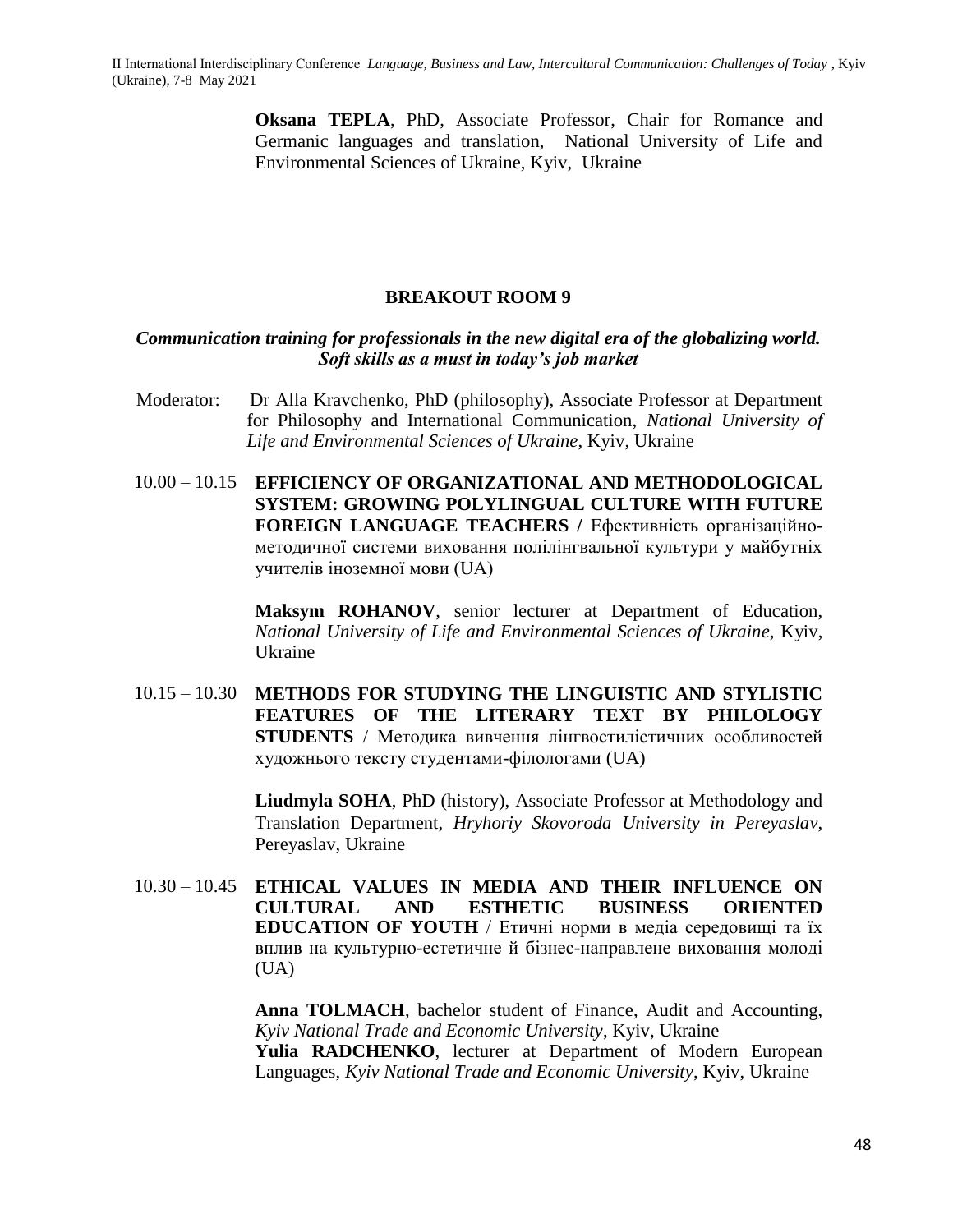**Oksana TEPLA**, PhD, Associate Professor, Chair for Romance and Germanic languages and translation, National University of Life and Environmental Sciences of Ukraine, Kyiv, Ukraine

## BREAKOUT ROOM 9

***Communication training for professionals in the new digital era of the globalizing world. Soft skills as a must in today's job market***

Moderator: Dr Alla Kravchenko, PhD (philosophy), Associate Professor at Department for Philosophy and International Communication, *National University of Life and Environmental Sciences of Ukraine*, Kyiv, Ukraine

10.00 – 10.15 **EFFICIENCY OF ORGANIZATIONAL AND METHODOLOGICAL SYSTEM: GROWING POLYLINGUAL CULTURE WITH FUTURE FOREIGN LANGUAGE TEACHERS /** Ефективність організаційно-методичної системи виховання полілінгвальної культури у майбутніх учителів іноземної мови (UA)

**Maksym ROHANOV**, senior lecturer at Department of Education, *National University of Life and Environmental Sciences of Ukraine*, Kyiv, Ukraine

10.15 – 10.30 **METHODS FOR STUDYING THE LINGUISTIC AND STYLISTIC FEATURES OF THE LITERARY TEXT BY PHILOLOGY STUDENTS** / Методика вивчення лінгвостилістичних особливостей художнього тексту студентами-філологами (UA)

**Liudmyla SOHA**, PhD (history), Associate Professor at Methodology and Translation Department, *Hryhoriy Skovoroda University in Pereyaslav*, Pereyaslav, Ukraine

10.30 – 10.45 **ETHICAL VALUES IN MEDIA AND THEIR INFLUENCE ON CULTURAL AND ESTHETIC BUSINESS ORIENTED EDUCATION OF YOUTH** / Етичні норми в медіа середовищі та їх вплив на культурно-естетичне й бізнес-направлене виховання молоді (UA)

**Anna TOLMACH**, bachelor student of Finance, Audit and Accounting, *Kyiv National Trade and Economic University*, Kyiv, Ukraine
**Yulia RADCHENKO**, lecturer at Department of Modern European Languages, *Kyiv National Trade and Economic University*, Kyiv, Ukraine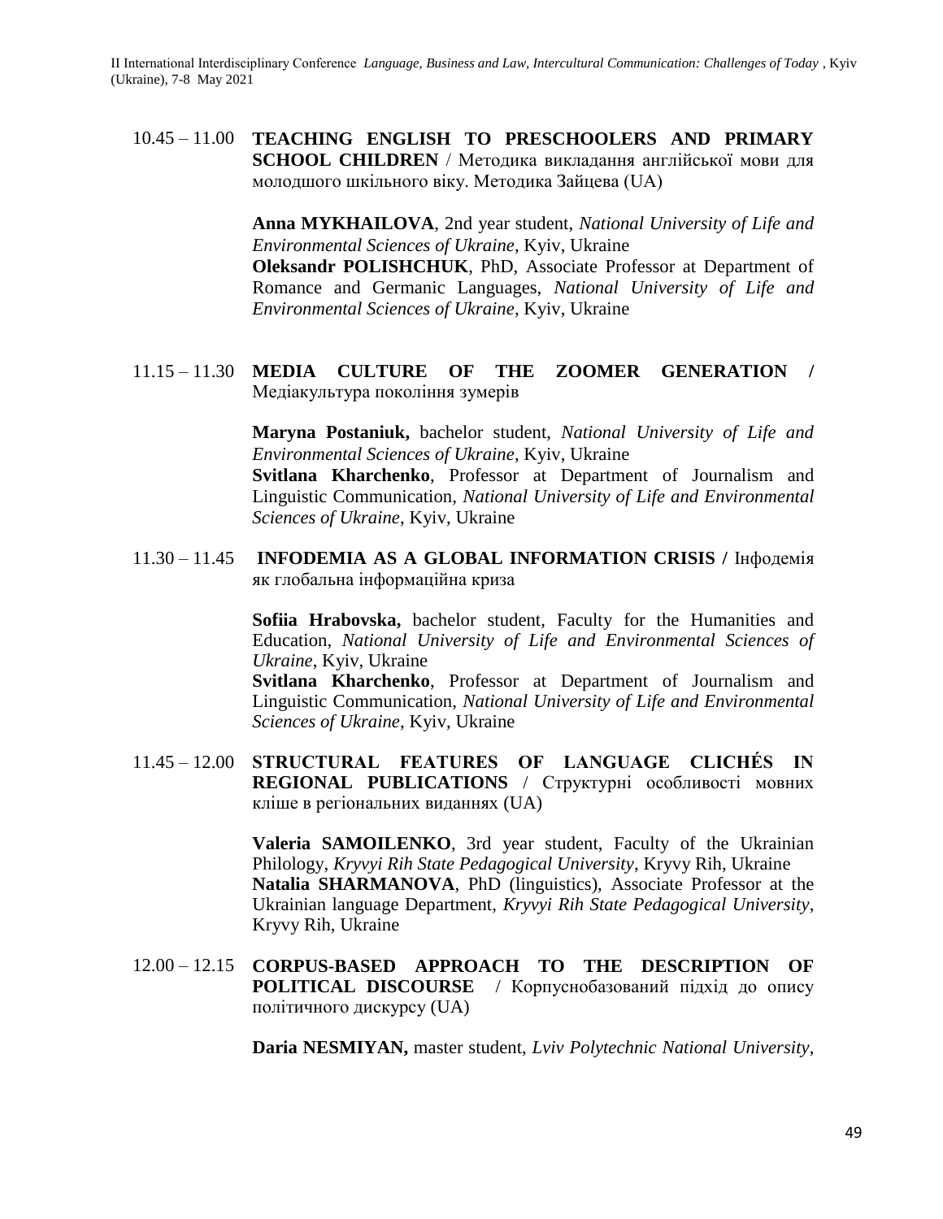10.45 – 11.00 **TEACHING ENGLISH TO PRESCHOOLERS AND PRIMARY SCHOOL CHILDREN** / Методика викладання англійської мови для молодшого шкільного віку. Методика Зайцева (UA)

**Anna MYKHAILOVA**, 2nd year student, *National University of Life and Environmental Sciences of Ukraine*, Kyiv, Ukraine
**Oleksandr POLISHCHUK**, PhD, Associate Professor at Department of Romance and Germanic Languages, *National University of Life and Environmental Sciences of Ukraine*, Kyiv, Ukraine

11.15 – 11.30 **MEDIA CULTURE OF THE ZOOMER GENERATION /** Медіакультура покоління зумерів

**Maryna Postaniuk,** bachelor student, *National University of Life and Environmental Sciences of Ukraine*, Kyiv, Ukraine
**Svitlana Kharchenko**, Professor at Department of Journalism and Linguistic Communication, *National University of Life and Environmental Sciences of Ukraine*, Kyiv, Ukraine

11.30 – 11.45 **INFODEMIA AS A GLOBAL INFORMATION CRISIS /** Інфодемія як глобальна інформаційна криза

**Sofiia Hrabovska,** bachelor student, Faculty for the Humanities and Education, *National University of Life and Environmental Sciences of Ukraine*, Kyiv, Ukraine
**Svitlana Kharchenko**, Professor at Department of Journalism and Linguistic Communication, *National University of Life and Environmental Sciences of Ukraine*, Kyiv, Ukraine

11.45 – 12.00 **STRUCTURAL FEATURES OF LANGUAGE CLICHÉS IN REGIONAL PUBLICATIONS** / Структурні особливості мовних кліше в регіональних виданнях (UA)

**Valeria SAMOILENKO**, 3rd year student, Faculty of the Ukrainian Philology, *Kryvyi Rih State Pedagogical University*, Kryvy Rih, Ukraine
**Natalia SHARMANOVA**, PhD (linguistics), Associate Professor at the Ukrainian language Department, *Kryvyi Rih State Pedagogical University*, Kryvy Rih, Ukraine

12.00 – 12.15 **CORPUS-BASED APPROACH TO THE DESCRIPTION OF POLITICAL DISCOURSE** / Корпуснобазований підхід до опису політичного дискурсу (UA)

**Daria NESMIYAN,** master student, *Lviv Polytechnic National University*,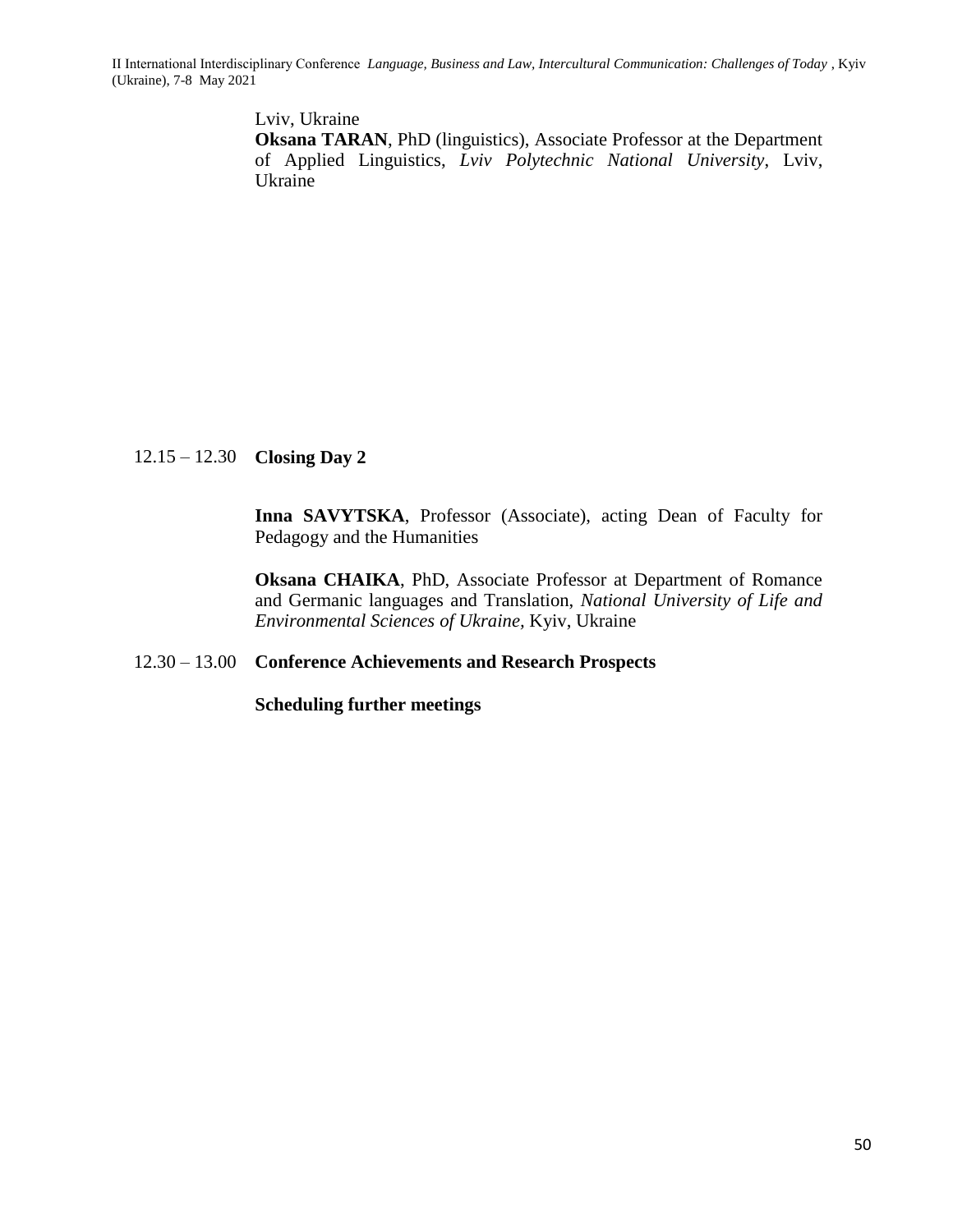Lviv, Ukraine

**Oksana TARAN**, PhD (linguistics), Associate Professor at the Department of Applied Linguistics, *Lviv Polytechnic National University*, Lviv, Ukraine

12.15 – 12.30 **Closing Day 2**

**Inna SAVYTSKA**, Professor (Associate), acting Dean of Faculty for Pedagogy and the Humanities

**Oksana CHAIKA**, PhD, Associate Professor at Department of Romance and Germanic languages and Translation, *National University of Life and Environmental Sciences of Ukraine*, Kyiv, Ukraine

12.30 – 13.00 **Conference Achievements and Research Prospects**

**Scheduling further meetings**